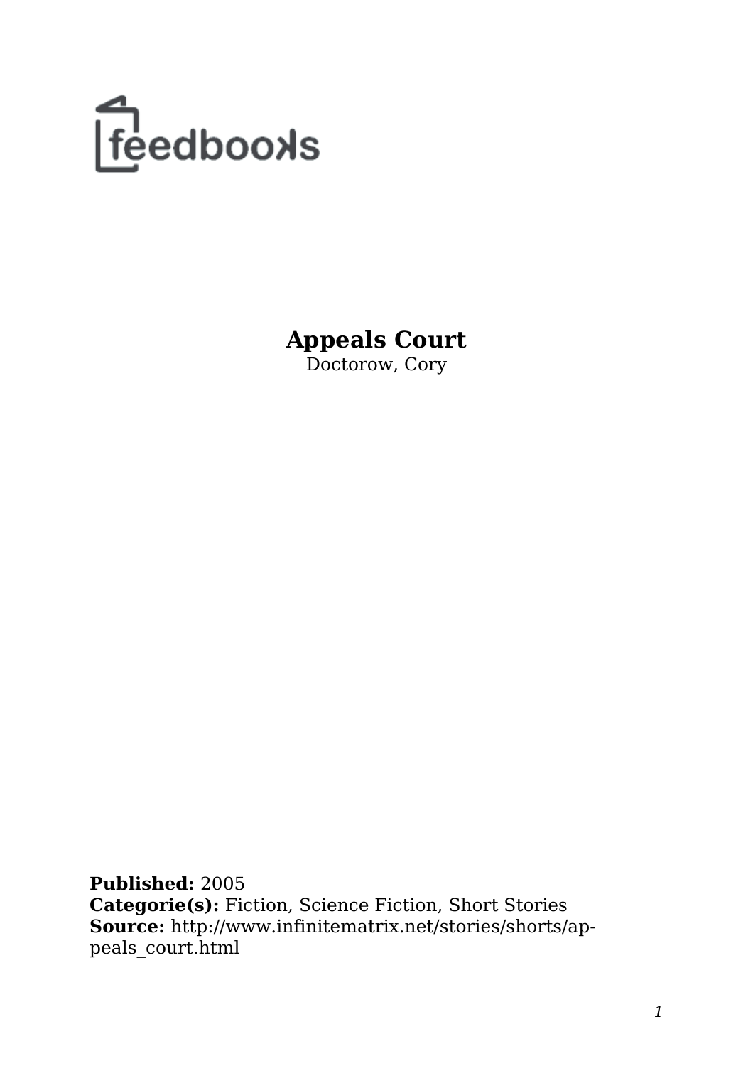feedbooks

# Appeals Court

Doctorow, Cory

**Published:** 2005
**Categorie(s):** Fiction, Science Fiction, Short Stories
**Source:** http://www.infinitematrix.net/stories/shorts/appeals_court.html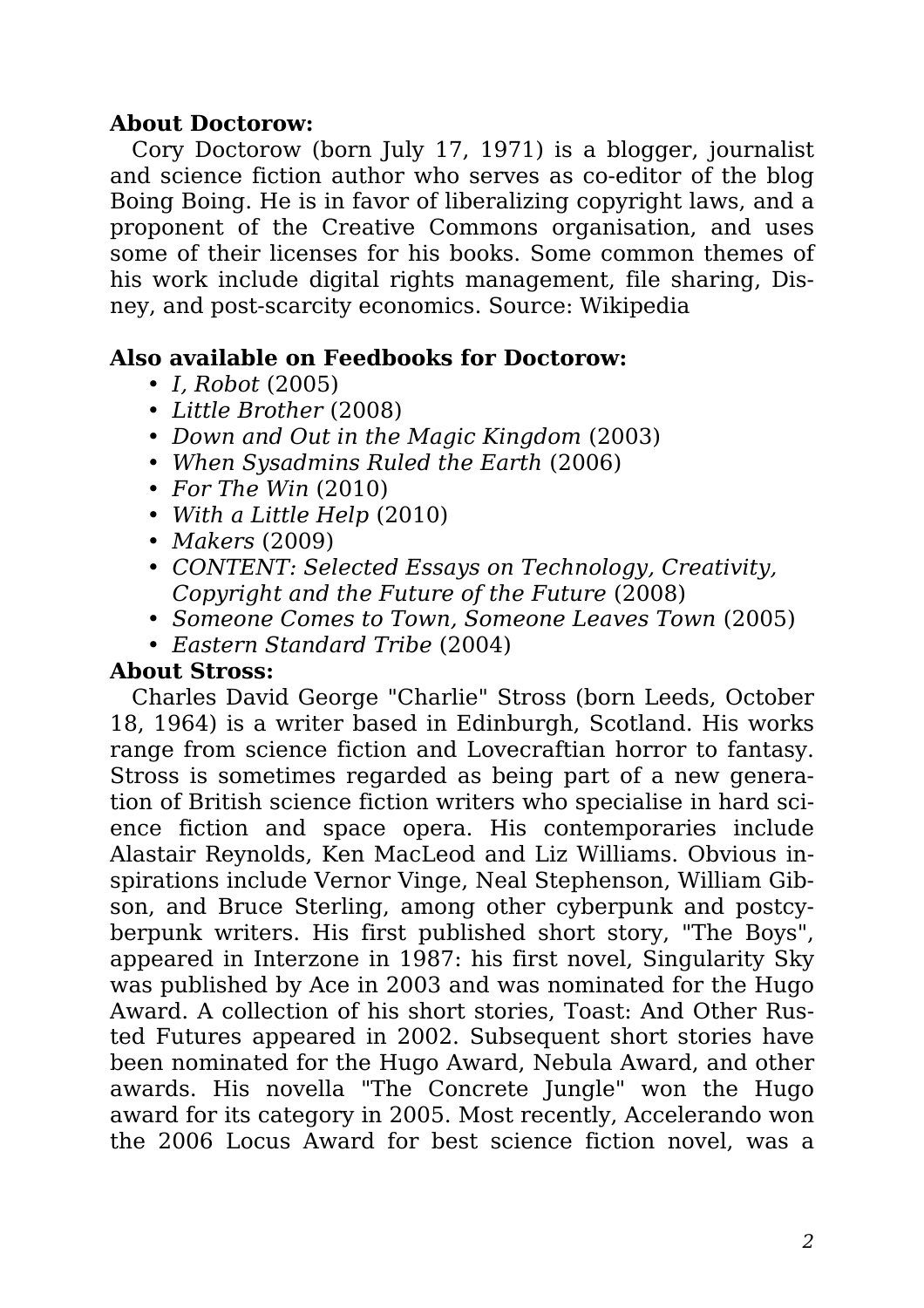**About Doctorow:**

Cory Doctorow (born July 17, 1971) is a blogger, journalist and science fiction author who serves as co-editor of the blog Boing Boing. He is in favor of liberalizing copyright laws, and a proponent of the Creative Commons organisation, and uses some of their licenses for his books. Some common themes of his work include digital rights management, file sharing, Disney, and post-scarcity economics. Source: Wikipedia

**Also available on Feedbooks for Doctorow:**

- *I, Robot* (2005)
- *Little Brother* (2008)
- *Down and Out in the Magic Kingdom* (2003)
- *When Sysadmins Ruled the Earth* (2006)
- *For The Win* (2010)
- *With a Little Help* (2010)
- *Makers* (2009)
- *CONTENT: Selected Essays on Technology, Creativity, Copyright and the Future of the Future* (2008)
- *Someone Comes to Town, Someone Leaves Town* (2005)
- *Eastern Standard Tribe* (2004)

**About Stross:**

Charles David George "Charlie" Stross (born Leeds, October 18, 1964) is a writer based in Edinburgh, Scotland. His works range from science fiction and Lovecraftian horror to fantasy. Stross is sometimes regarded as being part of a new generation of British science fiction writers who specialise in hard science fiction and space opera. His contemporaries include Alastair Reynolds, Ken MacLeod and Liz Williams. Obvious inspirations include Vernor Vinge, Neal Stephenson, William Gibson, and Bruce Sterling, among other cyberpunk and postcyberpunk writers. His first published short story, "The Boys", appeared in Interzone in 1987: his first novel, Singularity Sky was published by Ace in 2003 and was nominated for the Hugo Award. A collection of his short stories, Toast: And Other Rusted Futures appeared in 2002. Subsequent short stories have been nominated for the Hugo Award, Nebula Award, and other awards. His novella "The Concrete Jungle" won the Hugo award for its category in 2005. Most recently, Accelerando won the 2006 Locus Award for best science fiction novel, was a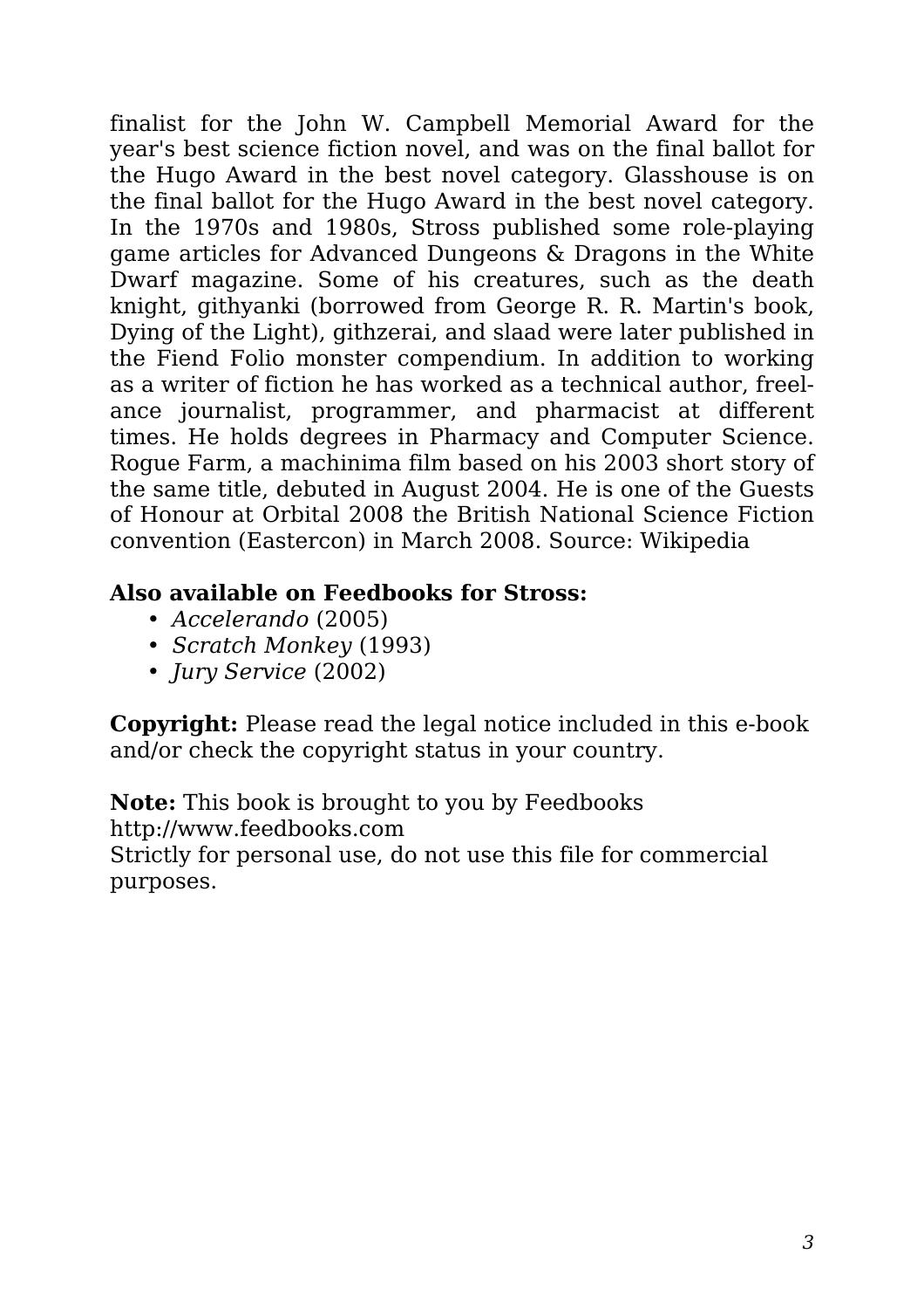finalist for the John W. Campbell Memorial Award for the year's best science fiction novel, and was on the final ballot for the Hugo Award in the best novel category. Glasshouse is on the final ballot for the Hugo Award in the best novel category. In the 1970s and 1980s, Stross published some role-playing game articles for Advanced Dungeons & Dragons in the White Dwarf magazine. Some of his creatures, such as the death knight, githyanki (borrowed from George R. R. Martin's book, Dying of the Light), githzerai, and slaad were later published in the Fiend Folio monster compendium. In addition to working as a writer of fiction he has worked as a technical author, freelance journalist, programmer, and pharmacist at different times. He holds degrees in Pharmacy and Computer Science. Rogue Farm, a machinima film based on his 2003 short story of the same title, debuted in August 2004. He is one of the Guests of Honour at Orbital 2008 the British National Science Fiction convention (Eastercon) in March 2008. Source: Wikipedia

**Also available on Feedbooks for Stross:**

- *Accelerando* (2005)
- *Scratch Monkey* (1993)
- *Jury Service* (2002)

**Copyright:** Please read the legal notice included in this e-book and/or check the copyright status in your country.

**Note:** This book is brought to you by Feedbooks
http://www.feedbooks.com
Strictly for personal use, do not use this file for commercial purposes.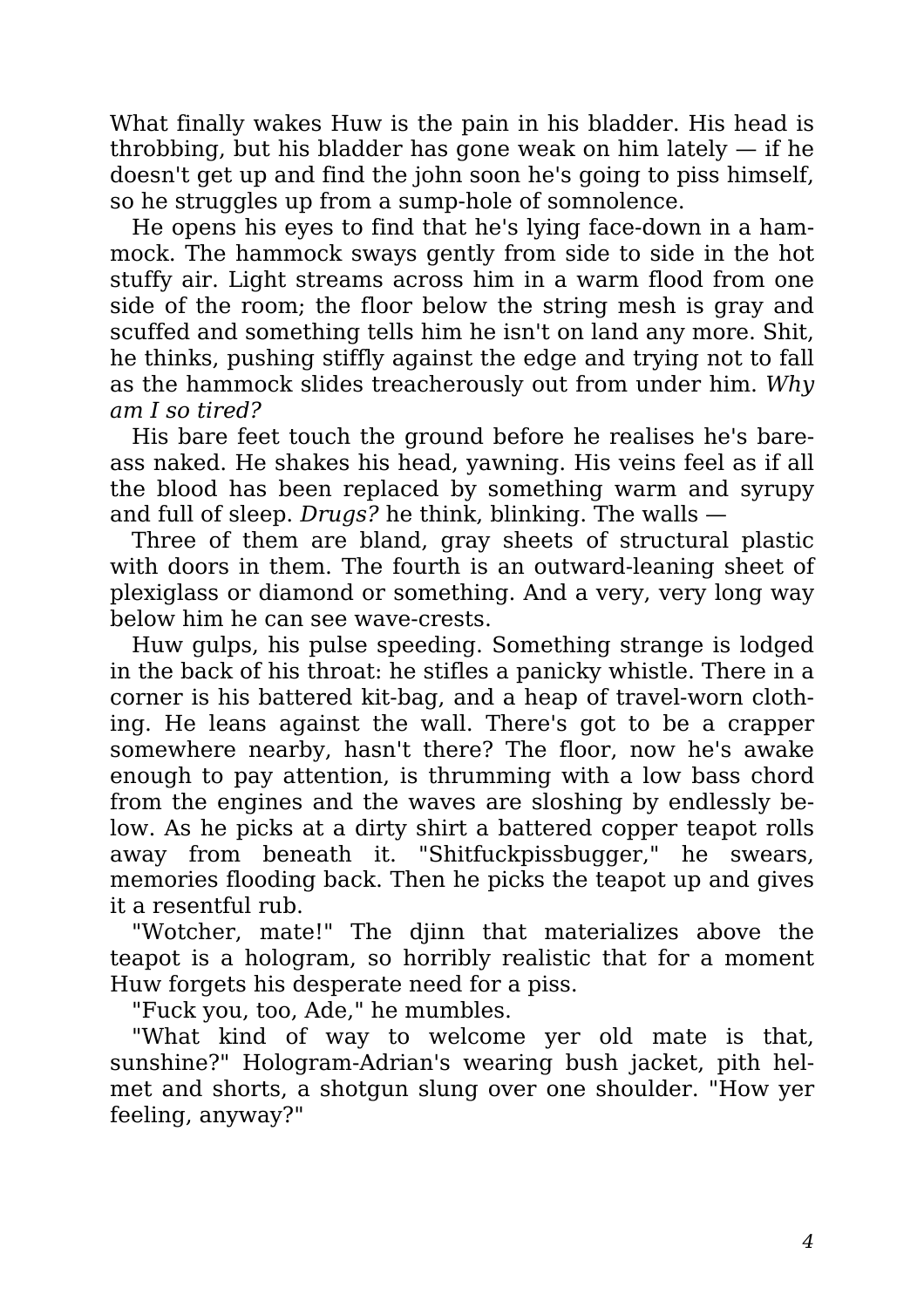What finally wakes Huw is the pain in his bladder. His head is throbbing, but his bladder has gone weak on him lately — if he doesn't get up and find the john soon he's going to piss himself, so he struggles up from a sump-hole of somnolence.

He opens his eyes to find that he's lying face-down in a hammock. The hammock sways gently from side to side in the hot stuffy air. Light streams across him in a warm flood from one side of the room; the floor below the string mesh is gray and scuffed and something tells him he isn't on land any more. Shit, he thinks, pushing stiffly against the edge and trying not to fall as the hammock slides treacherously out from under him. *Why am I so tired?*

His bare feet touch the ground before he realises he's bare-ass naked. He shakes his head, yawning. His veins feel as if all the blood has been replaced by something warm and syrupy and full of sleep. *Drugs?* he think, blinking. The walls —

Three of them are bland, gray sheets of structural plastic with doors in them. The fourth is an outward-leaning sheet of plexiglass or diamond or something. And a very, very long way below him he can see wave-crests.

Huw gulps, his pulse speeding. Something strange is lodged in the back of his throat: he stifles a panicky whistle. There in a corner is his battered kit-bag, and a heap of travel-worn clothing. He leans against the wall. There's got to be a crapper somewhere nearby, hasn't there? The floor, now he's awake enough to pay attention, is thrumming with a low bass chord from the engines and the waves are sloshing by endlessly below. As he picks at a dirty shirt a battered copper teapot rolls away from beneath it. "Shitfuckpissbugger," he swears, memories flooding back. Then he picks the teapot up and gives it a resentful rub.

"Wotcher, mate!" The djinn that materializes above the teapot is a hologram, so horribly realistic that for a moment Huw forgets his desperate need for a piss.

"Fuck you, too, Ade," he mumbles.

"What kind of way to welcome yer old mate is that, sunshine?" Hologram-Adrian's wearing bush jacket, pith helmet and shorts, a shotgun slung over one shoulder. "How yer feeling, anyway?"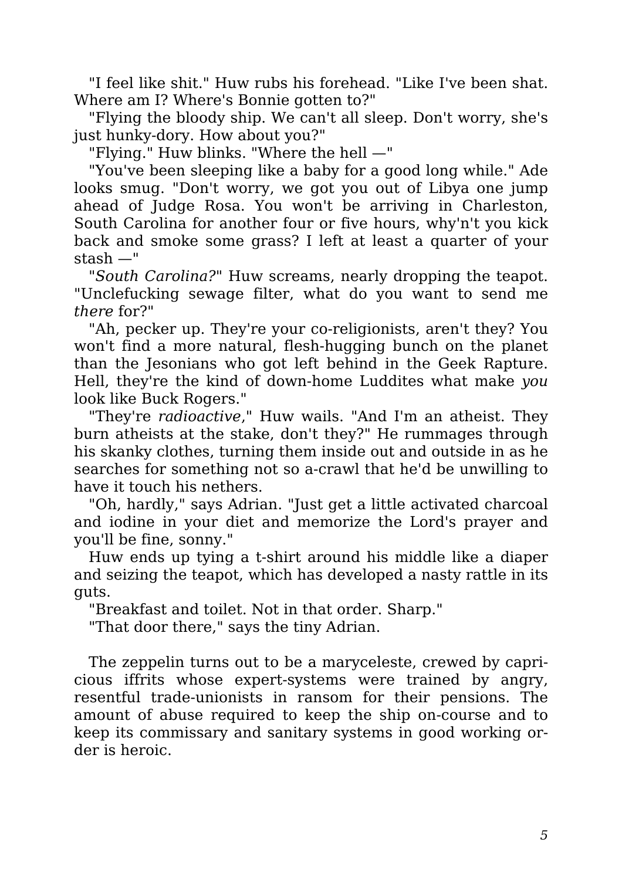"I feel like shit." Huw rubs his forehead. "Like I've been shat. Where am I? Where's Bonnie gotten to?"

"Flying the bloody ship. We can't all sleep. Don't worry, she's just hunky-dory. How about you?"

"Flying." Huw blinks. "Where the hell —"

"You've been sleeping like a baby for a good long while." Ade looks smug. "Don't worry, we got you out of Libya one jump ahead of Judge Rosa. You won't be arriving in Charleston, South Carolina for another four or five hours, why'n't you kick back and smoke some grass? I left at least a quarter of your stash —"

"*South Carolina?*" Huw screams, nearly dropping the teapot. "Unclefucking sewage filter, what do you want to send me *there* for?"

"Ah, pecker up. They're your co-religionists, aren't they? You won't find a more natural, flesh-hugging bunch on the planet than the Jesonians who got left behind in the Geek Rapture. Hell, they're the kind of down-home Luddites what make *you* look like Buck Rogers."

"They're *radioactive*," Huw wails. "And I'm an atheist. They burn atheists at the stake, don't they?" He rummages through his skanky clothes, turning them inside out and outside in as he searches for something not so a-crawl that he'd be unwilling to have it touch his nethers.

"Oh, hardly," says Adrian. "Just get a little activated charcoal and iodine in your diet and memorize the Lord's prayer and you'll be fine, sonny."

Huw ends up tying a t-shirt around his middle like a diaper and seizing the teapot, which has developed a nasty rattle in its guts.

"Breakfast and toilet. Not in that order. Sharp."

"That door there," says the tiny Adrian.

The zeppelin turns out to be a maryceleste, crewed by capricious iffrits whose expert-systems were trained by angry, resentful trade-unionists in ransom for their pensions. The amount of abuse required to keep the ship on-course and to keep its commissary and sanitary systems in good working order is heroic.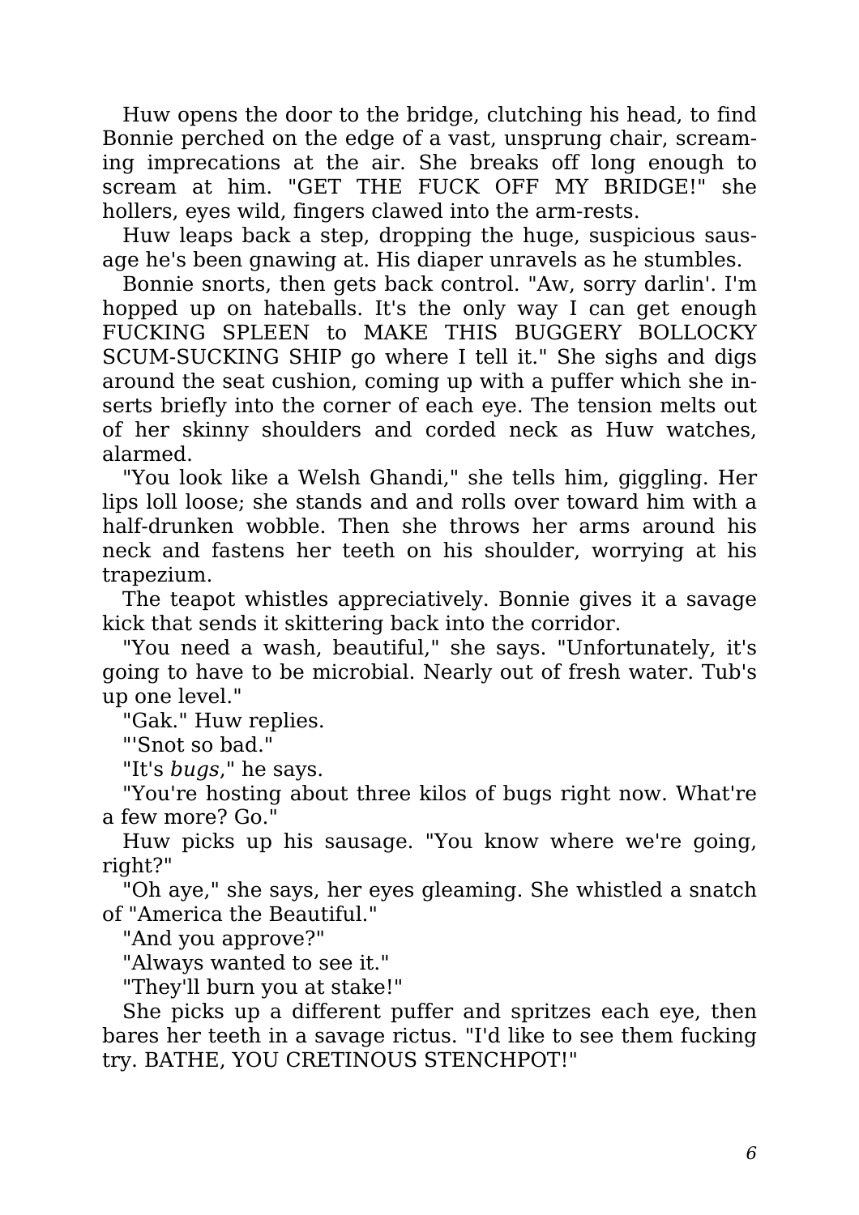Huw opens the door to the bridge, clutching his head, to find Bonnie perched on the edge of a vast, unsprung chair, screaming imprecations at the air. She breaks off long enough to scream at him. "GET THE FUCK OFF MY BRIDGE!" she hollers, eyes wild, fingers clawed into the arm-rests.

Huw leaps back a step, dropping the huge, suspicious sausage he's been gnawing at. His diaper unravels as he stumbles.

Bonnie snorts, then gets back control. "Aw, sorry darlin'. I'm hopped up on hateballs. It's the only way I can get enough FUCKING SPLEEN to MAKE THIS BUGGERY BOLLOCKY SCUM-SUCKING SHIP go where I tell it." She sighs and digs around the seat cushion, coming up with a puffer which she inserts briefly into the corner of each eye. The tension melts out of her skinny shoulders and corded neck as Huw watches, alarmed.

"You look like a Welsh Ghandi," she tells him, giggling. Her lips loll loose; she stands and and rolls over toward him with a half-drunken wobble. Then she throws her arms around his neck and fastens her teeth on his shoulder, worrying at his trapezium.

The teapot whistles appreciatively. Bonnie gives it a savage kick that sends it skittering back into the corridor.

"You need a wash, beautiful," she says. "Unfortunately, it's going to have to be microbial. Nearly out of fresh water. Tub's up one level."

"Gak." Huw replies.

"'Snot so bad."

"It's *bugs*," he says.

"You're hosting about three kilos of bugs right now. What're a few more? Go."

Huw picks up his sausage. "You know where we're going, right?"

"Oh aye," she says, her eyes gleaming. She whistled a snatch of "America the Beautiful."

"And you approve?"

"Always wanted to see it."

"They'll burn you at stake!"

She picks up a different puffer and spritzes each eye, then bares her teeth in a savage rictus. "I'd like to see them fucking try. BATHE, YOU CRETINOUS STENCHPOT!"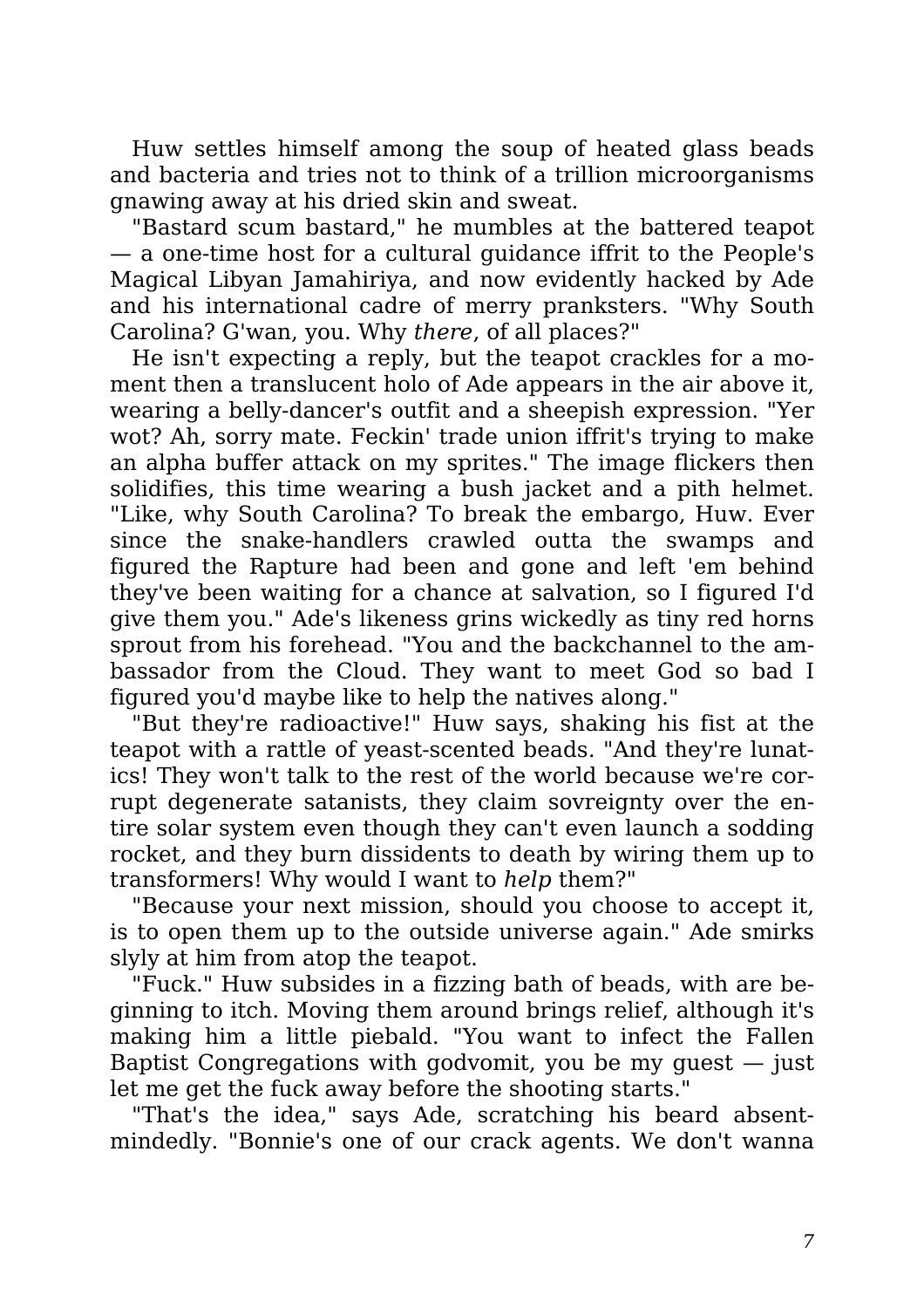Huw settles himself among the soup of heated glass beads and bacteria and tries not to think of a trillion microorganisms gnawing away at his dried skin and sweat.

"Bastard scum bastard," he mumbles at the battered teapot — a one-time host for a cultural guidance iffrit to the People's Magical Libyan Jamahiriya, and now evidently hacked by Ade and his international cadre of merry pranksters. "Why South Carolina? G'wan, you. Why *there*, of all places?"

He isn't expecting a reply, but the teapot crackles for a moment then a translucent holo of Ade appears in the air above it, wearing a belly-dancer's outfit and a sheepish expression. "Yer wot? Ah, sorry mate. Feckin' trade union iffrit's trying to make an alpha buffer attack on my sprites." The image flickers then solidifies, this time wearing a bush jacket and a pith helmet. "Like, why South Carolina? To break the embargo, Huw. Ever since the snake-handlers crawled outta the swamps and figured the Rapture had been and gone and left 'em behind they've been waiting for a chance at salvation, so I figured I'd give them you." Ade's likeness grins wickedly as tiny red horns sprout from his forehead. "You and the backchannel to the ambassador from the Cloud. They want to meet God so bad I figured you'd maybe like to help the natives along."

"But they're radioactive!" Huw says, shaking his fist at the teapot with a rattle of yeast-scented beads. "And they're lunatics! They won't talk to the rest of the world because we're corrupt degenerate satanists, they claim sovreignty over the entire solar system even though they can't even launch a sodding rocket, and they burn dissidents to death by wiring them up to transformers! Why would I want to *help* them?"

"Because your next mission, should you choose to accept it, is to open them up to the outside universe again." Ade smirks slyly at him from atop the teapot.

"Fuck." Huw subsides in a fizzing bath of beads, with are beginning to itch. Moving them around brings relief, although it's making him a little piebald. "You want to infect the Fallen Baptist Congregations with godvomit, you be my guest — just let me get the fuck away before the shooting starts."

"That's the idea," says Ade, scratching his beard absentmindedly. "Bonnie's one of our crack agents. We don't wanna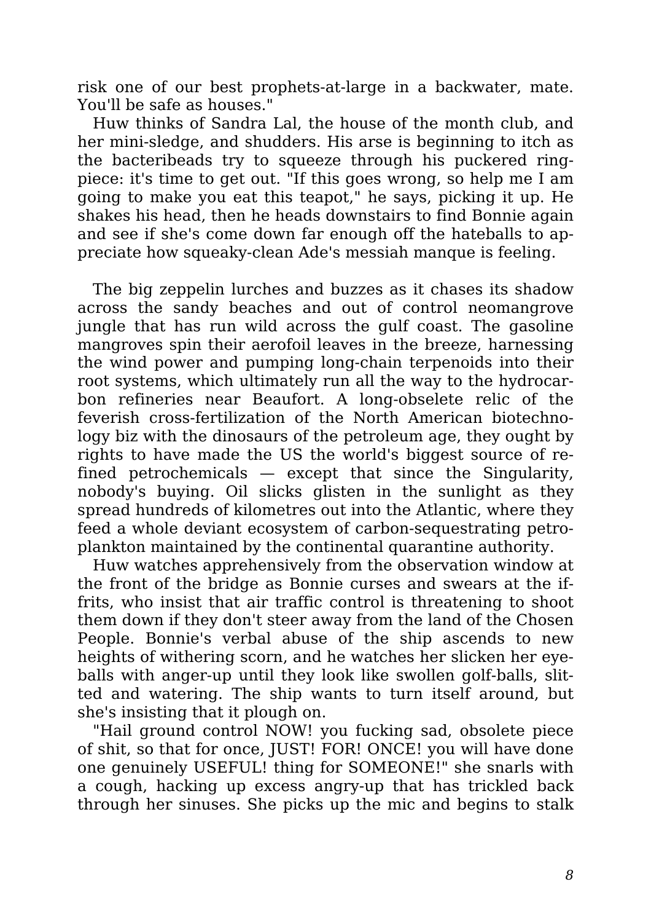risk one of our best prophets-at-large in a backwater, mate. You'll be safe as houses."

Huw thinks of Sandra Lal, the house of the month club, and her mini-sledge, and shudders. His arse is beginning to itch as the bacteribeads try to squeeze through his puckered ring-piece: it's time to get out. "If this goes wrong, so help me I am going to make you eat this teapot," he says, picking it up. He shakes his head, then he heads downstairs to find Bonnie again and see if she's come down far enough off the hateballs to appreciate how squeaky-clean Ade's messiah manque is feeling.

The big zeppelin lurches and buzzes as it chases its shadow across the sandy beaches and out of control neomangrove jungle that has run wild across the gulf coast. The gasoline mangroves spin their aerofoil leaves in the breeze, harnessing the wind power and pumping long-chain terpenoids into their root systems, which ultimately run all the way to the hydrocarbon refineries near Beaufort. A long-obselete relic of the feverish cross-fertilization of the North American biotechnology biz with the dinosaurs of the petroleum age, they ought by rights to have made the US the world's biggest source of refined petrochemicals — except that since the Singularity, nobody's buying. Oil slicks glisten in the sunlight as they spread hundreds of kilometres out into the Atlantic, where they feed a whole deviant ecosystem of carbon-sequestrating petroplankton maintained by the continental quarantine authority.

Huw watches apprehensively from the observation window at the front of the bridge as Bonnie curses and swears at the iffrits, who insist that air traffic control is threatening to shoot them down if they don't steer away from the land of the Chosen People. Bonnie's verbal abuse of the ship ascends to new heights of withering scorn, and he watches her slicken her eyeballs with anger-up until they look like swollen golf-balls, slitted and watering. The ship wants to turn itself around, but she's insisting that it plough on.

"Hail ground control NOW! you fucking sad, obsolete piece of shit, so that for once, JUST! FOR! ONCE! you will have done one genuinely USEFUL! thing for SOMEONE!" she snarls with a cough, hacking up excess angry-up that has trickled back through her sinuses. She picks up the mic and begins to stalk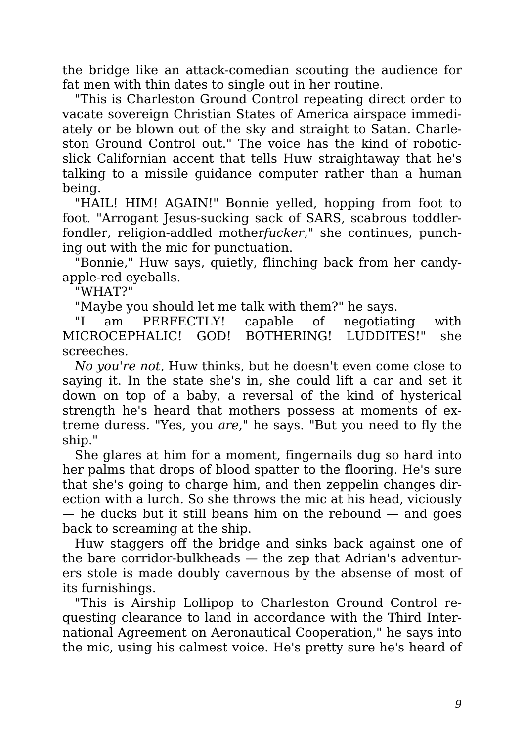the bridge like an attack-comedian scouting the audience for fat men with thin dates to single out in her routine.

"This is Charleston Ground Control repeating direct order to vacate sovereign Christian States of America airspace immediately or be blown out of the sky and straight to Satan. Charleston Ground Control out." The voice has the kind of robotic-slick Californian accent that tells Huw straightaway that he's talking to a missile guidance computer rather than a human being.

"HAIL! HIM! AGAIN!" Bonnie yelled, hopping from foot to foot. "Arrogant Jesus-sucking sack of SARS, scabrous toddler-fondler, religion-addled mother*fucker*," she continues, punching out with the mic for punctuation.

"Bonnie," Huw says, quietly, flinching back from her candy-apple-red eyeballs.

"WHAT?"

"Maybe you should let me talk with them?" he says.

"I am PERFECTLY! capable of negotiating with MICROCEPHALIC! GOD! BOTHERING! LUDDITES!" she screeches.

*No you're not,* Huw thinks, but he doesn't even come close to saying it. In the state she's in, she could lift a car and set it down on top of a baby, a reversal of the kind of hysterical strength he's heard that mothers possess at moments of extreme duress. "Yes, you *are*," he says. "But you need to fly the ship."

She glares at him for a moment, fingernails dug so hard into her palms that drops of blood spatter to the flooring. He's sure that she's going to charge him, and then zeppelin changes direction with a lurch. So she throws the mic at his head, viciously — he ducks but it still beans him on the rebound — and goes back to screaming at the ship.

Huw staggers off the bridge and sinks back against one of the bare corridor-bulkheads — the zep that Adrian's adventurers stole is made doubly cavernous by the absense of most of its furnishings.

"This is Airship Lollipop to Charleston Ground Control requesting clearance to land in accordance with the Third International Agreement on Aeronautical Cooperation," he says into the mic, using his calmest voice. He's pretty sure he's heard of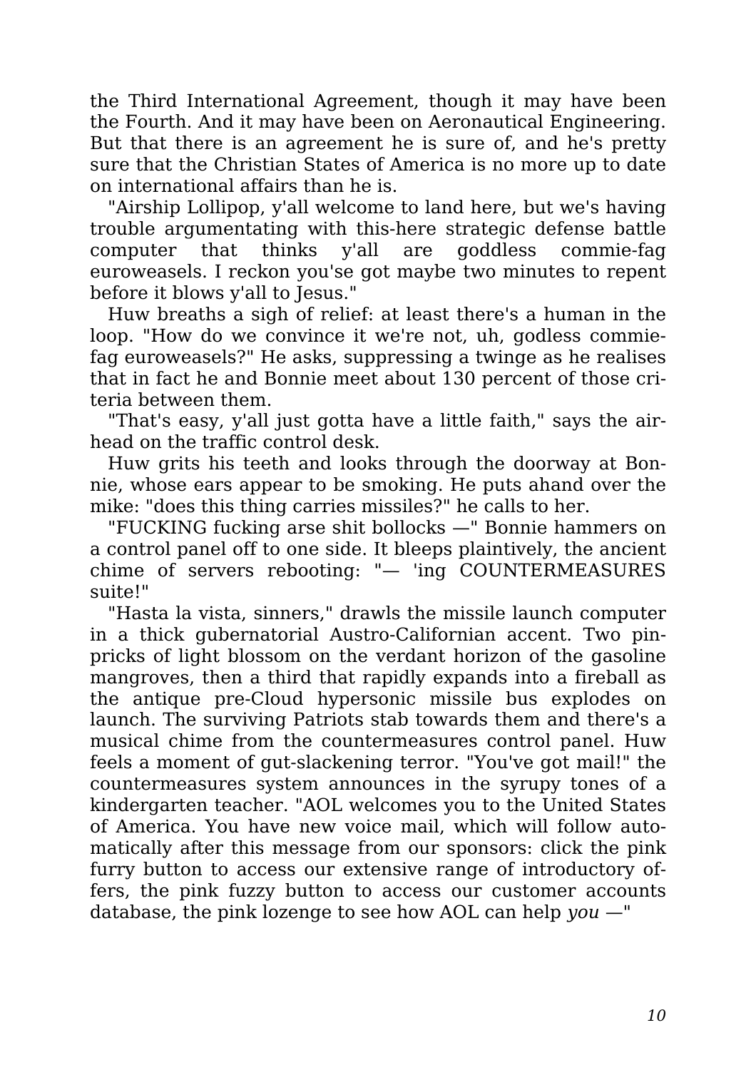the Third International Agreement, though it may have been the Fourth. And it may have been on Aeronautical Engineering. But that there is an agreement he is sure of, and he's pretty sure that the Christian States of America is no more up to date on international affairs than he is.

"Airship Lollipop, y'all welcome to land here, but we's having trouble argumentating with this-here strategic defense battle computer that thinks y'all are goddless commie-fag euroweasels. I reckon you'se got maybe two minutes to repent before it blows y'all to Jesus."

Huw breaths a sigh of relief: at least there's a human in the loop. "How do we convince it we're not, uh, godless commie-fag euroweasels?" He asks, suppressing a twinge as he realises that in fact he and Bonnie meet about 130 percent of those criteria between them.

"That's easy, y'all just gotta have a little faith," says the air-head on the traffic control desk.

Huw grits his teeth and looks through the doorway at Bonnie, whose ears appear to be smoking. He puts ahand over the mike: "does this thing carries missiles?" he calls to her.

"FUCKING fucking arse shit bollocks —" Bonnie hammers on a control panel off to one side. It bleeps plaintively, the ancient chime of servers rebooting: "— 'ing COUNTERMEASURES suite!"

"Hasta la vista, sinners," drawls the missile launch computer in a thick gubernatorial Austro-Californian accent. Two pin-pricks of light blossom on the verdant horizon of the gasoline mangroves, then a third that rapidly expands into a fireball as the antique pre-Cloud hypersonic missile bus explodes on launch. The surviving Patriots stab towards them and there's a musical chime from the countermeasures control panel. Huw feels a moment of gut-slackening terror. "You've got mail!" the countermeasures system announces in the syrupy tones of a kindergarten teacher. "AOL welcomes you to the United States of America. You have new voice mail, which will follow automatically after this message from our sponsors: click the pink furry button to access our extensive range of introductory offers, the pink fuzzy button to access our customer accounts database, the pink lozenge to see how AOL can help *you* —"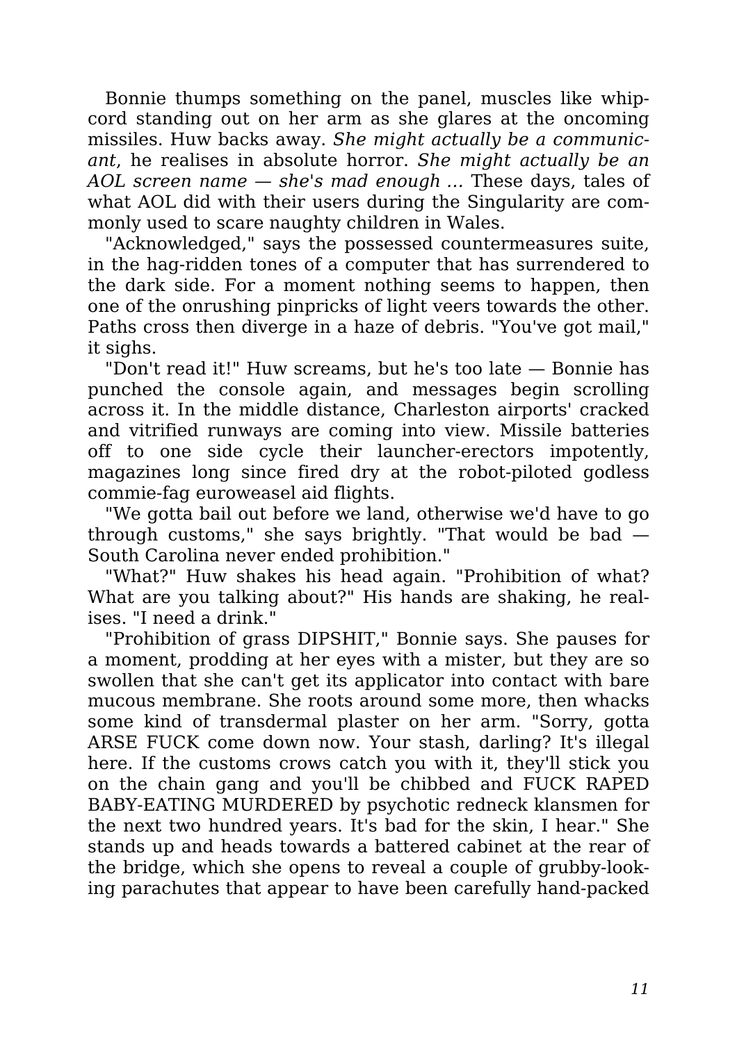Bonnie thumps something on the panel, muscles like whipcord standing out on her arm as she glares at the oncoming missiles. Huw backs away. *She might actually be a communicant*, he realises in absolute horror. *She might actually be an AOL screen name — she's mad enough ...* These days, tales of what AOL did with their users during the Singularity are commonly used to scare naughty children in Wales.

"Acknowledged," says the possessed countermeasures suite, in the hag-ridden tones of a computer that has surrendered to the dark side. For a moment nothing seems to happen, then one of the onrushing pinpricks of light veers towards the other. Paths cross then diverge in a haze of debris. "You've got mail," it sighs.

"Don't read it!" Huw screams, but he's too late — Bonnie has punched the console again, and messages begin scrolling across it. In the middle distance, Charleston airports' cracked and vitrified runways are coming into view. Missile batteries off to one side cycle their launcher-erectors impotently, magazines long since fired dry at the robot-piloted godless commie-fag euroweasel aid flights.

"We gotta bail out before we land, otherwise we'd have to go through customs," she says brightly. "That would be bad — South Carolina never ended prohibition."

"What?" Huw shakes his head again. "Prohibition of what? What are you talking about?" His hands are shaking, he realises. "I need a drink."

"Prohibition of grass DIPSHIT," Bonnie says. She pauses for a moment, prodding at her eyes with a mister, but they are so swollen that she can't get its applicator into contact with bare mucous membrane. She roots around some more, then whacks some kind of transdermal plaster on her arm. "Sorry, gotta ARSE FUCK come down now. Your stash, darling? It's illegal here. If the customs crows catch you with it, they'll stick you on the chain gang and you'll be chibbed and FUCK RAPED BABY-EATING MURDERED by psychotic redneck klansmen for the next two hundred years. It's bad for the skin, I hear." She stands up and heads towards a battered cabinet at the rear of the bridge, which she opens to reveal a couple of grubby-looking parachutes that appear to have been carefully hand-packed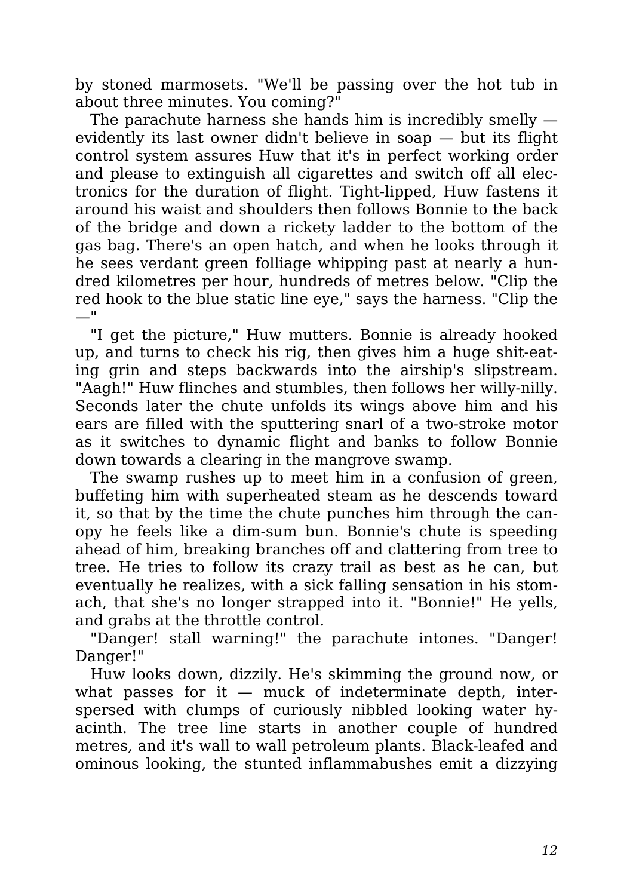by stoned marmosets. "We'll be passing over the hot tub in about three minutes. You coming?"

The parachute harness she hands him is incredibly smelly — evidently its last owner didn't believe in soap — but its flight control system assures Huw that it's in perfect working order and please to extinguish all cigarettes and switch off all electronics for the duration of flight. Tight-lipped, Huw fastens it around his waist and shoulders then follows Bonnie to the back of the bridge and down a rickety ladder to the bottom of the gas bag. There's an open hatch, and when he looks through it he sees verdant green folliage whipping past at nearly a hundred kilometres per hour, hundreds of metres below. "Clip the red hook to the blue static line eye," says the harness. "Clip the —"

"I get the picture," Huw mutters. Bonnie is already hooked up, and turns to check his rig, then gives him a huge shit-eating grin and steps backwards into the airship's slipstream. "Aagh!" Huw flinches and stumbles, then follows her willy-nilly. Seconds later the chute unfolds its wings above him and his ears are filled with the sputtering snarl of a two-stroke motor as it switches to dynamic flight and banks to follow Bonnie down towards a clearing in the mangrove swamp.

The swamp rushes up to meet him in a confusion of green, buffeting him with superheated steam as he descends toward it, so that by the time the chute punches him through the canopy he feels like a dim-sum bun. Bonnie's chute is speeding ahead of him, breaking branches off and clattering from tree to tree. He tries to follow its crazy trail as best as he can, but eventually he realizes, with a sick falling sensation in his stomach, that she's no longer strapped into it. "Bonnie!" He yells, and grabs at the throttle control.

"Danger! stall warning!" the parachute intones. "Danger! Danger!"

Huw looks down, dizzily. He's skimming the ground now, or what passes for it — muck of indeterminate depth, interspersed with clumps of curiously nibbled looking water hyacinth. The tree line starts in another couple of hundred metres, and it's wall to wall petroleum plants. Black-leafed and ominous looking, the stunted inflammabushes emit a dizzying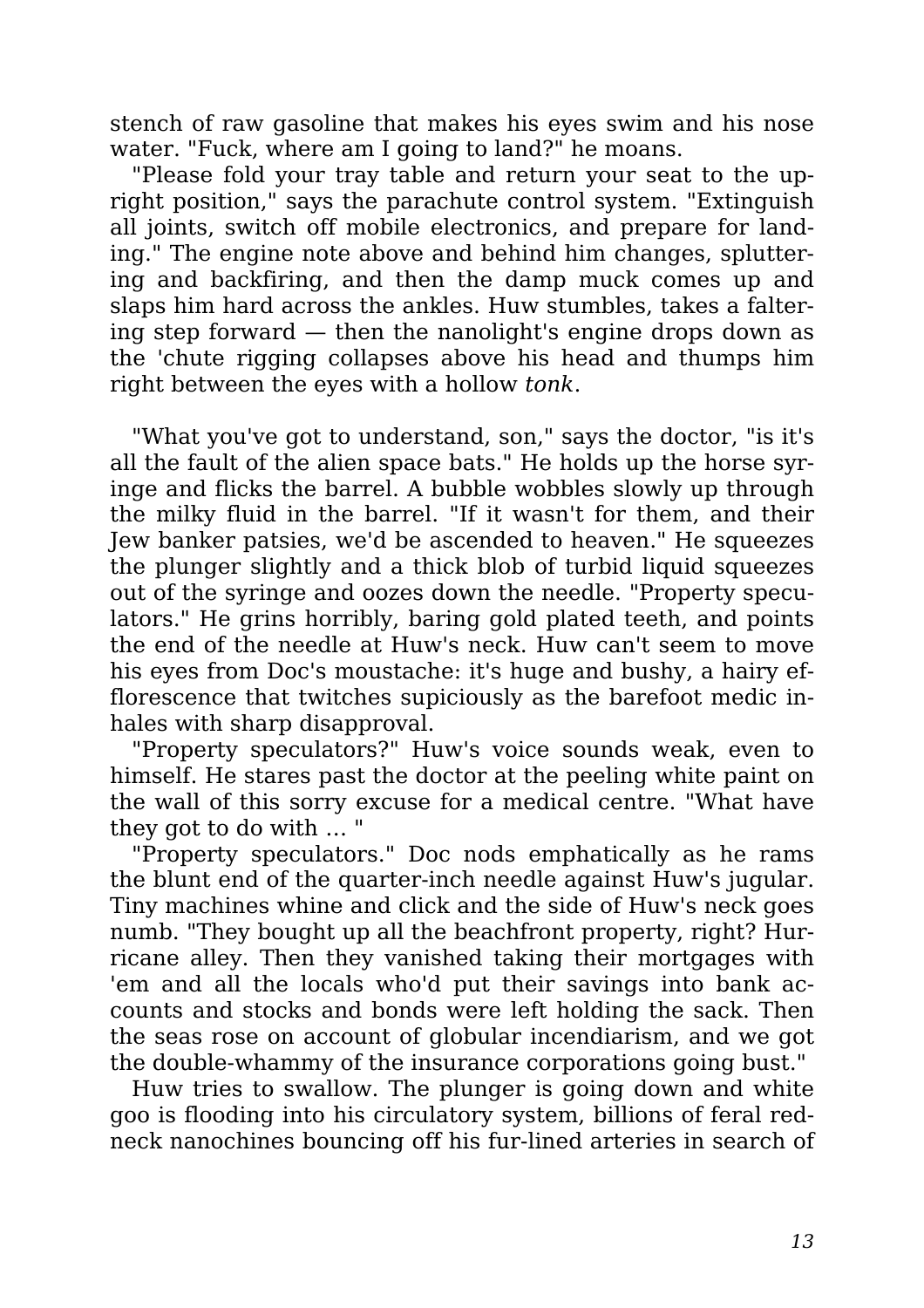stench of raw gasoline that makes his eyes swim and his nose water. "Fuck, where am I going to land?" he moans.

"Please fold your tray table and return your seat to the upright position," says the parachute control system. "Extinguish all joints, switch off mobile electronics, and prepare for landing." The engine note above and behind him changes, spluttering and backfiring, and then the damp muck comes up and slaps him hard across the ankles. Huw stumbles, takes a faltering step forward — then the nanolight's engine drops down as the 'chute rigging collapses above his head and thumps him right between the eyes with a hollow *tonk*.

"What you've got to understand, son," says the doctor, "is it's all the fault of the alien space bats." He holds up the horse syringe and flicks the barrel. A bubble wobbles slowly up through the milky fluid in the barrel. "If it wasn't for them, and their Jew banker patsies, we'd be ascended to heaven." He squeezes the plunger slightly and a thick blob of turbid liquid squeezes out of the syringe and oozes down the needle. "Property speculators." He grins horribly, baring gold plated teeth, and points the end of the needle at Huw's neck. Huw can't seem to move his eyes from Doc's moustache: it's huge and bushy, a hairy efflorescence that twitches supiciously as the barefoot medic inhales with sharp disapproval.

"Property speculators?" Huw's voice sounds weak, even to himself. He stares past the doctor at the peeling white paint on the wall of this sorry excuse for a medical centre. "What have they got to do with … "

"Property speculators." Doc nods emphatically as he rams the blunt end of the quarter-inch needle against Huw's jugular. Tiny machines whine and click and the side of Huw's neck goes numb. "They bought up all the beachfront property, right? Hurricane alley. Then they vanished taking their mortgages with 'em and all the locals who'd put their savings into bank accounts and stocks and bonds were left holding the sack. Then the seas rose on account of globular incendiarism, and we got the double-whammy of the insurance corporations going bust."

Huw tries to swallow. The plunger is going down and white goo is flooding into his circulatory system, billions of feral redneck nanochines bouncing off his fur-lined arteries in search of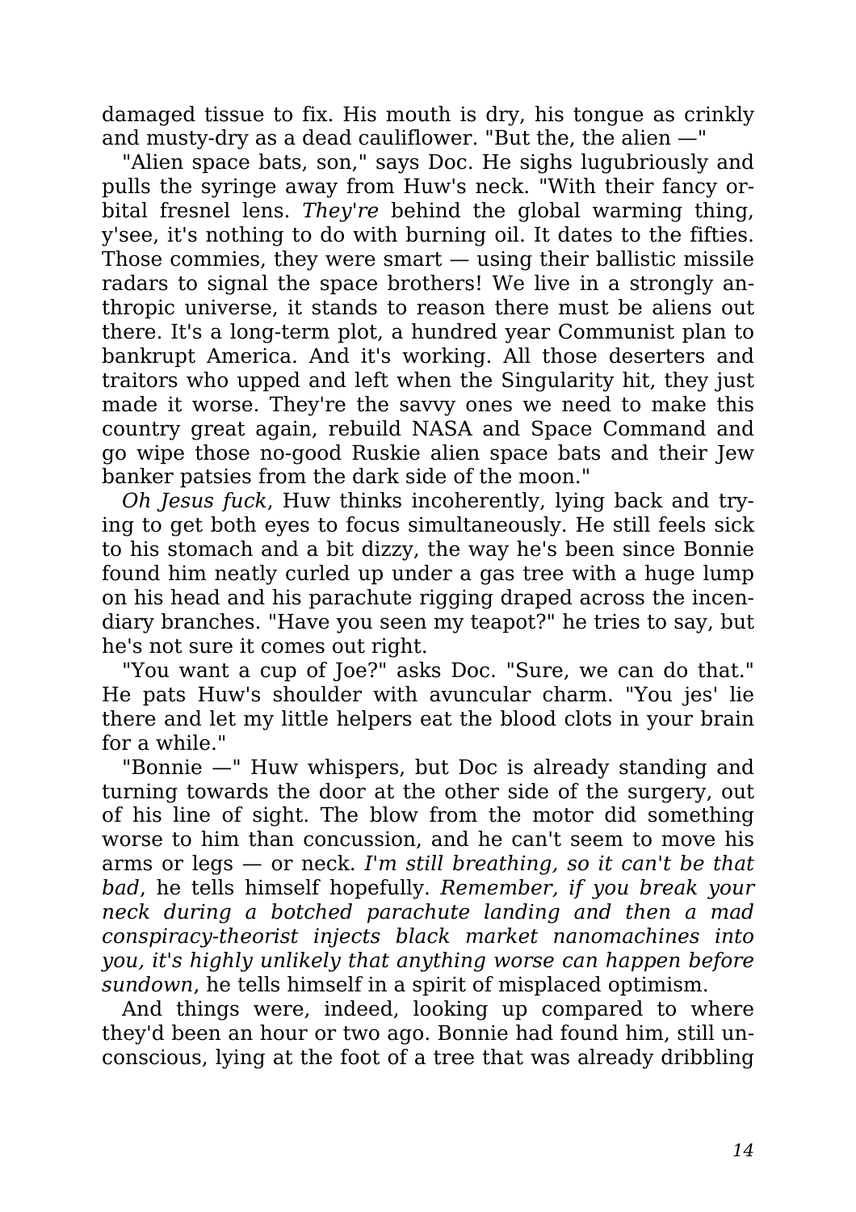damaged tissue to fix. His mouth is dry, his tongue as crinkly and musty-dry as a dead cauliflower. "But the, the alien —"

"Alien space bats, son," says Doc. He sighs lugubriously and pulls the syringe away from Huw's neck. "With their fancy orbital fresnel lens. *They're* behind the global warming thing, y'see, it's nothing to do with burning oil. It dates to the fifties. Those commies, they were smart — using their ballistic missile radars to signal the space brothers! We live in a strongly anthropic universe, it stands to reason there must be aliens out there. It's a long-term plot, a hundred year Communist plan to bankrupt America. And it's working. All those deserters and traitors who upped and left when the Singularity hit, they just made it worse. They're the savvy ones we need to make this country great again, rebuild NASA and Space Command and go wipe those no-good Ruskie alien space bats and their Jew banker patsies from the dark side of the moon."

*Oh Jesus fuck*, Huw thinks incoherently, lying back and trying to get both eyes to focus simultaneously. He still feels sick to his stomach and a bit dizzy, the way he's been since Bonnie found him neatly curled up under a gas tree with a huge lump on his head and his parachute rigging draped across the incendiary branches. "Have you seen my teapot?" he tries to say, but he's not sure it comes out right.

"You want a cup of Joe?" asks Doc. "Sure, we can do that." He pats Huw's shoulder with avuncular charm. "You jes' lie there and let my little helpers eat the blood clots in your brain for a while."

"Bonnie —" Huw whispers, but Doc is already standing and turning towards the door at the other side of the surgery, out of his line of sight. The blow from the motor did something worse to him than concussion, and he can't seem to move his arms or legs — or neck. *I'm still breathing, so it can't be that bad*, he tells himself hopefully. *Remember, if you break your neck during a botched parachute landing and then a mad conspiracy-theorist injects black market nanomachines into you, it's highly unlikely that anything worse can happen before sundown*, he tells himself in a spirit of misplaced optimism.

And things were, indeed, looking up compared to where they'd been an hour or two ago. Bonnie had found him, still unconscious, lying at the foot of a tree that was already dribbling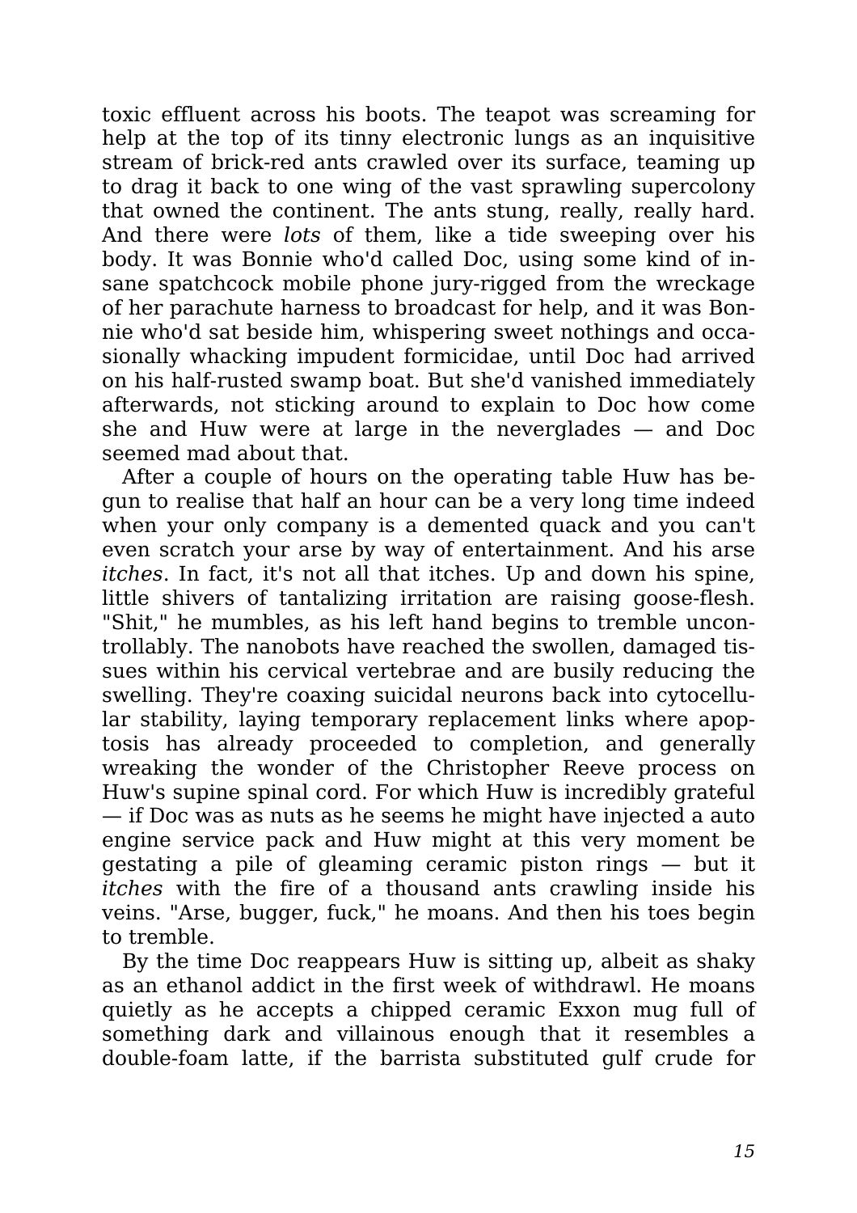toxic effluent across his boots. The teapot was screaming for help at the top of its tinny electronic lungs as an inquisitive stream of brick-red ants crawled over its surface, teaming up to drag it back to one wing of the vast sprawling supercolony that owned the continent. The ants stung, really, really hard. And there were *lots* of them, like a tide sweeping over his body. It was Bonnie who'd called Doc, using some kind of insane spatchcock mobile phone jury-rigged from the wreckage of her parachute harness to broadcast for help, and it was Bonnie who'd sat beside him, whispering sweet nothings and occasionally whacking impudent formicidae, until Doc had arrived on his half-rusted swamp boat. But she'd vanished immediately afterwards, not sticking around to explain to Doc how come she and Huw were at large in the neverglades — and Doc seemed mad about that.

After a couple of hours on the operating table Huw has begun to realise that half an hour can be a very long time indeed when your only company is a demented quack and you can't even scratch your arse by way of entertainment. And his arse *itches*. In fact, it's not all that itches. Up and down his spine, little shivers of tantalizing irritation are raising goose-flesh. "Shit," he mumbles, as his left hand begins to tremble uncontrollably. The nanobots have reached the swollen, damaged tissues within his cervical vertebrae and are busily reducing the swelling. They're coaxing suicidal neurons back into cytocellular stability, laying temporary replacement links where apoptosis has already proceeded to completion, and generally wreaking the wonder of the Christopher Reeve process on Huw's supine spinal cord. For which Huw is incredibly grateful — if Doc was as nuts as he seems he might have injected a auto engine service pack and Huw might at this very moment be gestating a pile of gleaming ceramic piston rings — but it *itches* with the fire of a thousand ants crawling inside his veins. "Arse, bugger, fuck," he moans. And then his toes begin to tremble.

By the time Doc reappears Huw is sitting up, albeit as shaky as an ethanol addict in the first week of withdrawl. He moans quietly as he accepts a chipped ceramic Exxon mug full of something dark and villainous enough that it resembles a double-foam latte, if the barrista substituted gulf crude for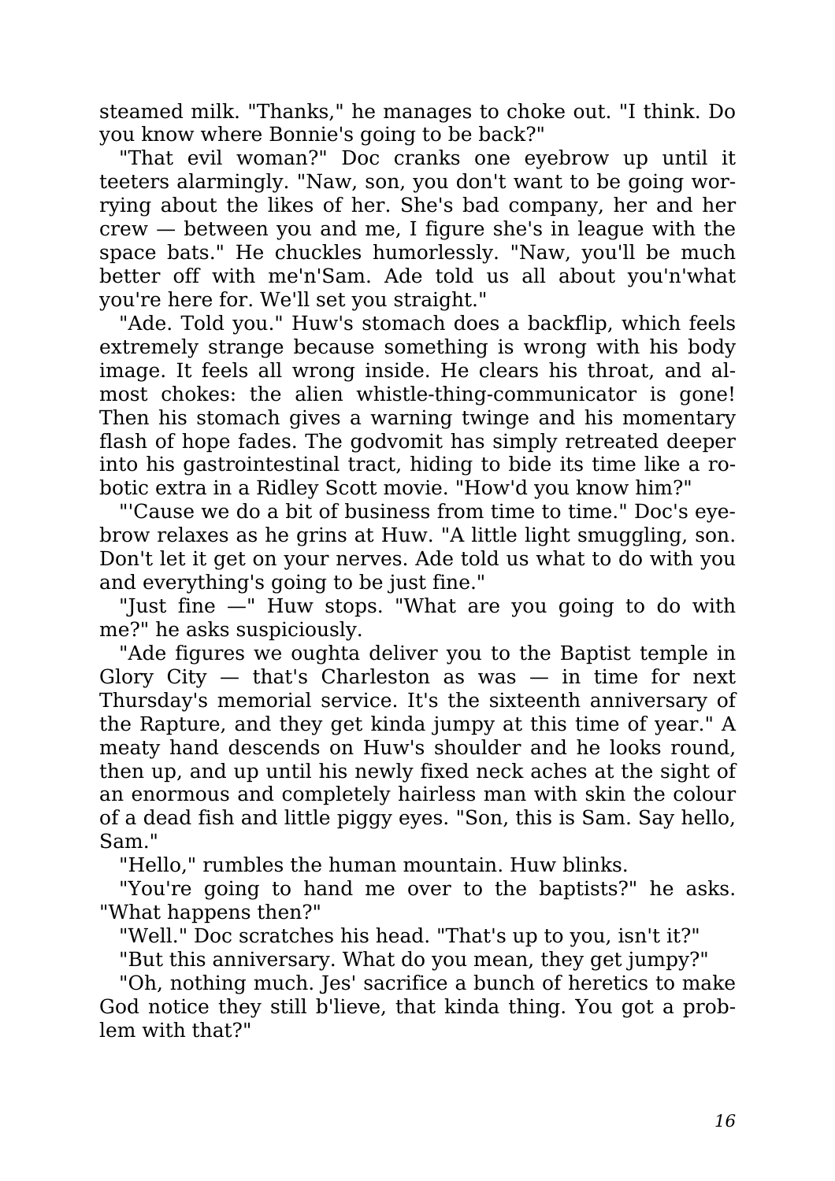steamed milk. "Thanks," he manages to choke out. "I think. Do you know where Bonnie's going to be back?"

"That evil woman?" Doc cranks one eyebrow up until it teeters alarmingly. "Naw, son, you don't want to be going worrying about the likes of her. She's bad company, her and her crew — between you and me, I figure she's in league with the space bats." He chuckles humorlessly. "Naw, you'll be much better off with me'n'Sam. Ade told us all about you'n'what you're here for. We'll set you straight."

"Ade. Told you." Huw's stomach does a backflip, which feels extremely strange because something is wrong with his body image. It feels all wrong inside. He clears his throat, and almost chokes: the alien whistle-thing-communicator is gone! Then his stomach gives a warning twinge and his momentary flash of hope fades. The godvomit has simply retreated deeper into his gastrointestinal tract, hiding to bide its time like a robotic extra in a Ridley Scott movie. "How'd you know him?"

"'Cause we do a bit of business from time to time." Doc's eyebrow relaxes as he grins at Huw. "A little light smuggling, son. Don't let it get on your nerves. Ade told us what to do with you and everything's going to be just fine."

"Just fine —" Huw stops. "What are you going to do with me?" he asks suspiciously.

"Ade figures we oughta deliver you to the Baptist temple in Glory City — that's Charleston as was — in time for next Thursday's memorial service. It's the sixteenth anniversary of the Rapture, and they get kinda jumpy at this time of year." A meaty hand descends on Huw's shoulder and he looks round, then up, and up until his newly fixed neck aches at the sight of an enormous and completely hairless man with skin the colour of a dead fish and little piggy eyes. "Son, this is Sam. Say hello, Sam."

"Hello," rumbles the human mountain. Huw blinks.

"You're going to hand me over to the baptists?" he asks. "What happens then?"

"Well." Doc scratches his head. "That's up to you, isn't it?"

"But this anniversary. What do you mean, they get jumpy?"

"Oh, nothing much. Jes' sacrifice a bunch of heretics to make God notice they still b'lieve, that kinda thing. You got a problem with that?"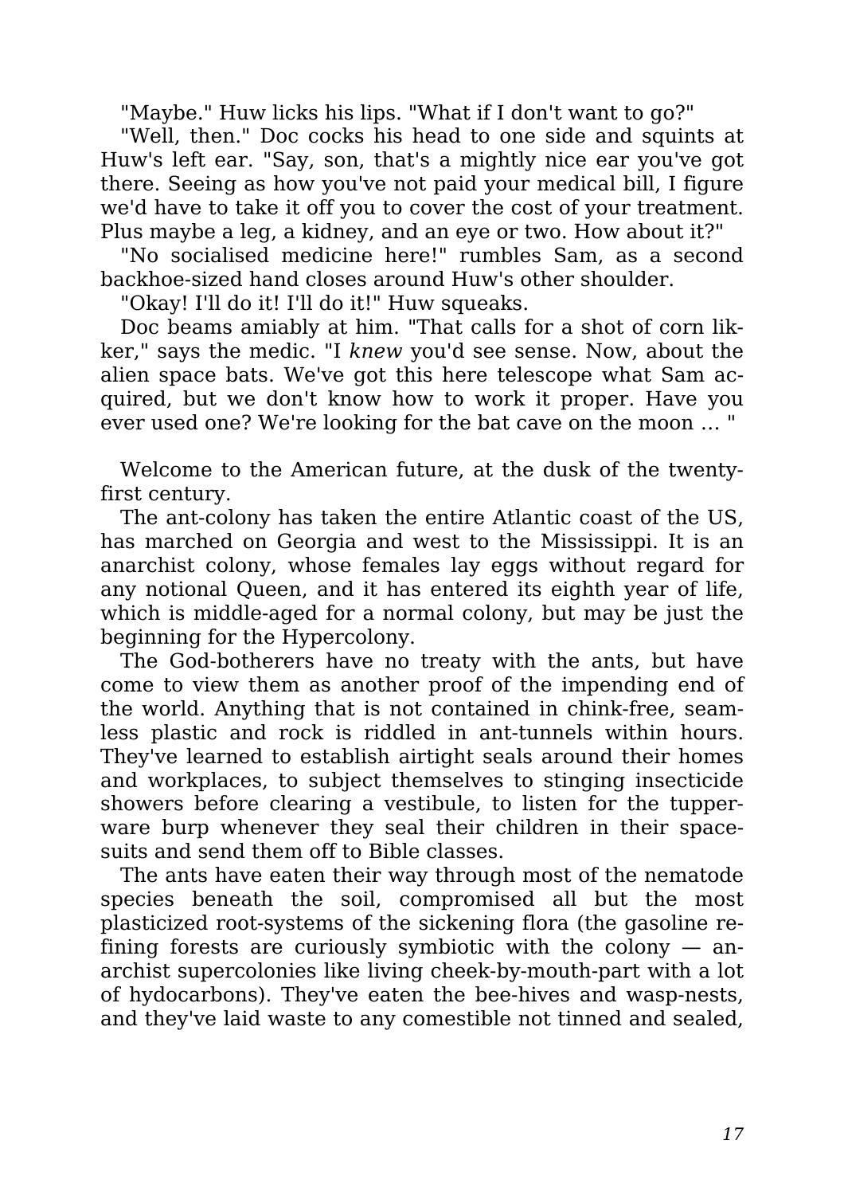"Maybe." Huw licks his lips. "What if I don't want to go?"

"Well, then." Doc cocks his head to one side and squints at Huw's left ear. "Say, son, that's a mightly nice ear you've got there. Seeing as how you've not paid your medical bill, I figure we'd have to take it off you to cover the cost of your treatment. Plus maybe a leg, a kidney, and an eye or two. How about it?"

"No socialised medicine here!" rumbles Sam, as a second backhoe-sized hand closes around Huw's other shoulder.

"Okay! I'll do it! I'll do it!" Huw squeaks.

Doc beams amiably at him. "That calls for a shot of corn likker," says the medic. "I *knew* you'd see sense. Now, about the alien space bats. We've got this here telescope what Sam acquired, but we don't know how to work it proper. Have you ever used one? We're looking for the bat cave on the moon … "

Welcome to the American future, at the dusk of the twenty-first century.

The ant-colony has taken the entire Atlantic coast of the US, has marched on Georgia and west to the Mississippi. It is an anarchist colony, whose females lay eggs without regard for any notional Queen, and it has entered its eighth year of life, which is middle-aged for a normal colony, but may be just the beginning for the Hypercolony.

The God-botherers have no treaty with the ants, but have come to view them as another proof of the impending end of the world. Anything that is not contained in chink-free, seamless plastic and rock is riddled in ant-tunnels within hours. They've learned to establish airtight seals around their homes and workplaces, to subject themselves to stinging insecticide showers before clearing a vestibule, to listen for the tupperware burp whenever they seal their children in their spacesuits and send them off to Bible classes.

The ants have eaten their way through most of the nematode species beneath the soil, compromised all but the most plasticized root-systems of the sickening flora (the gasoline refining forests are curiously symbiotic with the colony — anarchist supercolonies like living cheek-by-mouth-part with a lot of hydocarbons). They've eaten the bee-hives and wasp-nests, and they've laid waste to any comestible not tinned and sealed,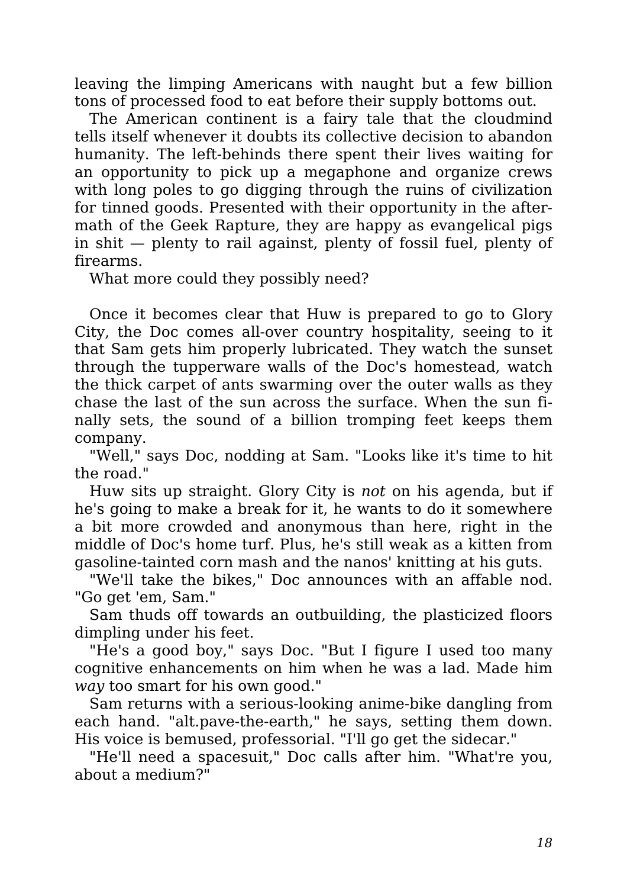leaving the limping Americans with naught but a few billion tons of processed food to eat before their supply bottoms out.

The American continent is a fairy tale that the cloudmind tells itself whenever it doubts its collective decision to abandon humanity. The left-behinds there spent their lives waiting for an opportunity to pick up a megaphone and organize crews with long poles to go digging through the ruins of civilization for tinned goods. Presented with their opportunity in the aftermath of the Geek Rapture, they are happy as evangelical pigs in shit — plenty to rail against, plenty of fossil fuel, plenty of firearms.

What more could they possibly need?

Once it becomes clear that Huw is prepared to go to Glory City, the Doc comes all-over country hospitality, seeing to it that Sam gets him properly lubricated. They watch the sunset through the tupperware walls of the Doc's homestead, watch the thick carpet of ants swarming over the outer walls as they chase the last of the sun across the surface. When the sun finally sets, the sound of a billion tromping feet keeps them company.

"Well," says Doc, nodding at Sam. "Looks like it's time to hit the road."

Huw sits up straight. Glory City is *not* on his agenda, but if he's going to make a break for it, he wants to do it somewhere a bit more crowded and anonymous than here, right in the middle of Doc's home turf. Plus, he's still weak as a kitten from gasoline-tainted corn mash and the nanos' knitting at his guts.

"We'll take the bikes," Doc announces with an affable nod. "Go get 'em, Sam."

Sam thuds off towards an outbuilding, the plasticized floors dimpling under his feet.

"He's a good boy," says Doc. "But I figure I used too many cognitive enhancements on him when he was a lad. Made him *way* too smart for his own good."

Sam returns with a serious-looking anime-bike dangling from each hand. "alt.pave-the-earth," he says, setting them down. His voice is bemused, professorial. "I'll go get the sidecar."

"He'll need a spacesuit," Doc calls after him. "What're you, about a medium?"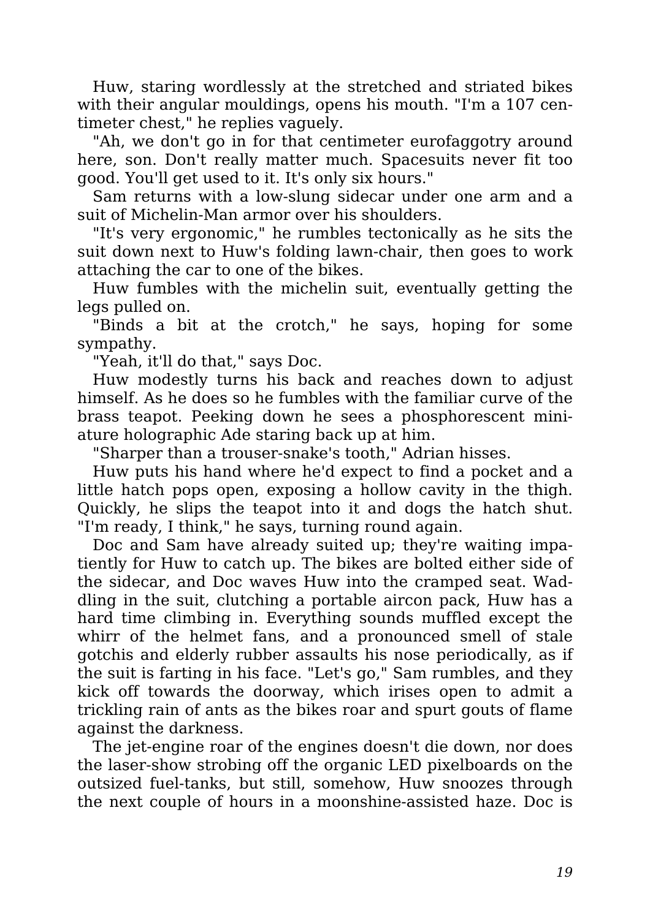Huw, staring wordlessly at the stretched and striated bikes with their angular mouldings, opens his mouth. "I'm a 107 centimeter chest," he replies vaguely.

"Ah, we don't go in for that centimeter eurofaggotry around here, son. Don't really matter much. Spacesuits never fit too good. You'll get used to it. It's only six hours."

Sam returns with a low-slung sidecar under one arm and a suit of Michelin-Man armor over his shoulders.

"It's very ergonomic," he rumbles tectonically as he sits the suit down next to Huw's folding lawn-chair, then goes to work attaching the car to one of the bikes.

Huw fumbles with the michelin suit, eventually getting the legs pulled on.

"Binds a bit at the crotch," he says, hoping for some sympathy.

"Yeah, it'll do that," says Doc.

Huw modestly turns his back and reaches down to adjust himself. As he does so he fumbles with the familiar curve of the brass teapot. Peeking down he sees a phosphorescent miniature holographic Ade staring back up at him.

"Sharper than a trouser-snake's tooth," Adrian hisses.

Huw puts his hand where he'd expect to find a pocket and a little hatch pops open, exposing a hollow cavity in the thigh. Quickly, he slips the teapot into it and dogs the hatch shut. "I'm ready, I think," he says, turning round again.

Doc and Sam have already suited up; they're waiting impatiently for Huw to catch up. The bikes are bolted either side of the sidecar, and Doc waves Huw into the cramped seat. Waddling in the suit, clutching a portable aircon pack, Huw has a hard time climbing in. Everything sounds muffled except the whirr of the helmet fans, and a pronounced smell of stale gotchis and elderly rubber assaults his nose periodically, as if the suit is farting in his face. "Let's go," Sam rumbles, and they kick off towards the doorway, which irises open to admit a trickling rain of ants as the bikes roar and spurt gouts of flame against the darkness.

The jet-engine roar of the engines doesn't die down, nor does the laser-show strobing off the organic LED pixelboards on the outsized fuel-tanks, but still, somehow, Huw snoozes through the next couple of hours in a moonshine-assisted haze. Doc is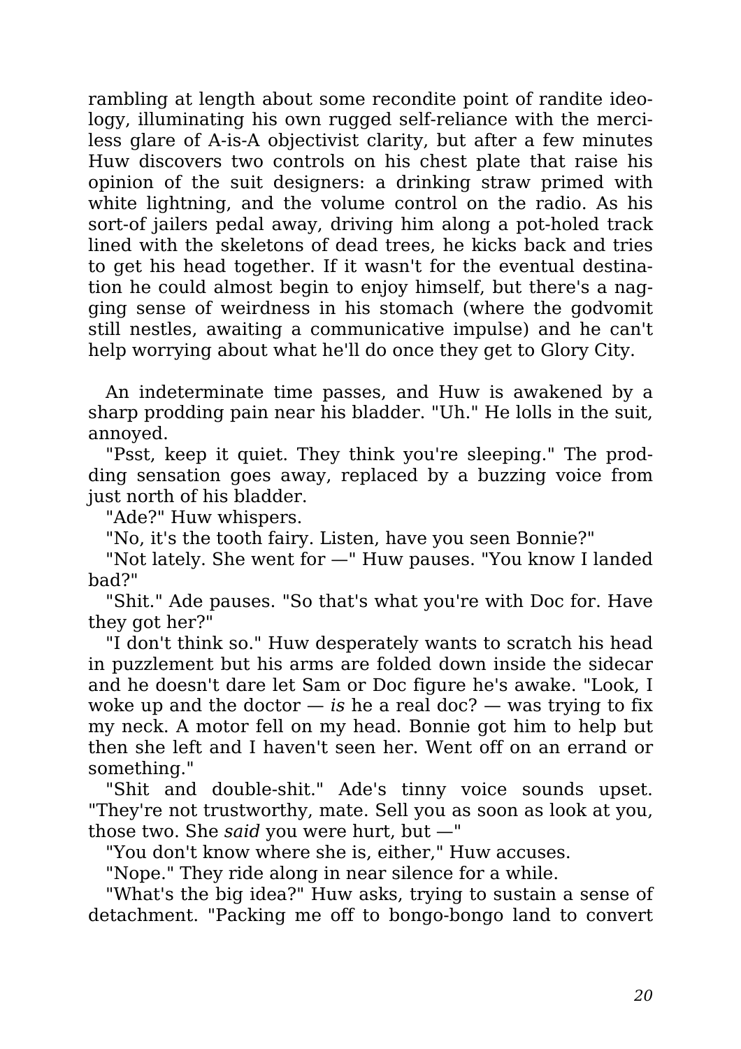rambling at length about some recondite point of randite ideology, illuminating his own rugged self-reliance with the merciless glare of A-is-A objectivist clarity, but after a few minutes Huw discovers two controls on his chest plate that raise his opinion of the suit designers: a drinking straw primed with white lightning, and the volume control on the radio. As his sort-of jailers pedal away, driving him along a pot-holed track lined with the skeletons of dead trees, he kicks back and tries to get his head together. If it wasn't for the eventual destination he could almost begin to enjoy himself, but there's a nagging sense of weirdness in his stomach (where the godvomit still nestles, awaiting a communicative impulse) and he can't help worrying about what he'll do once they get to Glory City.

An indeterminate time passes, and Huw is awakened by a sharp prodding pain near his bladder. "Uh." He lolls in the suit, annoyed.

"Psst, keep it quiet. They think you're sleeping." The prodding sensation goes away, replaced by a buzzing voice from just north of his bladder.

"Ade?" Huw whispers.

"No, it's the tooth fairy. Listen, have you seen Bonnie?"

"Not lately. She went for —" Huw pauses. "You know I landed bad?"

"Shit." Ade pauses. "So that's what you're with Doc for. Have they got her?"

"I don't think so." Huw desperately wants to scratch his head in puzzlement but his arms are folded down inside the sidecar and he doesn't dare let Sam or Doc figure he's awake. "Look, I woke up and the doctor — *is* he a real doc? — was trying to fix my neck. A motor fell on my head. Bonnie got him to help but then she left and I haven't seen her. Went off on an errand or something."

"Shit and double-shit." Ade's tinny voice sounds upset. "They're not trustworthy, mate. Sell you as soon as look at you, those two. She *said* you were hurt, but —"

"You don't know where she is, either," Huw accuses.

"Nope." They ride along in near silence for a while.

"What's the big idea?" Huw asks, trying to sustain a sense of detachment. "Packing me off to bongo-bongo land to convert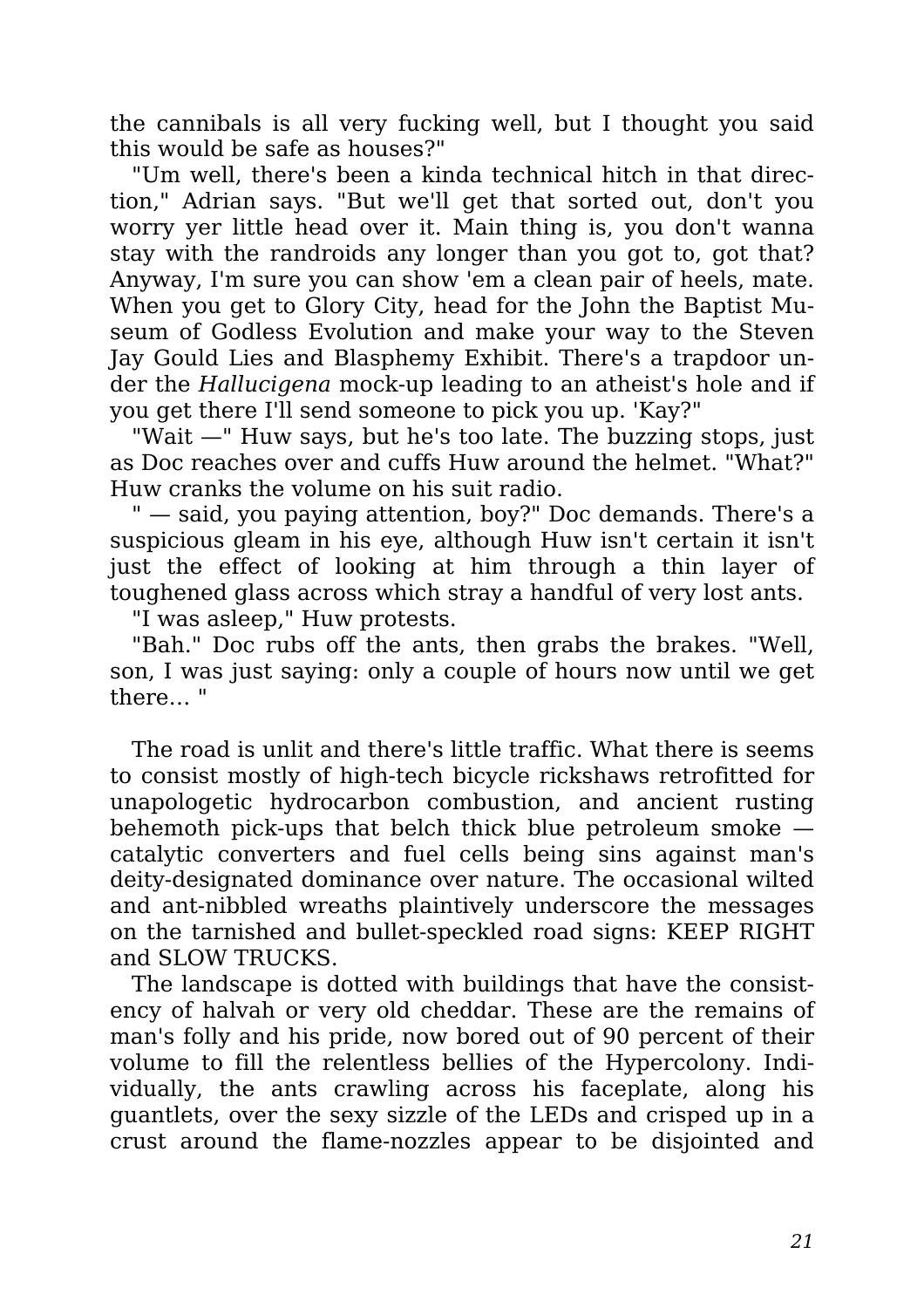the cannibals is all very fucking well, but I thought you said this would be safe as houses?"

"Um well, there's been a kinda technical hitch in that direction," Adrian says. "But we'll get that sorted out, don't you worry yer little head over it. Main thing is, you don't wanna stay with the randroids any longer than you got to, got that? Anyway, I'm sure you can show 'em a clean pair of heels, mate. When you get to Glory City, head for the John the Baptist Museum of Godless Evolution and make your way to the Steven Jay Gould Lies and Blasphemy Exhibit. There's a trapdoor under the *Hallucigena* mock-up leading to an atheist's hole and if you get there I'll send someone to pick you up. 'Kay?"

"Wait —" Huw says, but he's too late. The buzzing stops, just as Doc reaches over and cuffs Huw around the helmet. "What?" Huw cranks the volume on his suit radio.

" — said, you paying attention, boy?" Doc demands. There's a suspicious gleam in his eye, although Huw isn't certain it isn't just the effect of looking at him through a thin layer of toughened glass across which stray a handful of very lost ants.

"I was asleep," Huw protests.

"Bah." Doc rubs off the ants, then grabs the brakes. "Well, son, I was just saying: only a couple of hours now until we get there… "

The road is unlit and there's little traffic. What there is seems to consist mostly of high-tech bicycle rickshaws retrofitted for unapologetic hydrocarbon combustion, and ancient rusting behemoth pick-ups that belch thick blue petroleum smoke — catalytic converters and fuel cells being sins against man's deity-designated dominance over nature. The occasional wilted and ant-nibbled wreaths plaintively underscore the messages on the tarnished and bullet-speckled road signs: KEEP RIGHT and SLOW TRUCKS.

The landscape is dotted with buildings that have the consistency of halvah or very old cheddar. These are the remains of man's folly and his pride, now bored out of 90 percent of their volume to fill the relentless bellies of the Hypercolony. Individually, the ants crawling across his faceplate, along his guantlets, over the sexy sizzle of the LEDs and crisped up in a crust around the flame-nozzles appear to be disjointed and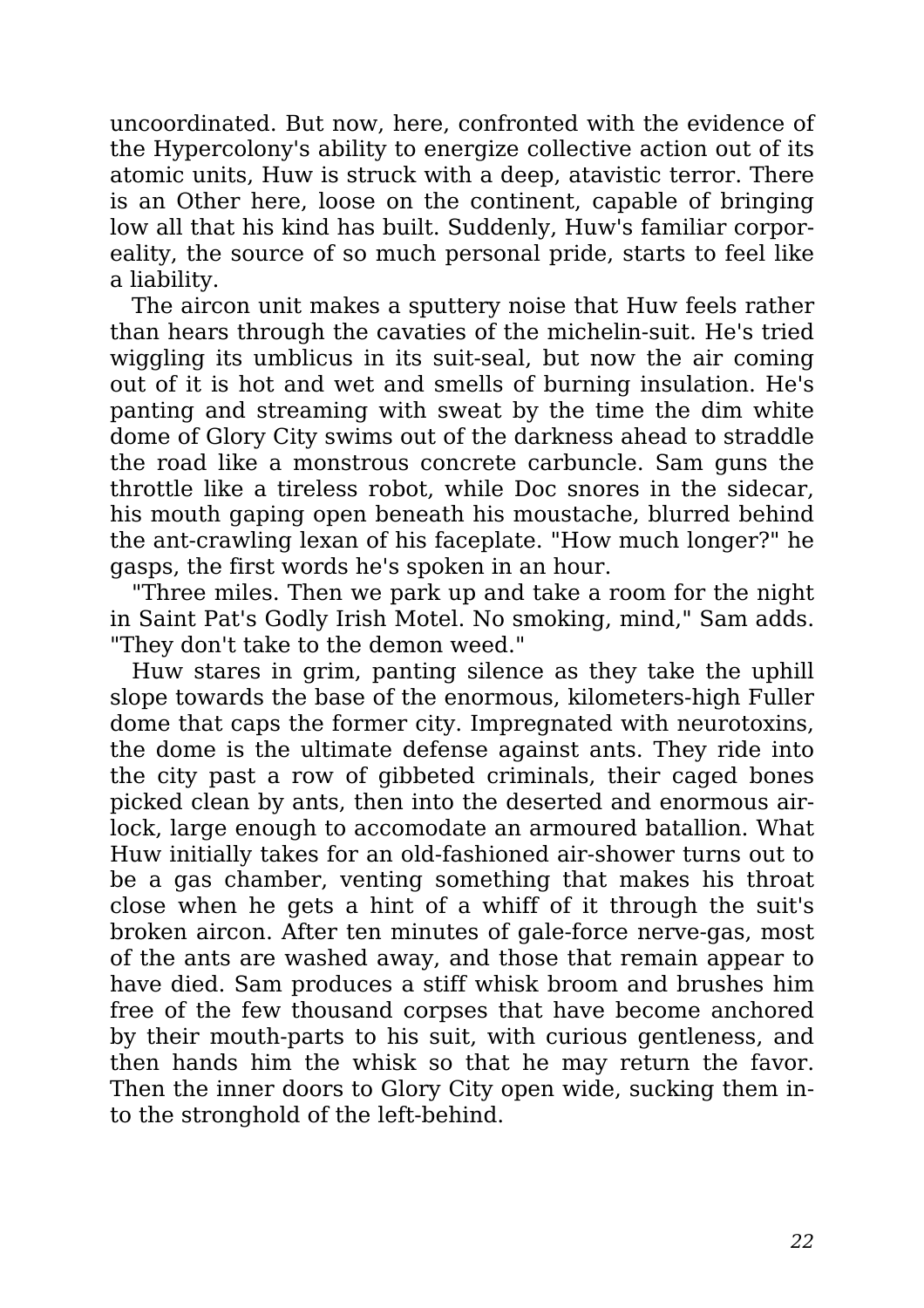uncoordinated. But now, here, confronted with the evidence of the Hypercolony's ability to energize collective action out of its atomic units, Huw is struck with a deep, atavistic terror. There is an Other here, loose on the continent, capable of bringing low all that his kind has built. Suddenly, Huw's familiar corporeality, the source of so much personal pride, starts to feel like a liability.

The aircon unit makes a sputtery noise that Huw feels rather than hears through the cavaties of the michelin-suit. He's tried wiggling its umblicus in its suit-seal, but now the air coming out of it is hot and wet and smells of burning insulation. He's panting and streaming with sweat by the time the dim white dome of Glory City swims out of the darkness ahead to straddle the road like a monstrous concrete carbuncle. Sam guns the throttle like a tireless robot, while Doc snores in the sidecar, his mouth gaping open beneath his moustache, blurred behind the ant-crawling lexan of his faceplate. "How much longer?" he gasps, the first words he's spoken in an hour.

"Three miles. Then we park up and take a room for the night in Saint Pat's Godly Irish Motel. No smoking, mind," Sam adds. "They don't take to the demon weed."

Huw stares in grim, panting silence as they take the uphill slope towards the base of the enormous, kilometers-high Fuller dome that caps the former city. Impregnated with neurotoxins, the dome is the ultimate defense against ants. They ride into the city past a row of gibbeted criminals, their caged bones picked clean by ants, then into the deserted and enormous airlock, large enough to accomodate an armoured batallion. What Huw initially takes for an old-fashioned air-shower turns out to be a gas chamber, venting something that makes his throat close when he gets a hint of a whiff of it through the suit's broken aircon. After ten minutes of gale-force nerve-gas, most of the ants are washed away, and those that remain appear to have died. Sam produces a stiff whisk broom and brushes him free of the few thousand corpses that have become anchored by their mouth-parts to his suit, with curious gentleness, and then hands him the whisk so that he may return the favor. Then the inner doors to Glory City open wide, sucking them into the stronghold of the left-behind.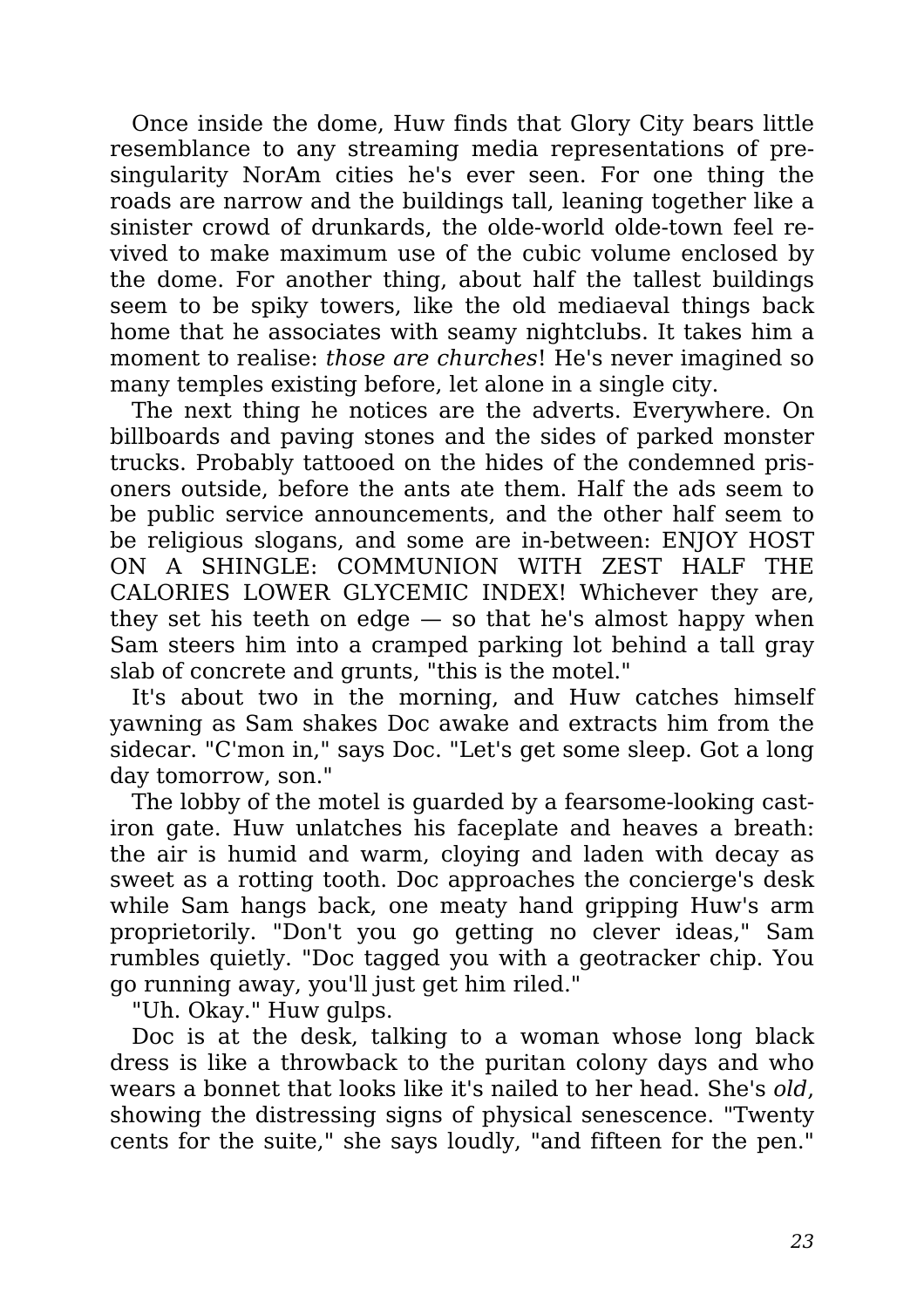Once inside the dome, Huw finds that Glory City bears little resemblance to any streaming media representations of pre-singularity NorAm cities he's ever seen. For one thing the roads are narrow and the buildings tall, leaning together like a sinister crowd of drunkards, the olde-world olde-town feel revived to make maximum use of the cubic volume enclosed by the dome. For another thing, about half the tallest buildings seem to be spiky towers, like the old mediaeval things back home that he associates with seamy nightclubs. It takes him a moment to realise: *those are churches*! He's never imagined so many temples existing before, let alone in a single city.

The next thing he notices are the adverts. Everywhere. On billboards and paving stones and the sides of parked monster trucks. Probably tattooed on the hides of the condemned prisoners outside, before the ants ate them. Half the ads seem to be public service announcements, and the other half seem to be religious slogans, and some are in-between: ENJOY HOST ON A SHINGLE: COMMUNION WITH ZEST HALF THE CALORIES LOWER GLYCEMIC INDEX! Whichever they are, they set his teeth on edge — so that he's almost happy when Sam steers him into a cramped parking lot behind a tall gray slab of concrete and grunts, "this is the motel."

It's about two in the morning, and Huw catches himself yawning as Sam shakes Doc awake and extracts him from the sidecar. "C'mon in," says Doc. "Let's get some sleep. Got a long day tomorrow, son."

The lobby of the motel is guarded by a fearsome-looking cast-iron gate. Huw unlatches his faceplate and heaves a breath: the air is humid and warm, cloying and laden with decay as sweet as a rotting tooth. Doc approaches the concierge's desk while Sam hangs back, one meaty hand gripping Huw's arm proprietorily. "Don't you go getting no clever ideas," Sam rumbles quietly. "Doc tagged you with a geotracker chip. You go running away, you'll just get him riled."

"Uh. Okay." Huw gulps.

Doc is at the desk, talking to a woman whose long black dress is like a throwback to the puritan colony days and who wears a bonnet that looks like it's nailed to her head. She's *old*, showing the distressing signs of physical senescence. "Twenty cents for the suite," she says loudly, "and fifteen for the pen."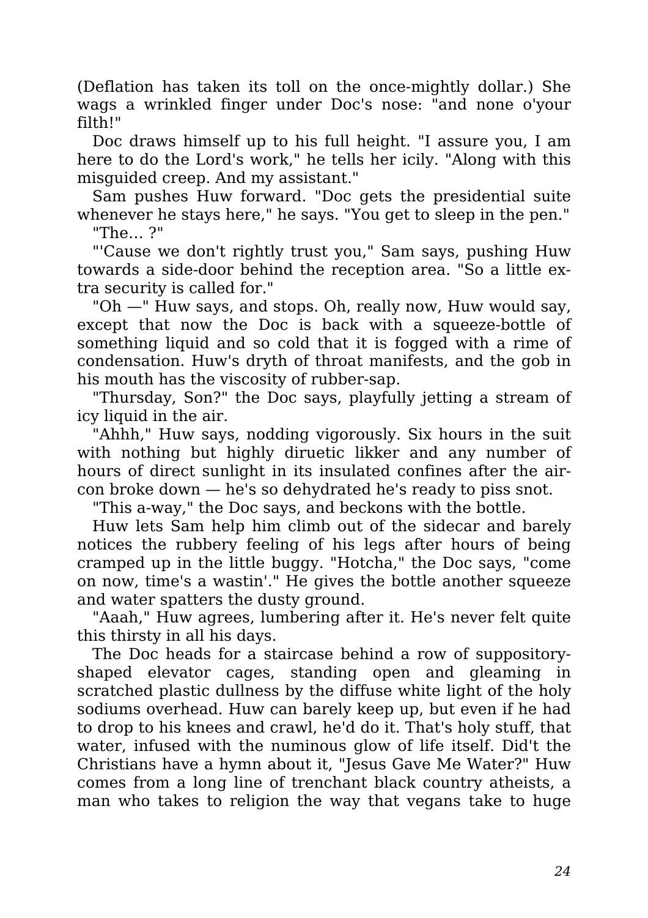(Deflation has taken its toll on the once-mightly dollar.) She wags a wrinkled finger under Doc's nose: "and none o'your filth!"

Doc draws himself up to his full height. "I assure you, I am here to do the Lord's work," he tells her icily. "Along with this misguided creep. And my assistant."

Sam pushes Huw forward. "Doc gets the presidential suite whenever he stays here," he says. "You get to sleep in the pen."

"The... ?"

"'Cause we don't rightly trust you," Sam says, pushing Huw towards a side-door behind the reception area. "So a little extra security is called for."

"Oh —" Huw says, and stops. Oh, really now, Huw would say, except that now the Doc is back with a squeeze-bottle of something liquid and so cold that it is fogged with a rime of condensation. Huw's dryth of throat manifests, and the gob in his mouth has the viscosity of rubber-sap.

"Thursday, Son?" the Doc says, playfully jetting a stream of icy liquid in the air.

"Ahhh," Huw says, nodding vigorously. Six hours in the suit with nothing but highly diruetic likker and any number of hours of direct sunlight in its insulated confines after the air-con broke down — he's so dehydrated he's ready to piss snot.

"This a-way," the Doc says, and beckons with the bottle.

Huw lets Sam help him climb out of the sidecar and barely notices the rubbery feeling of his legs after hours of being cramped up in the little buggy. "Hotcha," the Doc says, "come on now, time's a wastin'." He gives the bottle another squeeze and water spatters the dusty ground.

"Aaah," Huw agrees, lumbering after it. He's never felt quite this thirsty in all his days.

The Doc heads for a staircase behind a row of suppository-shaped elevator cages, standing open and gleaming in scratched plastic dullness by the diffuse white light of the holy sodiums overhead. Huw can barely keep up, but even if he had to drop to his knees and crawl, he'd do it. That's holy stuff, that water, infused with the numinous glow of life itself. Did't the Christians have a hymn about it, "Jesus Gave Me Water?" Huw comes from a long line of trenchant black country atheists, a man who takes to religion the way that vegans take to huge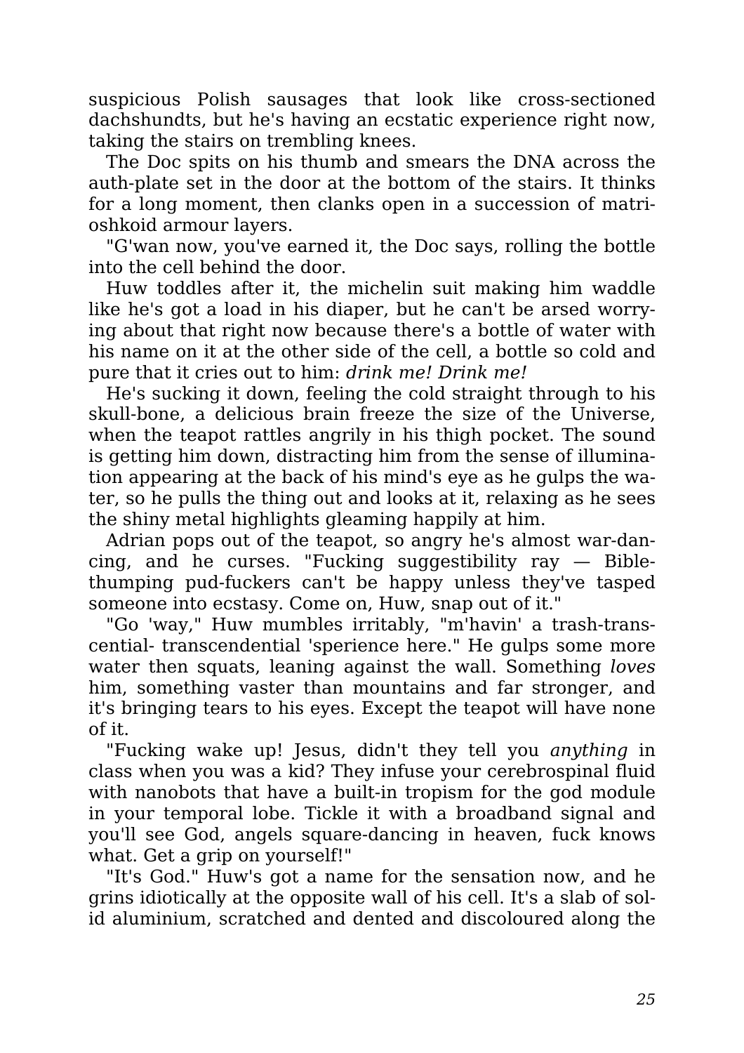suspicious Polish sausages that look like cross-sectioned dachshundts, but he's having an ecstatic experience right now, taking the stairs on trembling knees.

The Doc spits on his thumb and smears the DNA across the auth-plate set in the door at the bottom of the stairs. It thinks for a long moment, then clanks open in a succession of matrioshkoid armour layers.

"G'wan now, you've earned it, the Doc says, rolling the bottle into the cell behind the door.

Huw toddles after it, the michelin suit making him waddle like he's got a load in his diaper, but he can't be arsed worrying about that right now because there's a bottle of water with his name on it at the other side of the cell, a bottle so cold and pure that it cries out to him: *drink me! Drink me!*

He's sucking it down, feeling the cold straight through to his skull-bone, a delicious brain freeze the size of the Universe, when the teapot rattles angrily in his thigh pocket. The sound is getting him down, distracting him from the sense of illumination appearing at the back of his mind's eye as he gulps the water, so he pulls the thing out and looks at it, relaxing as he sees the shiny metal highlights gleaming happily at him.

Adrian pops out of the teapot, so angry he's almost war-dancing, and he curses. "Fucking suggestibility ray — Bible-thumping pud-fuckers can't be happy unless they've tasped someone into ecstasy. Come on, Huw, snap out of it."

"Go 'way," Huw mumbles irritably, "m'havin' a trash-transcential- transcendential 'sperience here." He gulps some more water then squats, leaning against the wall. Something *loves* him, something vaster than mountains and far stronger, and it's bringing tears to his eyes. Except the teapot will have none of it.

"Fucking wake up! Jesus, didn't they tell you *anything* in class when you was a kid? They infuse your cerebrospinal fluid with nanobots that have a built-in tropism for the god module in your temporal lobe. Tickle it with a broadband signal and you'll see God, angels square-dancing in heaven, fuck knows what. Get a grip on yourself!"

"It's God." Huw's got a name for the sensation now, and he grins idiotically at the opposite wall of his cell. It's a slab of solid aluminium, scratched and dented and discoloured along the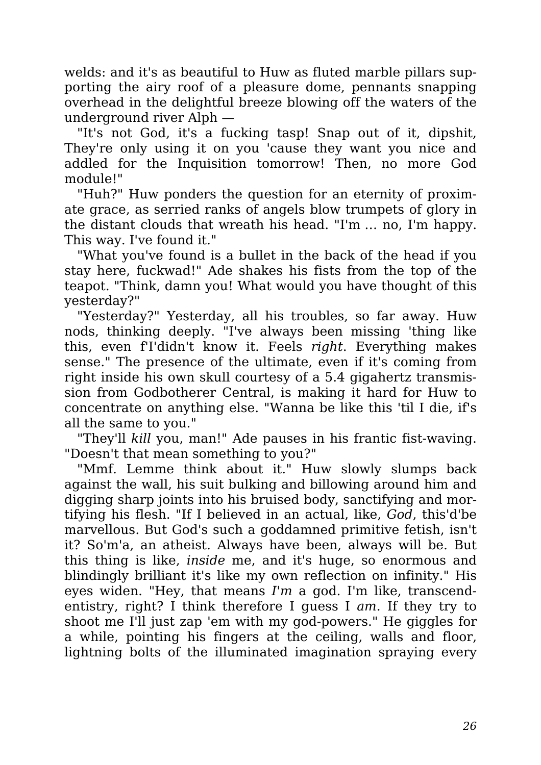welds: and it's as beautiful to Huw as fluted marble pillars supporting the airy roof of a pleasure dome, pennants snapping overhead in the delightful breeze blowing off the waters of the underground river Alph —

"It's not God, it's a fucking tasp! Snap out of it, dipshit, They're only using it on you 'cause they want you nice and addled for the Inquisition tomorrow! Then, no more God module!"

"Huh?" Huw ponders the question for an eternity of proximate grace, as serried ranks of angels blow trumpets of glory in the distant clouds that wreath his head. "I'm … no, I'm happy. This way. I've found it."

"What you've found is a bullet in the back of the head if you stay here, fuckwad!" Ade shakes his fists from the top of the teapot. "Think, damn you! What would you have thought of this yesterday?"

"Yesterday?" Yesterday, all his troubles, so far away. Huw nods, thinking deeply. "I've always been missing 'thing like this, even f'I'didn't know it. Feels *right*. Everything makes sense." The presence of the ultimate, even if it's coming from right inside his own skull courtesy of a 5.4 gigahertz transmission from Godbotherer Central, is making it hard for Huw to concentrate on anything else. "Wanna be like this 'til I die, if's all the same to you."

"They'll *kill* you, man!" Ade pauses in his frantic fist-waving. "Doesn't that mean something to you?"

"Mmf. Lemme think about it." Huw slowly slumps back against the wall, his suit bulking and billowing around him and digging sharp joints into his bruised body, sanctifying and mortifying his flesh. "If I believed in an actual, like, *God*, this'd'be marvellous. But God's such a goddamned primitive fetish, isn't it? So'm'a, an atheist. Always have been, always will be. But this thing is like, *inside* me, and it's huge, so enormous and blindingly brilliant it's like my own reflection on infinity." His eyes widen. "Hey, that means *I'm* a god. I'm like, transcendentistry, right? I think therefore I guess I *am*. If they try to shoot me I'll just zap 'em with my god-powers." He giggles for a while, pointing his fingers at the ceiling, walls and floor, lightning bolts of the illuminated imagination spraying every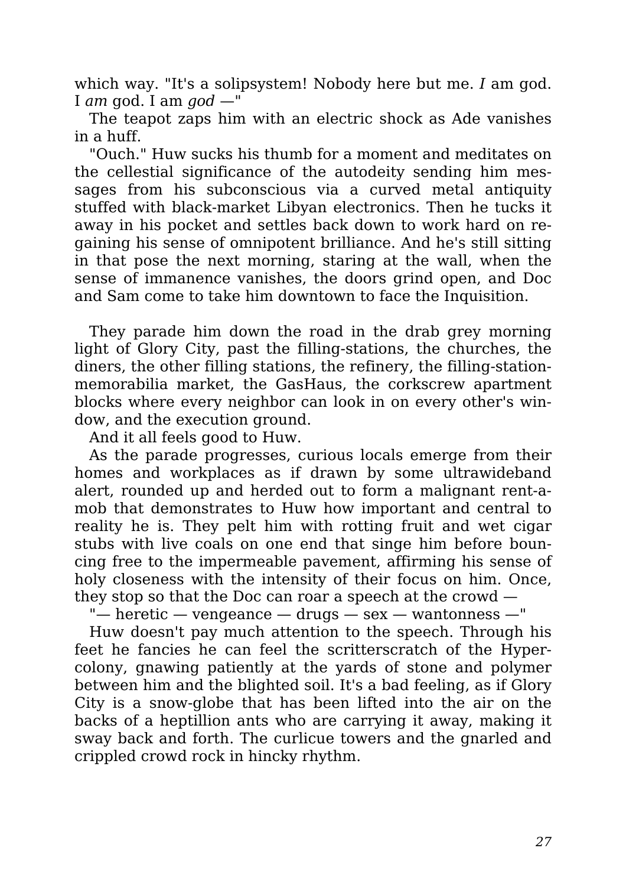which way. "It's a solipsystem! Nobody here but me. *I* am god. I *am* god. I am *god* —"

The teapot zaps him with an electric shock as Ade vanishes in a huff.

"Ouch." Huw sucks his thumb for a moment and meditates on the cellestial significance of the autodeity sending him messages from his subconscious via a curved metal antiquity stuffed with black-market Libyan electronics. Then he tucks it away in his pocket and settles back down to work hard on regaining his sense of omnipotent brilliance. And he's still sitting in that pose the next morning, staring at the wall, when the sense of immanence vanishes, the doors grind open, and Doc and Sam come to take him downtown to face the Inquisition.

They parade him down the road in the drab grey morning light of Glory City, past the filling-stations, the churches, the diners, the other filling stations, the refinery, the filling-station-memorabilia market, the GasHaus, the corkscrew apartment blocks where every neighbor can look in on every other's window, and the execution ground.

And it all feels good to Huw.

As the parade progresses, curious locals emerge from their homes and workplaces as if drawn by some ultrawideband alert, rounded up and herded out to form a malignant rent-a-mob that demonstrates to Huw how important and central to reality he is. They pelt him with rotting fruit and wet cigar stubs with live coals on one end that singe him before bouncing free to the impermeable pavement, affirming his sense of holy closeness with the intensity of their focus on him. Once, they stop so that the Doc can roar a speech at the crowd —

"— heretic — vengeance — drugs — sex — wantonness —"

Huw doesn't pay much attention to the speech. Through his feet he fancies he can feel the scritterscratch of the Hypercolony, gnawing patiently at the yards of stone and polymer between him and the blighted soil. It's a bad feeling, as if Glory City is a snow-globe that has been lifted into the air on the backs of a heptillion ants who are carrying it away, making it sway back and forth. The curlicue towers and the gnarled and crippled crowd rock in hincky rhythm.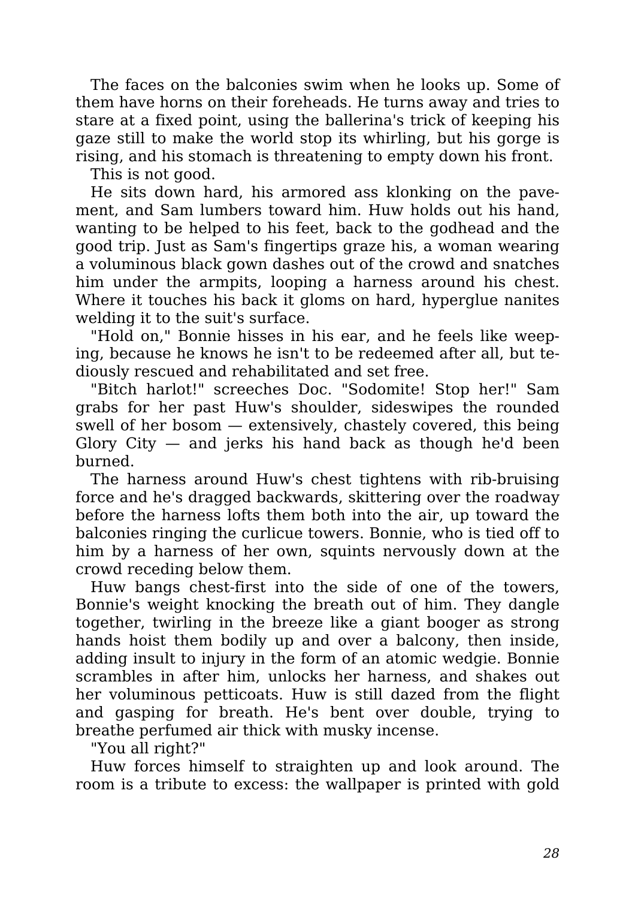The faces on the balconies swim when he looks up. Some of them have horns on their foreheads. He turns away and tries to stare at a fixed point, using the ballerina's trick of keeping his gaze still to make the world stop its whirling, but his gorge is rising, and his stomach is threatening to empty down his front.

This is not good.

He sits down hard, his armored ass klonking on the pavement, and Sam lumbers toward him. Huw holds out his hand, wanting to be helped to his feet, back to the godhead and the good trip. Just as Sam's fingertips graze his, a woman wearing a voluminous black gown dashes out of the crowd and snatches him under the armpits, looping a harness around his chest. Where it touches his back it gloms on hard, hyperglue nanites welding it to the suit's surface.

"Hold on," Bonnie hisses in his ear, and he feels like weeping, because he knows he isn't to be redeemed after all, but tediously rescued and rehabilitated and set free.

"Bitch harlot!" screeches Doc. "Sodomite! Stop her!" Sam grabs for her past Huw's shoulder, sideswipes the rounded swell of her bosom — extensively, chastely covered, this being Glory City — and jerks his hand back as though he'd been burned.

The harness around Huw's chest tightens with rib-bruising force and he's dragged backwards, skittering over the roadway before the harness lofts them both into the air, up toward the balconies ringing the curlicue towers. Bonnie, who is tied off to him by a harness of her own, squints nervously down at the crowd receding below them.

Huw bangs chest-first into the side of one of the towers, Bonnie's weight knocking the breath out of him. They dangle together, twirling in the breeze like a giant booger as strong hands hoist them bodily up and over a balcony, then inside, adding insult to injury in the form of an atomic wedgie. Bonnie scrambles in after him, unlocks her harness, and shakes out her voluminous petticoats. Huw is still dazed from the flight and gasping for breath. He's bent over double, trying to breathe perfumed air thick with musky incense.

"You all right?"

Huw forces himself to straighten up and look around. The room is a tribute to excess: the wallpaper is printed with gold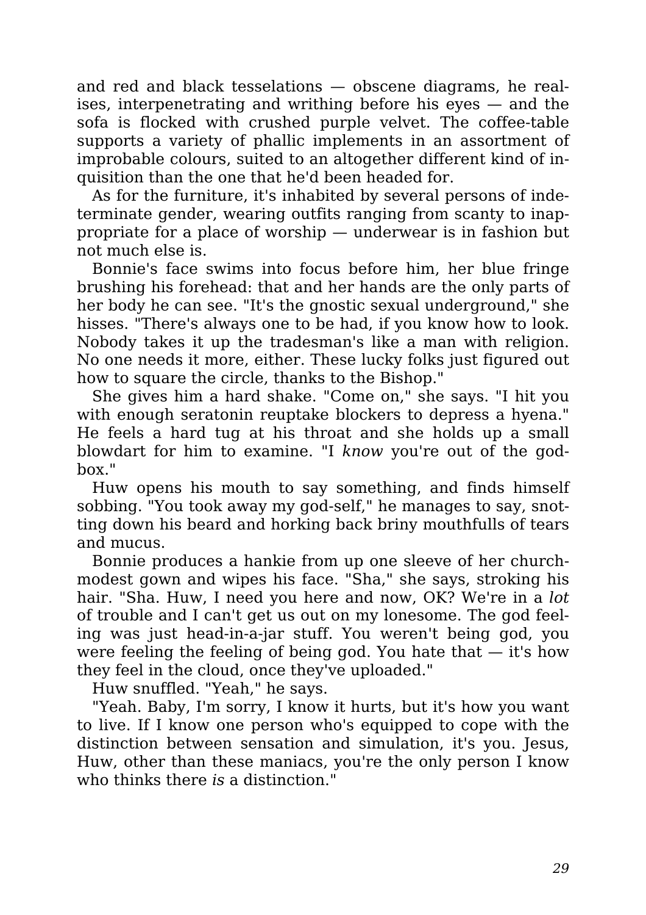and red and black tesselations — obscene diagrams, he realises, interpenetrating and writhing before his eyes — and the sofa is flocked with crushed purple velvet. The coffee-table supports a variety of phallic implements in an assortment of improbable colours, suited to an altogether different kind of inquisition than the one that he'd been headed for.

As for the furniture, it's inhabited by several persons of indeterminate gender, wearing outfits ranging from scanty to inappropriate for a place of worship — underwear is in fashion but not much else is.

Bonnie's face swims into focus before him, her blue fringe brushing his forehead: that and her hands are the only parts of her body he can see. "It's the gnostic sexual underground," she hisses. "There's always one to be had, if you know how to look. Nobody takes it up the tradesman's like a man with religion. No one needs it more, either. These lucky folks just figured out how to square the circle, thanks to the Bishop."

She gives him a hard shake. "Come on," she says. "I hit you with enough seratonin reuptake blockers to depress a hyena." He feels a hard tug at his throat and she holds up a small blowdart for him to examine. "I *know* you're out of the god-box."

Huw opens his mouth to say something, and finds himself sobbing. "You took away my god-self," he manages to say, snotting down his beard and horking back briny mouthfulls of tears and mucus.

Bonnie produces a hankie from up one sleeve of her church-modest gown and wipes his face. "Sha," she says, stroking his hair. "Sha. Huw, I need you here and now, OK? We're in a *lot* of trouble and I can't get us out on my lonesome. The god feeling was just head-in-a-jar stuff. You weren't being god, you were feeling the feeling of being god. You hate that — it's how they feel in the cloud, once they've uploaded."

Huw snuffled. "Yeah," he says.

"Yeah. Baby, I'm sorry, I know it hurts, but it's how you want to live. If I know one person who's equipped to cope with the distinction between sensation and simulation, it's you. Jesus, Huw, other than these maniacs, you're the only person I know who thinks there *is* a distinction."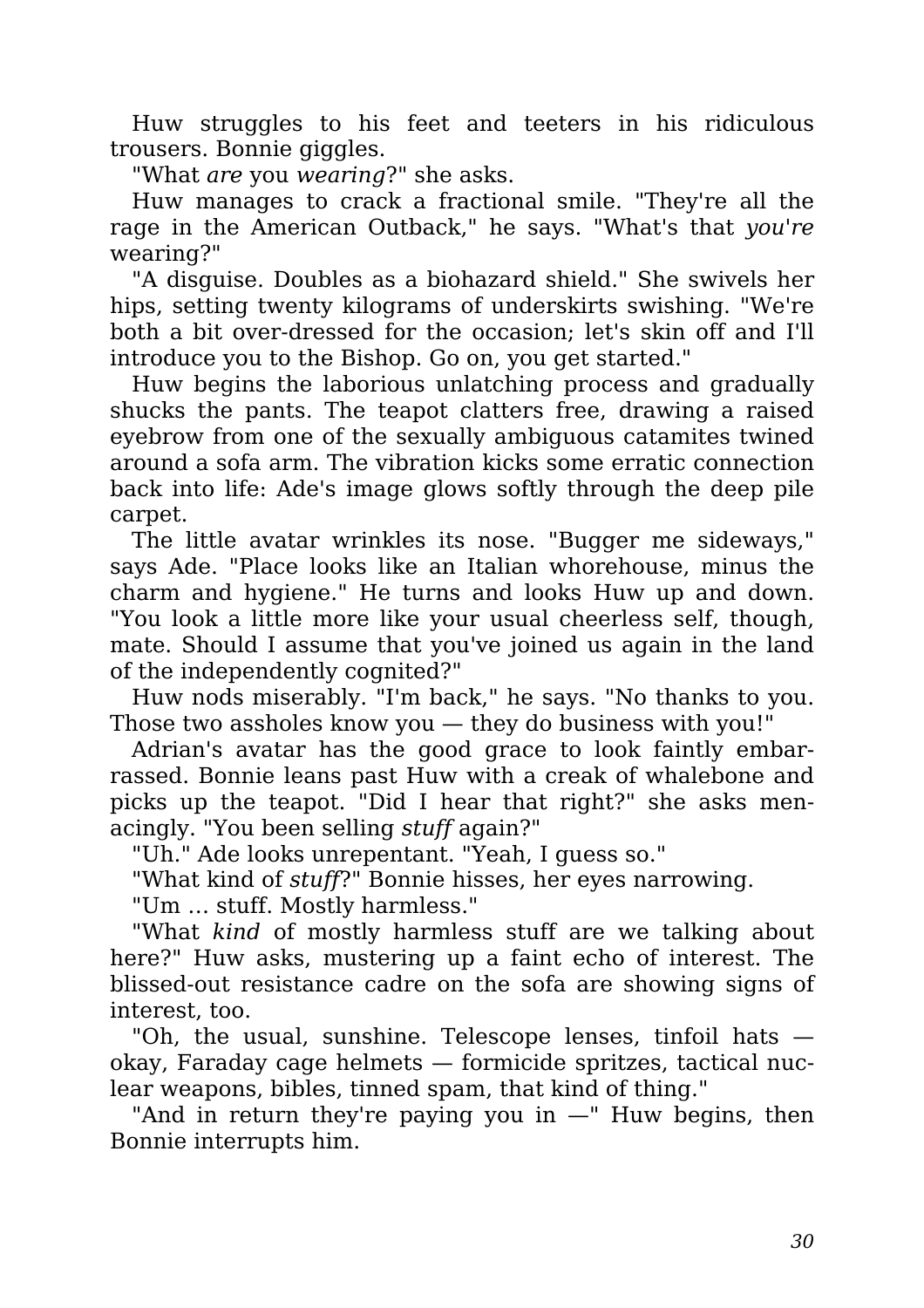Huw struggles to his feet and teeters in his ridiculous trousers. Bonnie giggles.

"What *are* you *wearing*?" she asks.

Huw manages to crack a fractional smile. "They're all the rage in the American Outback," he says. "What's that *you're* wearing?"

"A disguise. Doubles as a biohazard shield." She swivels her hips, setting twenty kilograms of underskirts swishing. "We're both a bit over-dressed for the occasion; let's skin off and I'll introduce you to the Bishop. Go on, you get started."

Huw begins the laborious unlatching process and gradually shucks the pants. The teapot clatters free, drawing a raised eyebrow from one of the sexually ambiguous catamites twined around a sofa arm. The vibration kicks some erratic connection back into life: Ade's image glows softly through the deep pile carpet.

The little avatar wrinkles its nose. "Bugger me sideways," says Ade. "Place looks like an Italian whorehouse, minus the charm and hygiene." He turns and looks Huw up and down. "You look a little more like your usual cheerless self, though, mate. Should I assume that you've joined us again in the land of the independently cognited?"

Huw nods miserably. "I'm back," he says. "No thanks to you. Those two assholes know you — they do business with you!"

Adrian's avatar has the good grace to look faintly embarrassed. Bonnie leans past Huw with a creak of whalebone and picks up the teapot. "Did I hear that right?" she asks menacingly. "You been selling *stuff* again?"

"Uh." Ade looks unrepentant. "Yeah, I guess so."

"What kind of *stuff*?" Bonnie hisses, her eyes narrowing.

"Um … stuff. Mostly harmless."

"What *kind* of mostly harmless stuff are we talking about here?" Huw asks, mustering up a faint echo of interest. The blissed-out resistance cadre on the sofa are showing signs of interest, too.

"Oh, the usual, sunshine. Telescope lenses, tinfoil hats — okay, Faraday cage helmets — formicide spritzes, tactical nuclear weapons, bibles, tinned spam, that kind of thing."

"And in return they're paying you in —" Huw begins, then Bonnie interrupts him.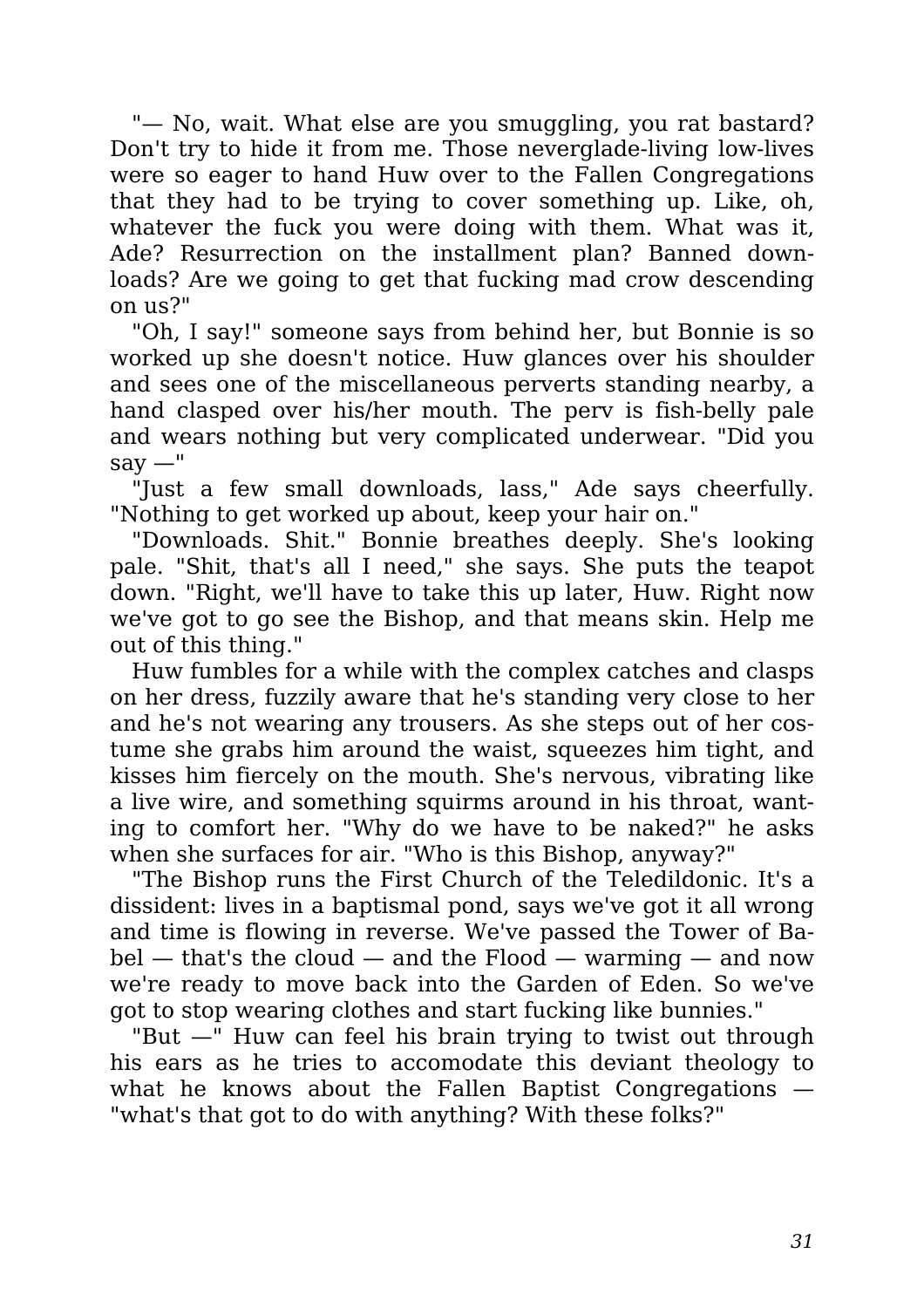"— No, wait. What else are you smuggling, you rat bastard? Don't try to hide it from me. Those neverglade-living low-lives were so eager to hand Huw over to the Fallen Congregations that they had to be trying to cover something up. Like, oh, whatever the fuck you were doing with them. What was it, Ade? Resurrection on the installment plan? Banned downloads? Are we going to get that fucking mad crow descending on us?"

"Oh, I say!" someone says from behind her, but Bonnie is so worked up she doesn't notice. Huw glances over his shoulder and sees one of the miscellaneous perverts standing nearby, a hand clasped over his/her mouth. The perv is fish-belly pale and wears nothing but very complicated underwear. "Did you say —"

"Just a few small downloads, lass," Ade says cheerfully. "Nothing to get worked up about, keep your hair on."

"Downloads. Shit." Bonnie breathes deeply. She's looking pale. "Shit, that's all I need," she says. She puts the teapot down. "Right, we'll have to take this up later, Huw. Right now we've got to go see the Bishop, and that means skin. Help me out of this thing."

Huw fumbles for a while with the complex catches and clasps on her dress, fuzzily aware that he's standing very close to her and he's not wearing any trousers. As she steps out of her costume she grabs him around the waist, squeezes him tight, and kisses him fiercely on the mouth. She's nervous, vibrating like a live wire, and something squirms around in his throat, wanting to comfort her. "Why do we have to be naked?" he asks when she surfaces for air. "Who is this Bishop, anyway?"

"The Bishop runs the First Church of the Teledildonic. It's a dissident: lives in a baptismal pond, says we've got it all wrong and time is flowing in reverse. We've passed the Tower of Babel — that's the cloud — and the Flood — warming — and now we're ready to move back into the Garden of Eden. So we've got to stop wearing clothes and start fucking like bunnies."

"But —" Huw can feel his brain trying to twist out through his ears as he tries to accomodate this deviant theology to what he knows about the Fallen Baptist Congregations — "what's that got to do with anything? With these folks?"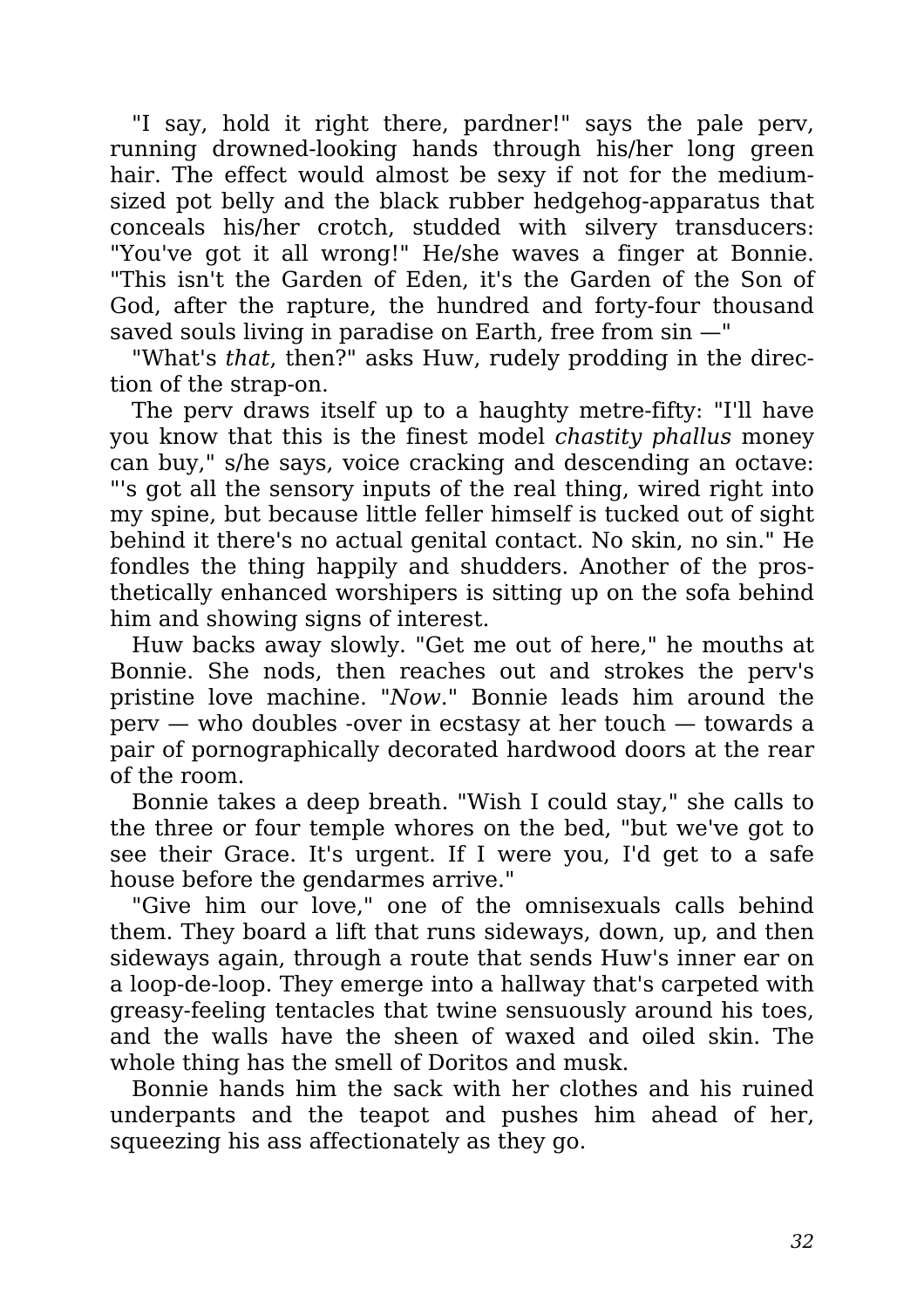"I say, hold it right there, pardner!" says the pale perv, running drowned-looking hands through his/her long green hair. The effect would almost be sexy if not for the medium-sized pot belly and the black rubber hedgehog-apparatus that conceals his/her crotch, studded with silvery transducers: "You've got it all wrong!" He/she waves a finger at Bonnie. "This isn't the Garden of Eden, it's the Garden of the Son of God, after the rapture, the hundred and forty-four thousand saved souls living in paradise on Earth, free from sin —"

"What's *that*, then?" asks Huw, rudely prodding in the direction of the strap-on.

The perv draws itself up to a haughty metre-fifty: "I'll have you know that this is the finest model *chastity phallus* money can buy," s/he says, voice cracking and descending an octave: "'s got all the sensory inputs of the real thing, wired right into my spine, but because little feller himself is tucked out of sight behind it there's no actual genital contact. No skin, no sin." He fondles the thing happily and shudders. Another of the prosthetically enhanced worshipers is sitting up on the sofa behind him and showing signs of interest.

Huw backs away slowly. "Get me out of here," he mouths at Bonnie. She nods, then reaches out and strokes the perv's pristine love machine. "*Now*." Bonnie leads him around the perv — who doubles -over in ecstasy at her touch — towards a pair of pornographically decorated hardwood doors at the rear of the room.

Bonnie takes a deep breath. "Wish I could stay," she calls to the three or four temple whores on the bed, "but we've got to see their Grace. It's urgent. If I were you, I'd get to a safe house before the gendarmes arrive."

"Give him our love," one of the omnisexuals calls behind them. They board a lift that runs sideways, down, up, and then sideways again, through a route that sends Huw's inner ear on a loop-de-loop. They emerge into a hallway that's carpeted with greasy-feeling tentacles that twine sensuously around his toes, and the walls have the sheen of waxed and oiled skin. The whole thing has the smell of Doritos and musk.

Bonnie hands him the sack with her clothes and his ruined underpants and the teapot and pushes him ahead of her, squeezing his ass affectionately as they go.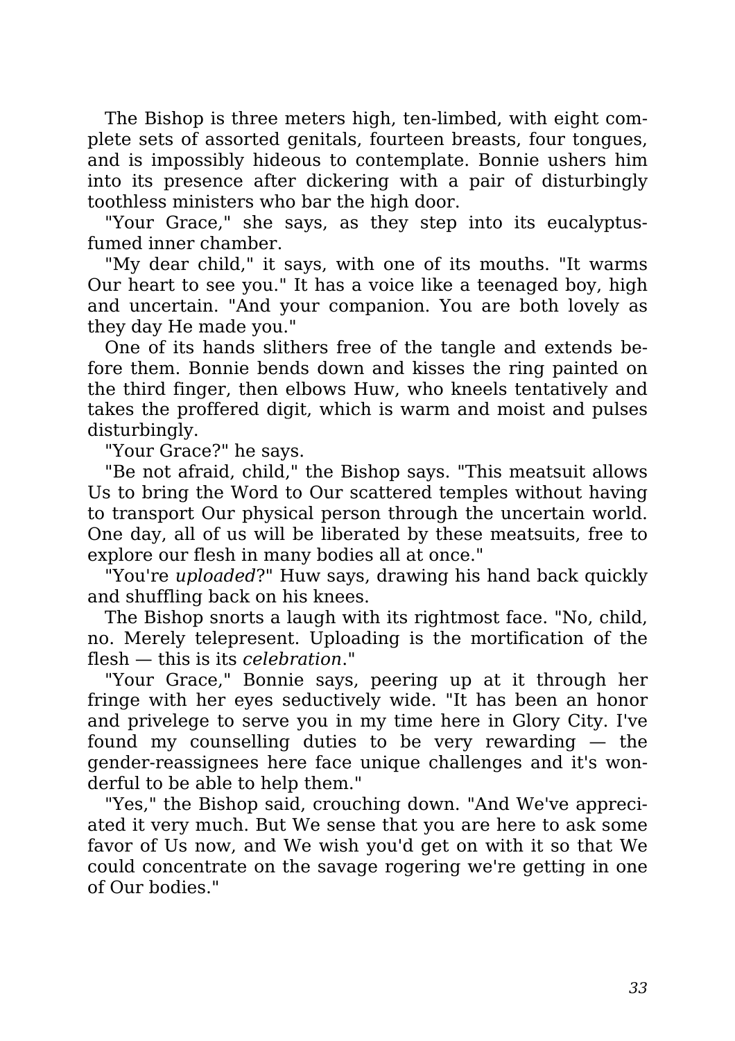The Bishop is three meters high, ten-limbed, with eight complete sets of assorted genitals, fourteen breasts, four tongues, and is impossibly hideous to contemplate. Bonnie ushers him into its presence after dickering with a pair of disturbingly toothless ministers who bar the high door.

"Your Grace," she says, as they step into its eucalyptus-fumed inner chamber.

"My dear child," it says, with one of its mouths. "It warms Our heart to see you." It has a voice like a teenaged boy, high and uncertain. "And your companion. You are both lovely as they day He made you."

One of its hands slithers free of the tangle and extends before them. Bonnie bends down and kisses the ring painted on the third finger, then elbows Huw, who kneels tentatively and takes the proffered digit, which is warm and moist and pulses disturbingly.

"Your Grace?" he says.

"Be not afraid, child," the Bishop says. "This meatsuit allows Us to bring the Word to Our scattered temples without having to transport Our physical person through the uncertain world. One day, all of us will be liberated by these meatsuits, free to explore our flesh in many bodies all at once."

"You're *uploaded*?" Huw says, drawing his hand back quickly and shuffling back on his knees.

The Bishop snorts a laugh with its rightmost face. "No, child, no. Merely telepresent. Uploading is the mortification of the flesh — this is its *celebration*."

"Your Grace," Bonnie says, peering up at it through her fringe with her eyes seductively wide. "It has been an honor and privelege to serve you in my time here in Glory City. I've found my counselling duties to be very rewarding — the gender-reassignees here face unique challenges and it's wonderful to be able to help them."

"Yes," the Bishop said, crouching down. "And We've appreciated it very much. But We sense that you are here to ask some favor of Us now, and We wish you'd get on with it so that We could concentrate on the savage rogering we're getting in one of Our bodies."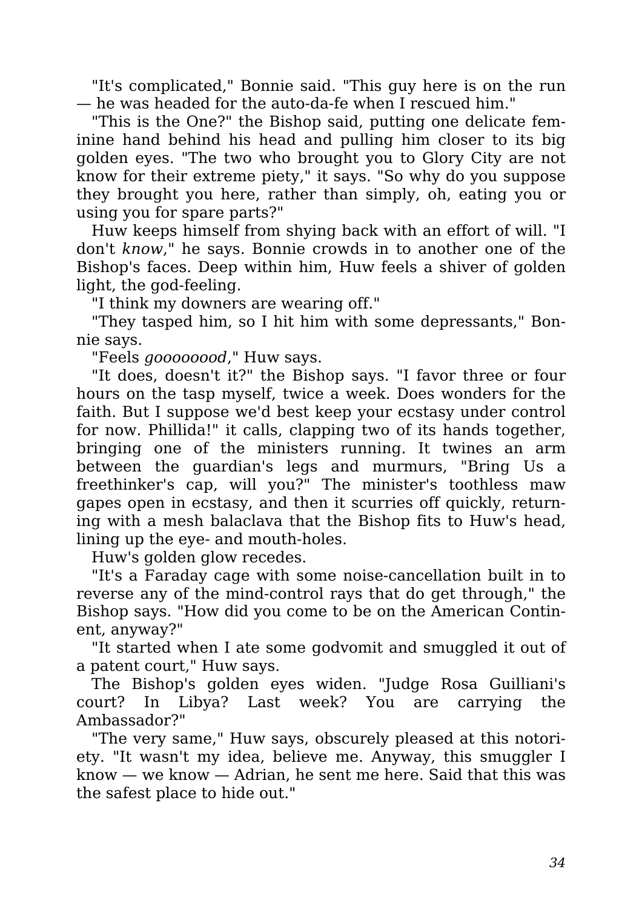"It's complicated," Bonnie said. "This guy here is on the run — he was headed for the auto-da-fe when I rescued him."

"This is the One?" the Bishop said, putting one delicate feminine hand behind his head and pulling him closer to its big golden eyes. "The two who brought you to Glory City are not know for their extreme piety," it says. "So why do you suppose they brought you here, rather than simply, oh, eating you or using you for spare parts?"

Huw keeps himself from shying back with an effort of will. "I don't *know*," he says. Bonnie crowds in to another one of the Bishop's faces. Deep within him, Huw feels a shiver of golden light, the god-feeling.

"I think my downers are wearing off."

"They tasped him, so I hit him with some depressants," Bonnie says.

"Feels *goooooood*," Huw says.

"It does, doesn't it?" the Bishop says. "I favor three or four hours on the tasp myself, twice a week. Does wonders for the faith. But I suppose we'd best keep your ecstasy under control for now. Phillida!" it calls, clapping two of its hands together, bringing one of the ministers running. It twines an arm between the guardian's legs and murmurs, "Bring Us a freethinker's cap, will you?" The minister's toothless maw gapes open in ecstasy, and then it scurries off quickly, returning with a mesh balaclava that the Bishop fits to Huw's head, lining up the eye- and mouth-holes.

Huw's golden glow recedes.

"It's a Faraday cage with some noise-cancellation built in to reverse any of the mind-control rays that do get through," the Bishop says. "How did you come to be on the American Continent, anyway?"

"It started when I ate some godvomit and smuggled it out of a patent court," Huw says.

The Bishop's golden eyes widen. "Judge Rosa Guilliani's court? In Libya? Last week? You are carrying the Ambassador?"

"The very same," Huw says, obscurely pleased at this notoriety. "It wasn't my idea, believe me. Anyway, this smuggler I know — we know — Adrian, he sent me here. Said that this was the safest place to hide out."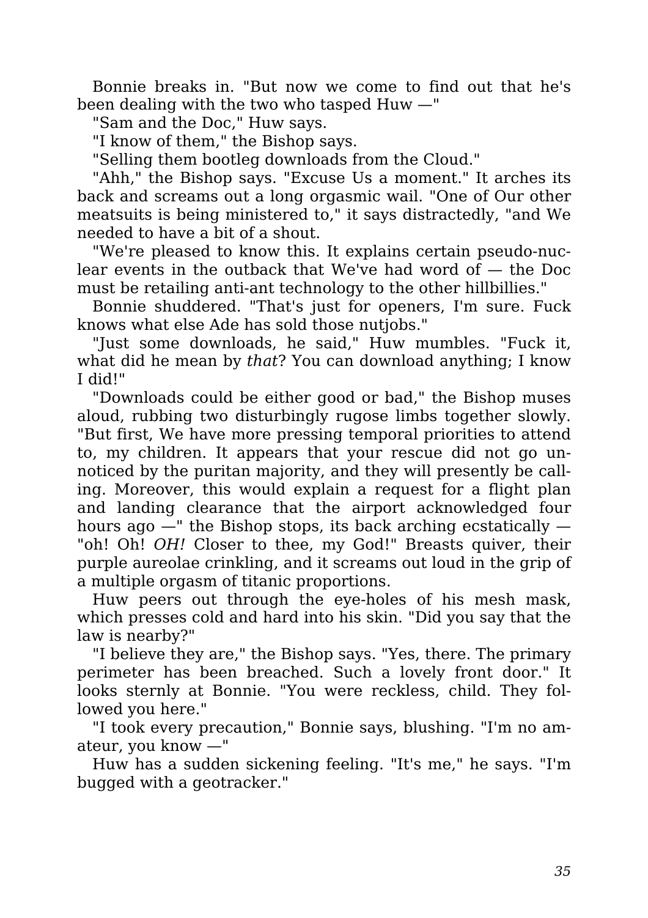Bonnie breaks in. "But now we come to find out that he's been dealing with the two who tasped Huw —"

"Sam and the Doc," Huw says.

"I know of them," the Bishop says.

"Selling them bootleg downloads from the Cloud."

"Ahh," the Bishop says. "Excuse Us a moment." It arches its back and screams out a long orgasmic wail. "One of Our other meatsuits is being ministered to," it says distractedly, "and We needed to have a bit of a shout.

"We're pleased to know this. It explains certain pseudo-nuclear events in the outback that We've had word of — the Doc must be retailing anti-ant technology to the other hillbillies."

Bonnie shuddered. "That's just for openers, I'm sure. Fuck knows what else Ade has sold those nutjobs."

"Just some downloads, he said," Huw mumbles. "Fuck it, what did he mean by *that*? You can download anything; I know I did!"

"Downloads could be either good or bad," the Bishop muses aloud, rubbing two disturbingly rugose limbs together slowly. "But first, We have more pressing temporal priorities to attend to, my children. It appears that your rescue did not go unnoticed by the puritan majority, and they will presently be calling. Moreover, this would explain a request for a flight plan and landing clearance that the airport acknowledged four hours ago —" the Bishop stops, its back arching ecstatically — "oh! Oh! *OH!* Closer to thee, my God!" Breasts quiver, their purple aureolae crinkling, and it screams out loud in the grip of a multiple orgasm of titanic proportions.

Huw peers out through the eye-holes of his mesh mask, which presses cold and hard into his skin. "Did you say that the law is nearby?"

"I believe they are," the Bishop says. "Yes, there. The primary perimeter has been breached. Such a lovely front door." It looks sternly at Bonnie. "You were reckless, child. They followed you here."

"I took every precaution," Bonnie says, blushing. "I'm no amateur, you know —"

Huw has a sudden sickening feeling. "It's me," he says. "I'm bugged with a geotracker."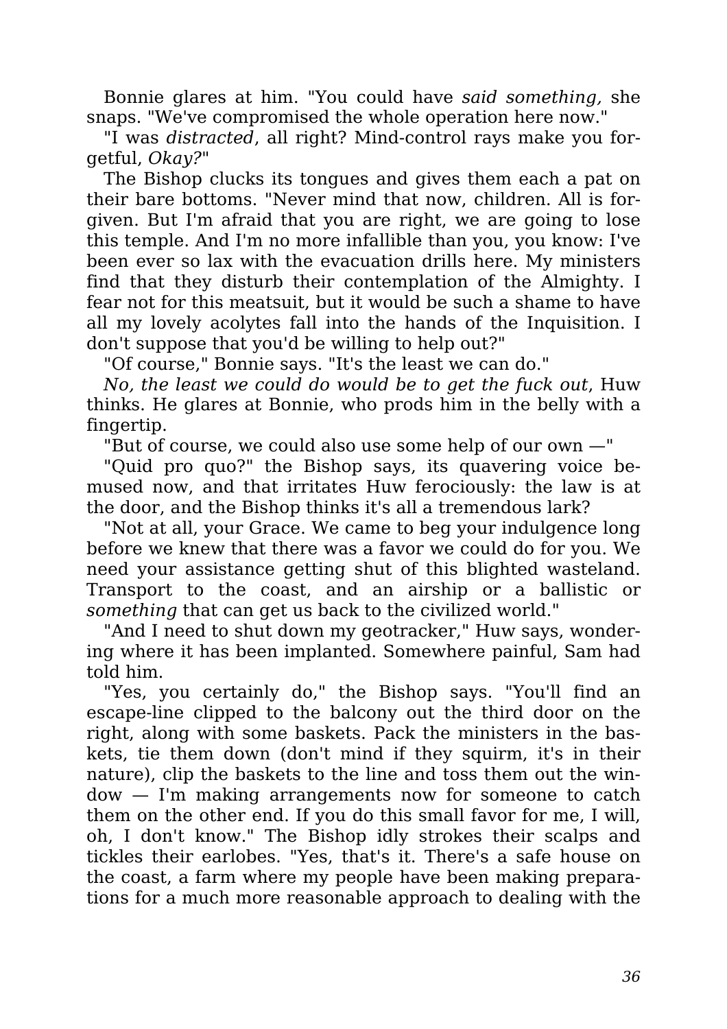Bonnie glares at him. "You could have *said something,* she snaps. "We've compromised the whole operation here now."

"I was *distracted*, all right? Mind-control rays make you forgetful, *Okay?*"

The Bishop clucks its tongues and gives them each a pat on their bare bottoms. "Never mind that now, children. All is forgiven. But I'm afraid that you are right, we are going to lose this temple. And I'm no more infallible than you, you know: I've been ever so lax with the evacuation drills here. My ministers find that they disturb their contemplation of the Almighty. I fear not for this meatsuit, but it would be such a shame to have all my lovely acolytes fall into the hands of the Inquisition. I don't suppose that you'd be willing to help out?"

"Of course," Bonnie says. "It's the least we can do."

*No, the least we could do would be to get the fuck out*, Huw thinks. He glares at Bonnie, who prods him in the belly with a fingertip.

"But of course, we could also use some help of our own —"

"Quid pro quo?" the Bishop says, its quavering voice bemused now, and that irritates Huw ferociously: the law is at the door, and the Bishop thinks it's all a tremendous lark?

"Not at all, your Grace. We came to beg your indulgence long before we knew that there was a favor we could do for you. We need your assistance getting shut of this blighted wasteland. Transport to the coast, and an airship or a ballistic or *something* that can get us back to the civilized world."

"And I need to shut down my geotracker," Huw says, wondering where it has been implanted. Somewhere painful, Sam had told him.

"Yes, you certainly do," the Bishop says. "You'll find an escape-line clipped to the balcony out the third door on the right, along with some baskets. Pack the ministers in the baskets, tie them down (don't mind if they squirm, it's in their nature), clip the baskets to the line and toss them out the window — I'm making arrangements now for someone to catch them on the other end. If you do this small favor for me, I will, oh, I don't know." The Bishop idly strokes their scalps and tickles their earlobes. "Yes, that's it. There's a safe house on the coast, a farm where my people have been making preparations for a much more reasonable approach to dealing with the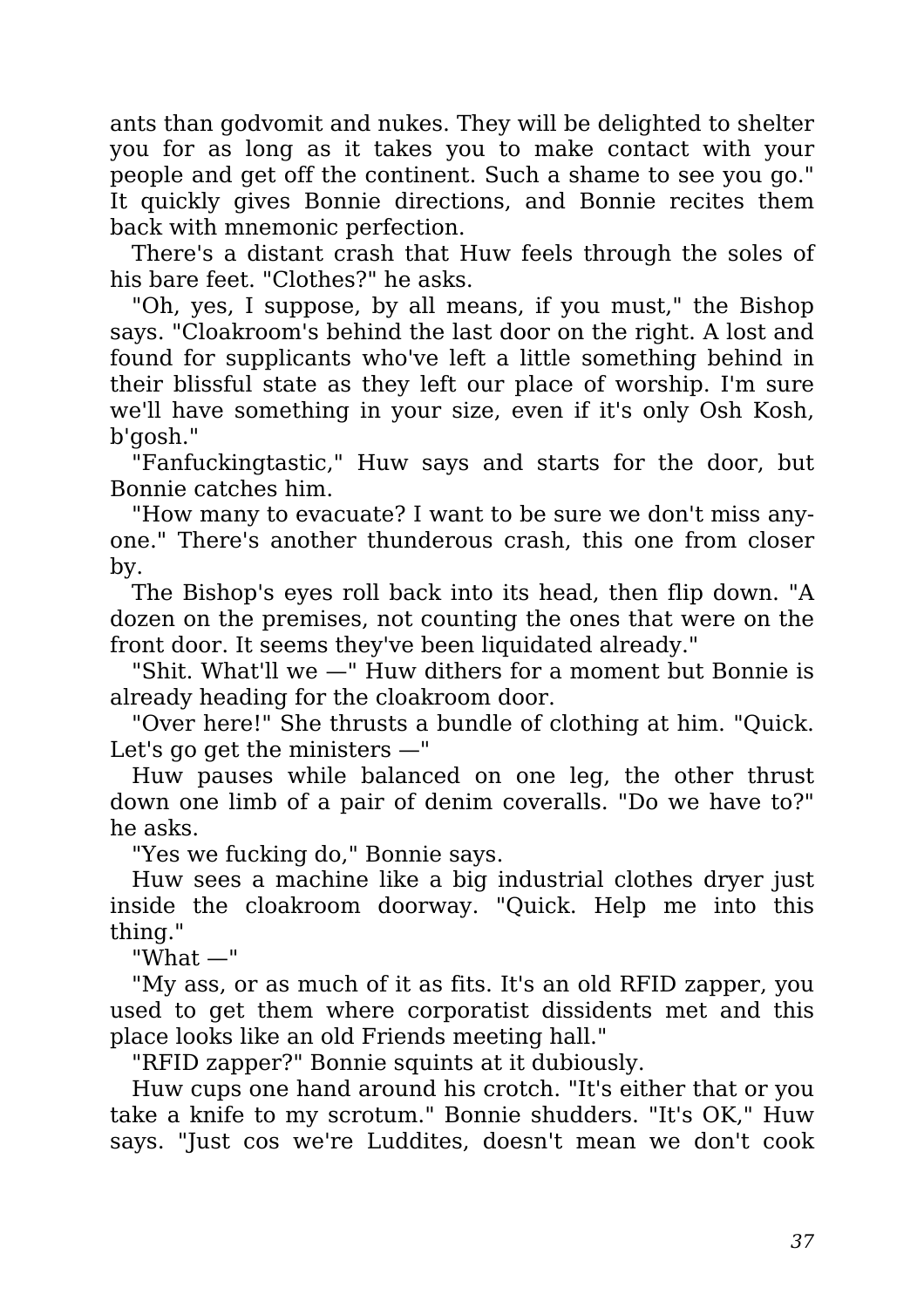ants than godvomit and nukes. They will be delighted to shelter you for as long as it takes you to make contact with your people and get off the continent. Such a shame to see you go." It quickly gives Bonnie directions, and Bonnie recites them back with mnemonic perfection.

There's a distant crash that Huw feels through the soles of his bare feet. "Clothes?" he asks.

"Oh, yes, I suppose, by all means, if you must," the Bishop says. "Cloakroom's behind the last door on the right. A lost and found for supplicants who've left a little something behind in their blissful state as they left our place of worship. I'm sure we'll have something in your size, even if it's only Osh Kosh, b'gosh."

"Fanfuckingtastic," Huw says and starts for the door, but Bonnie catches him.

"How many to evacuate? I want to be sure we don't miss anyone." There's another thunderous crash, this one from closer by.

The Bishop's eyes roll back into its head, then flip down. "A dozen on the premises, not counting the ones that were on the front door. It seems they've been liquidated already."

"Shit. What'll we —" Huw dithers for a moment but Bonnie is already heading for the cloakroom door.

"Over here!" She thrusts a bundle of clothing at him. "Quick. Let's go get the ministers —"

Huw pauses while balanced on one leg, the other thrust down one limb of a pair of denim coveralls. "Do we have to?" he asks.

"Yes we fucking do," Bonnie says.

Huw sees a machine like a big industrial clothes dryer just inside the cloakroom doorway. "Quick. Help me into this thing."

"What —"

"My ass, or as much of it as fits. It's an old RFID zapper, you used to get them where corporatist dissidents met and this place looks like an old Friends meeting hall."

"RFID zapper?" Bonnie squints at it dubiously.

Huw cups one hand around his crotch. "It's either that or you take a knife to my scrotum." Bonnie shudders. "It's OK," Huw says. "Just cos we're Luddites, doesn't mean we don't cook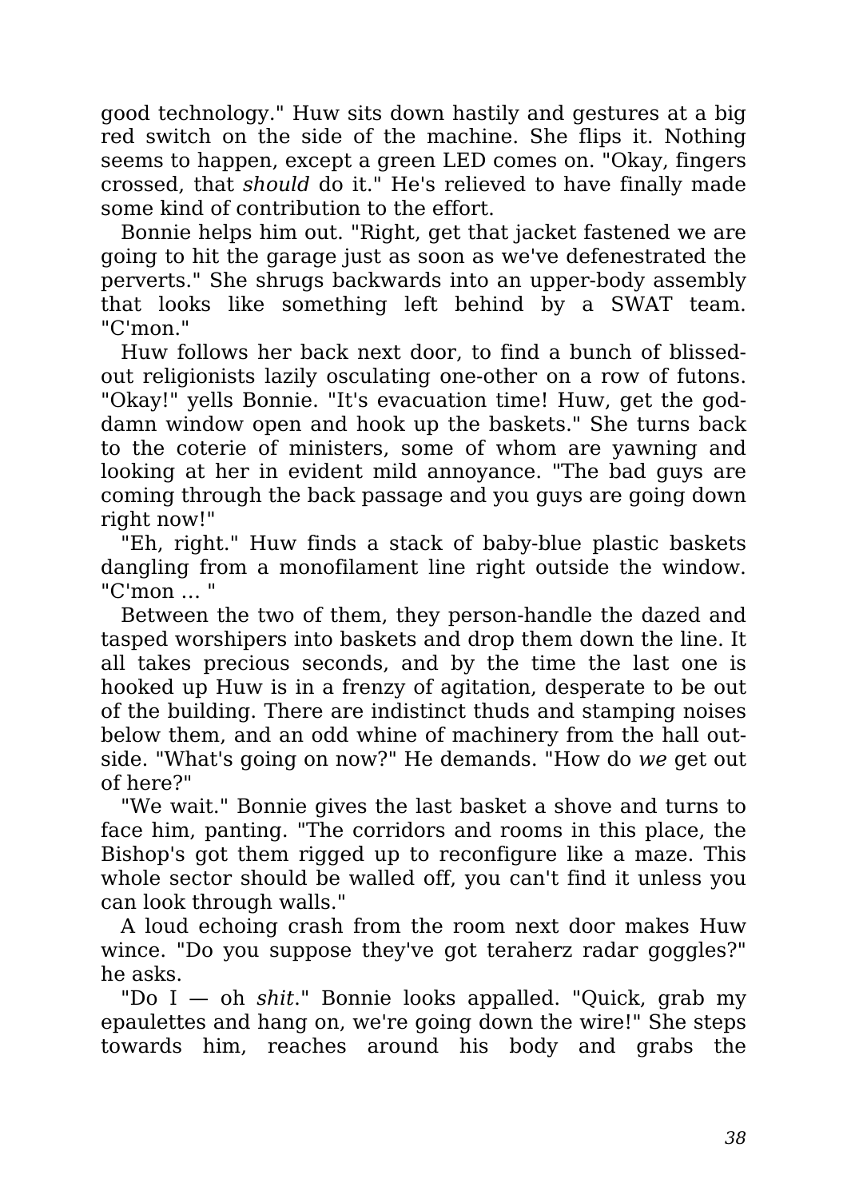good technology." Huw sits down hastily and gestures at a big red switch on the side of the machine. She flips it. Nothing seems to happen, except a green LED comes on. "Okay, fingers crossed, that *should* do it." He's relieved to have finally made some kind of contribution to the effort.

Bonnie helps him out. "Right, get that jacket fastened we are going to hit the garage just as soon as we've defenestrated the perverts." She shrugs backwards into an upper-body assembly that looks like something left behind by a SWAT team. "C'mon."

Huw follows her back next door, to find a bunch of blissed-out religionists lazily osculating one-other on a row of futons. "Okay!" yells Bonnie. "It's evacuation time! Huw, get the god-damn window open and hook up the baskets." She turns back to the coterie of ministers, some of whom are yawning and looking at her in evident mild annoyance. "The bad guys are coming through the back passage and you guys are going down right now!"

"Eh, right." Huw finds a stack of baby-blue plastic baskets dangling from a monofilament line right outside the window. "C'mon … "

Between the two of them, they person-handle the dazed and tasped worshipers into baskets and drop them down the line. It all takes precious seconds, and by the time the last one is hooked up Huw is in a frenzy of agitation, desperate to be out of the building. There are indistinct thuds and stamping noises below them, and an odd whine of machinery from the hall outside. "What's going on now?" He demands. "How do *we* get out of here?"

"We wait." Bonnie gives the last basket a shove and turns to face him, panting. "The corridors and rooms in this place, the Bishop's got them rigged up to reconfigure like a maze. This whole sector should be walled off, you can't find it unless you can look through walls."

A loud echoing crash from the room next door makes Huw wince. "Do you suppose they've got teraherz radar goggles?" he asks.

"Do I — oh *shit*." Bonnie looks appalled. "Quick, grab my epaulettes and hang on, we're going down the wire!" She steps towards him, reaches around his body and grabs the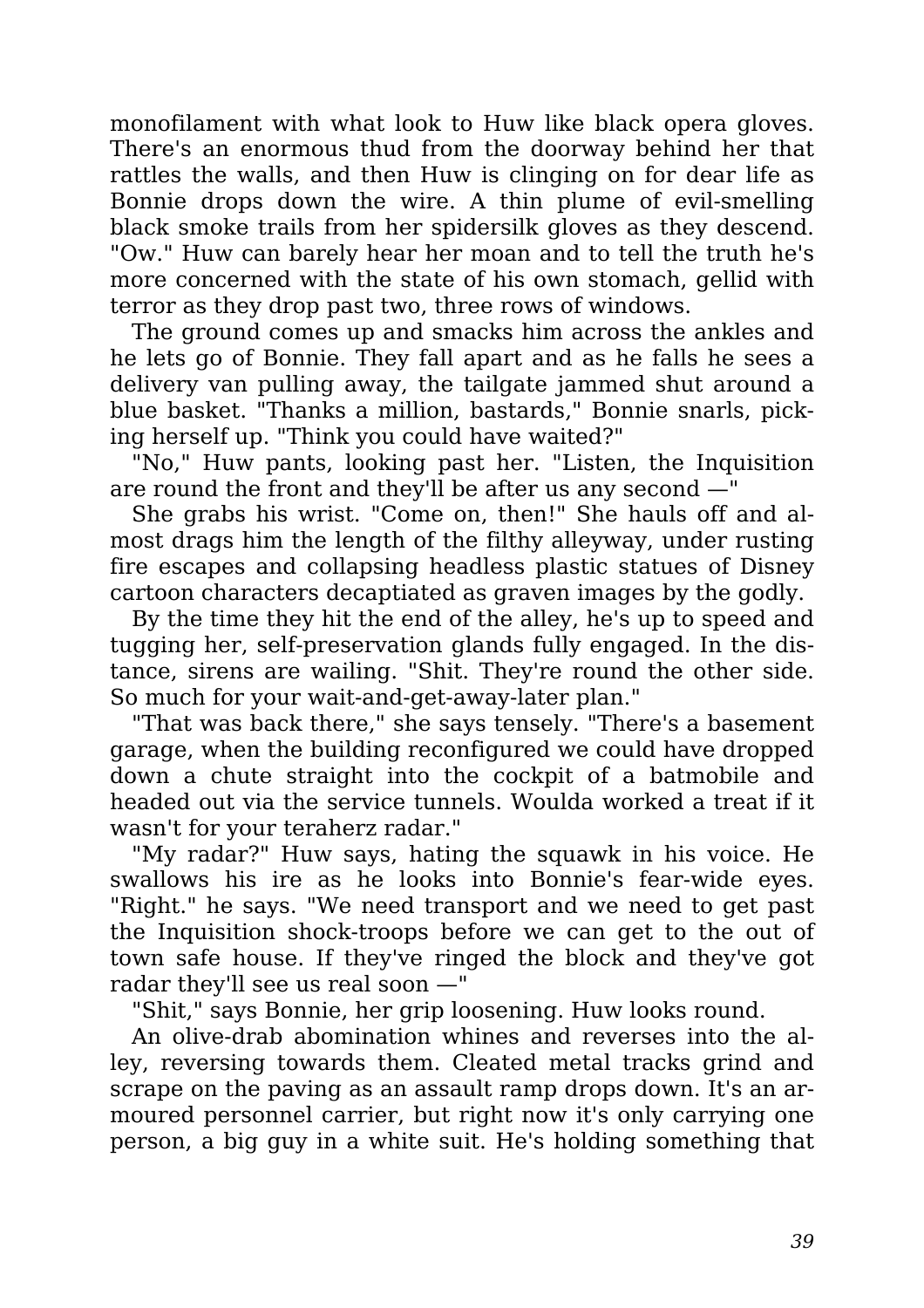monofilament with what look to Huw like black opera gloves. There's an enormous thud from the doorway behind her that rattles the walls, and then Huw is clinging on for dear life as Bonnie drops down the wire. A thin plume of evil-smelling black smoke trails from her spidersilk gloves as they descend. "Ow." Huw can barely hear her moan and to tell the truth he's more concerned with the state of his own stomach, gellid with terror as they drop past two, three rows of windows.

The ground comes up and smacks him across the ankles and he lets go of Bonnie. They fall apart and as he falls he sees a delivery van pulling away, the tailgate jammed shut around a blue basket. "Thanks a million, bastards," Bonnie snarls, picking herself up. "Think you could have waited?"

"No," Huw pants, looking past her. "Listen, the Inquisition are round the front and they'll be after us any second —"

She grabs his wrist. "Come on, then!" She hauls off and almost drags him the length of the filthy alleyway, under rusting fire escapes and collapsing headless plastic statues of Disney cartoon characters decaptiated as graven images by the godly.

By the time they hit the end of the alley, he's up to speed and tugging her, self-preservation glands fully engaged. In the distance, sirens are wailing. "Shit. They're round the other side. So much for your wait-and-get-away-later plan."

"That was back there," she says tensely. "There's a basement garage, when the building reconfigured we could have dropped down a chute straight into the cockpit of a batmobile and headed out via the service tunnels. Woulda worked a treat if it wasn't for your teraherz radar."

"My radar?" Huw says, hating the squawk in his voice. He swallows his ire as he looks into Bonnie's fear-wide eyes. "Right." he says. "We need transport and we need to get past the Inquisition shock-troops before we can get to the out of town safe house. If they've ringed the block and they've got radar they'll see us real soon —"

"Shit," says Bonnie, her grip loosening. Huw looks round.

An olive-drab abomination whines and reverses into the alley, reversing towards them. Cleated metal tracks grind and scrape on the paving as an assault ramp drops down. It's an armoured personnel carrier, but right now it's only carrying one person, a big guy in a white suit. He's holding something that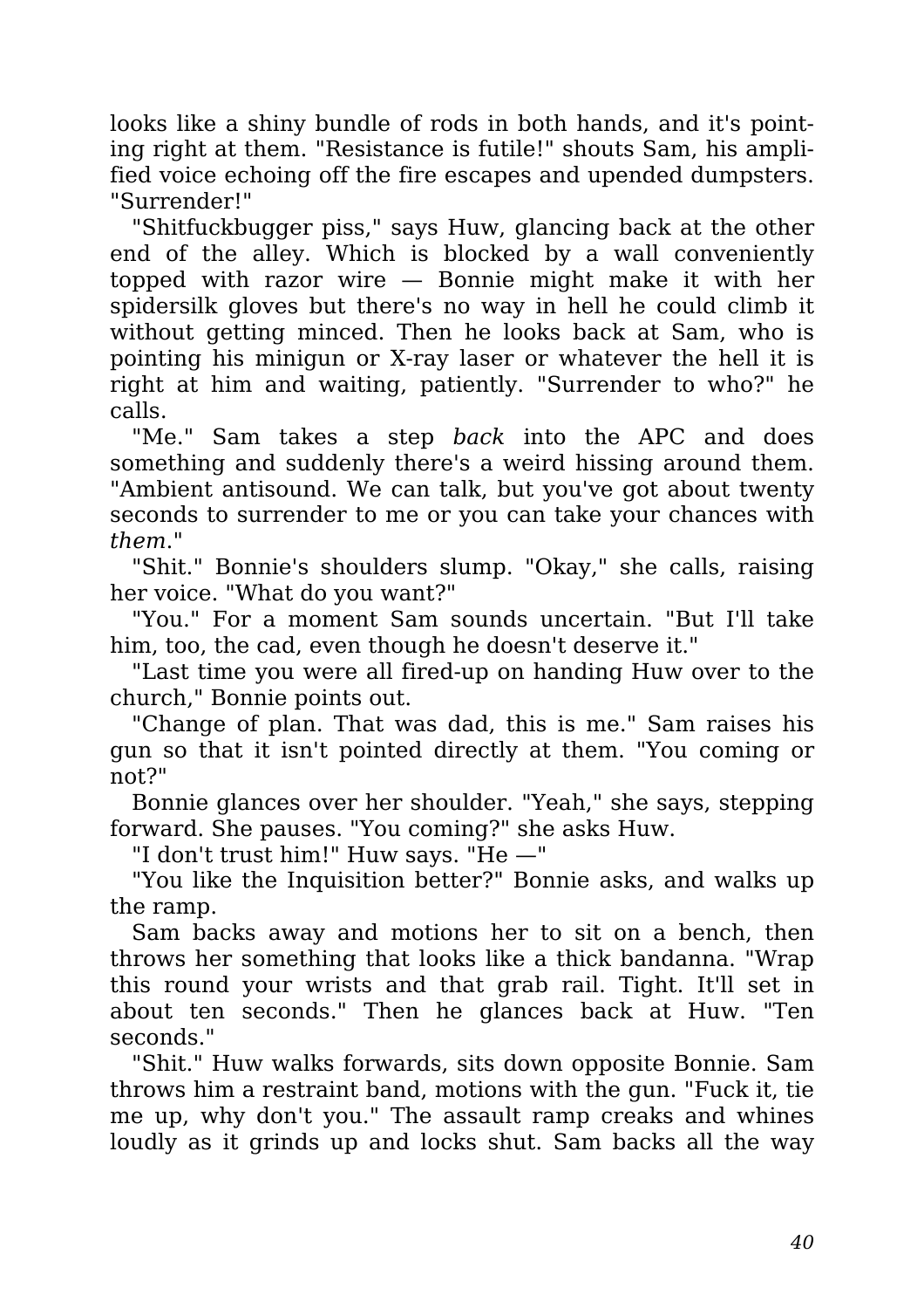looks like a shiny bundle of rods in both hands, and it's pointing right at them. "Resistance is futile!" shouts Sam, his amplified voice echoing off the fire escapes and upended dumpsters. "Surrender!"

"Shitfuckbugger piss," says Huw, glancing back at the other end of the alley. Which is blocked by a wall conveniently topped with razor wire — Bonnie might make it with her spidersilk gloves but there's no way in hell he could climb it without getting minced. Then he looks back at Sam, who is pointing his minigun or X-ray laser or whatever the hell it is right at him and waiting, patiently. "Surrender to who?" he calls.

"Me." Sam takes a step *back* into the APC and does something and suddenly there's a weird hissing around them. "Ambient antisound. We can talk, but you've got about twenty seconds to surrender to me or you can take your chances with *them*."

"Shit." Bonnie's shoulders slump. "Okay," she calls, raising her voice. "What do you want?"

"You." For a moment Sam sounds uncertain. "But I'll take him, too, the cad, even though he doesn't deserve it."

"Last time you were all fired-up on handing Huw over to the church," Bonnie points out.

"Change of plan. That was dad, this is me." Sam raises his gun so that it isn't pointed directly at them. "You coming or not?"

Bonnie glances over her shoulder. "Yeah," she says, stepping forward. She pauses. "You coming?" she asks Huw.

"I don't trust him!" Huw says. "He —"

"You like the Inquisition better?" Bonnie asks, and walks up the ramp.

Sam backs away and motions her to sit on a bench, then throws her something that looks like a thick bandanna. "Wrap this round your wrists and that grab rail. Tight. It'll set in about ten seconds." Then he glances back at Huw. "Ten seconds."

"Shit." Huw walks forwards, sits down opposite Bonnie. Sam throws him a restraint band, motions with the gun. "Fuck it, tie me up, why don't you." The assault ramp creaks and whines loudly as it grinds up and locks shut. Sam backs all the way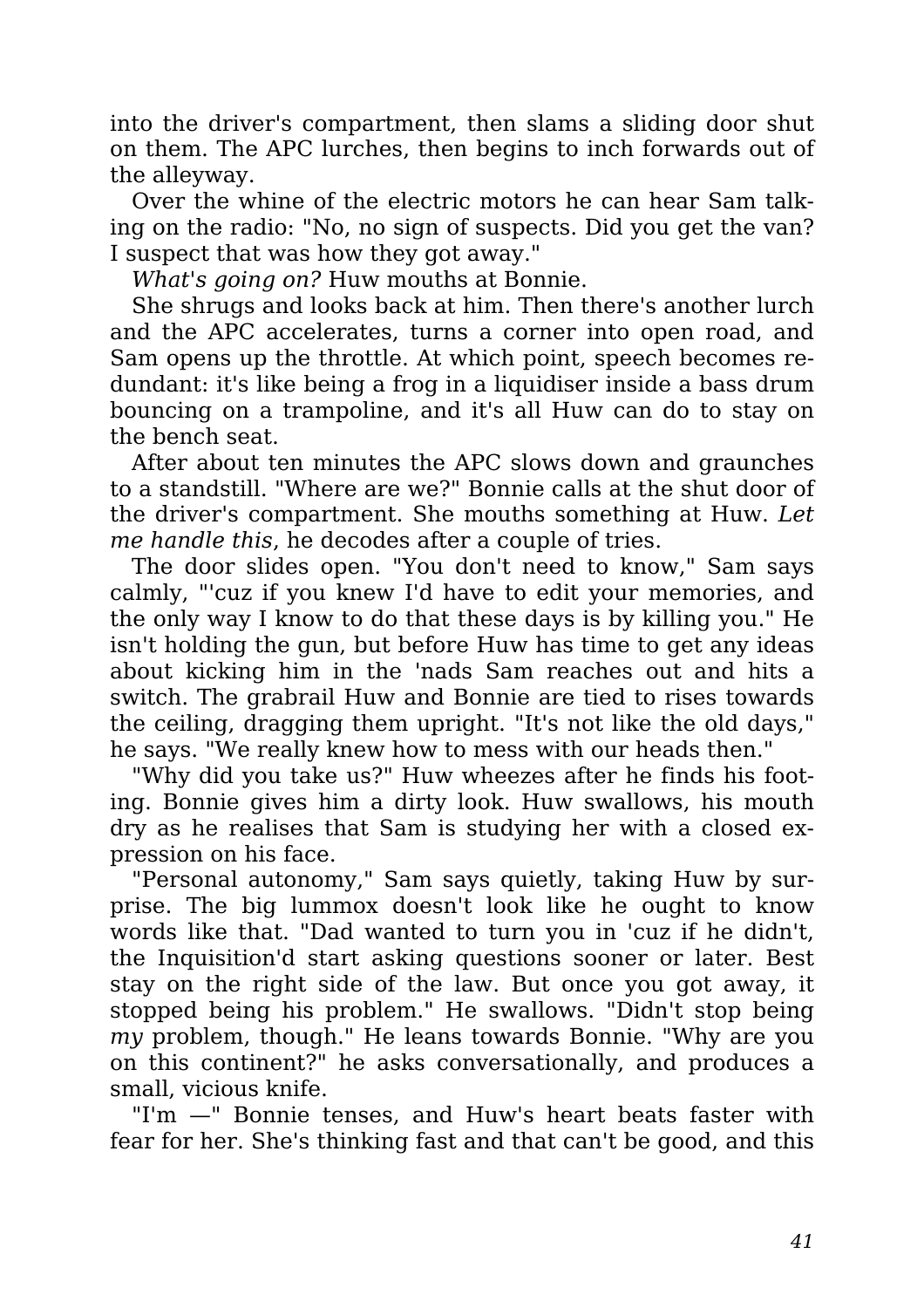into the driver's compartment, then slams a sliding door shut on them. The APC lurches, then begins to inch forwards out of the alleyway.

Over the whine of the electric motors he can hear Sam talking on the radio: "No, no sign of suspects. Did you get the van? I suspect that was how they got away."

*What's going on?* Huw mouths at Bonnie.

She shrugs and looks back at him. Then there's another lurch and the APC accelerates, turns a corner into open road, and Sam opens up the throttle. At which point, speech becomes redundant: it's like being a frog in a liquidiser inside a bass drum bouncing on a trampoline, and it's all Huw can do to stay on the bench seat.

After about ten minutes the APC slows down and graunches to a standstill. "Where are we?" Bonnie calls at the shut door of the driver's compartment. She mouths something at Huw. *Let me handle this*, he decodes after a couple of tries.

The door slides open. "You don't need to know," Sam says calmly, "'cuz if you knew I'd have to edit your memories, and the only way I know to do that these days is by killing you." He isn't holding the gun, but before Huw has time to get any ideas about kicking him in the 'nads Sam reaches out and hits a switch. The grabrail Huw and Bonnie are tied to rises towards the ceiling, dragging them upright. "It's not like the old days," he says. "We really knew how to mess with our heads then."

"Why did you take us?" Huw wheezes after he finds his footing. Bonnie gives him a dirty look. Huw swallows, his mouth dry as he realises that Sam is studying her with a closed expression on his face.

"Personal autonomy," Sam says quietly, taking Huw by surprise. The big lummox doesn't look like he ought to know words like that. "Dad wanted to turn you in 'cuz if he didn't, the Inquisition'd start asking questions sooner or later. Best stay on the right side of the law. But once you got away, it stopped being his problem." He swallows. "Didn't stop being *my* problem, though." He leans towards Bonnie. "Why are you on this continent?" he asks conversationally, and produces a small, vicious knife.

"I'm —" Bonnie tenses, and Huw's heart beats faster with fear for her. She's thinking fast and that can't be good, and this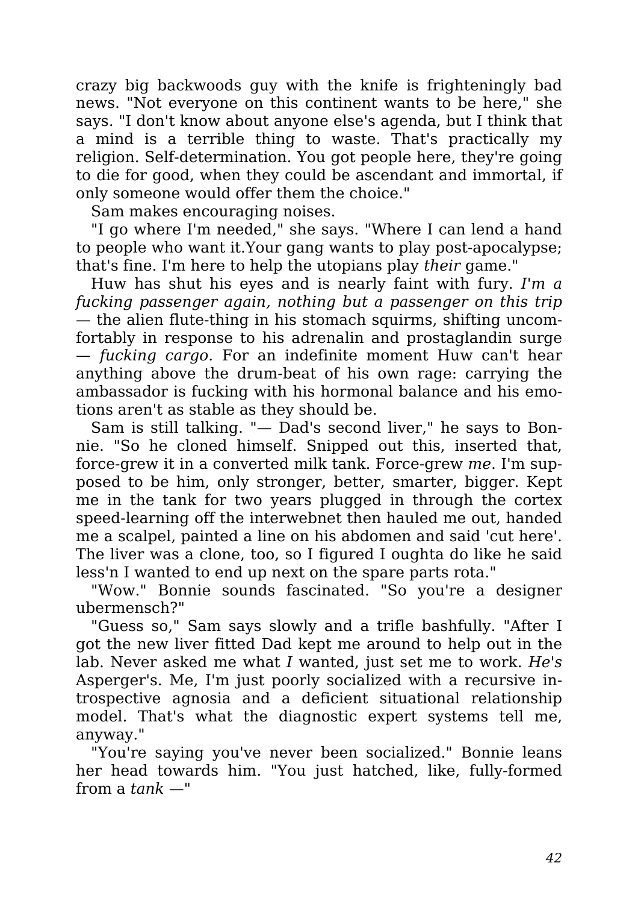crazy big backwoods guy with the knife is frighteningly bad news. "Not everyone on this continent wants to be here," she says. "I don't know about anyone else's agenda, but I think that a mind is a terrible thing to waste. That's practically my religion. Self-determination. You got people here, they're going to die for good, when they could be ascendant and immortal, if only someone would offer them the choice."

Sam makes encouraging noises.

"I go where I'm needed," she says. "Where I can lend a hand to people who want it.Your gang wants to play post-apocalypse; that's fine. I'm here to help the utopians play *their* game."

Huw has shut his eyes and is nearly faint with fury. *I'm a fucking passenger again, nothing but a passenger on this trip* — the alien flute-thing in his stomach squirms, shifting uncomfortably in response to his adrenalin and prostaglandin surge — *fucking cargo*. For an indefinite moment Huw can't hear anything above the drum-beat of his own rage: carrying the ambassador is fucking with his hormonal balance and his emotions aren't as stable as they should be.

Sam is still talking. "— Dad's second liver," he says to Bonnie. "So he cloned himself. Snipped out this, inserted that, force-grew it in a converted milk tank. Force-grew *me*. I'm supposed to be him, only stronger, better, smarter, bigger. Kept me in the tank for two years plugged in through the cortex speed-learning off the interwebnet then hauled me out, handed me a scalpel, painted a line on his abdomen and said 'cut here'. The liver was a clone, too, so I figured I oughta do like he said less'n I wanted to end up next on the spare parts rota."

"Wow." Bonnie sounds fascinated. "So you're a designer ubermensch?"

"Guess so," Sam says slowly and a trifle bashfully. "After I got the new liver fitted Dad kept me around to help out in the lab. Never asked me what *I* wanted, just set me to work. *He's* Asperger's. Me, I'm just poorly socialized with a recursive introspective agnosia and a deficient situational relationship model. That's what the diagnostic expert systems tell me, anyway."

"You're saying you've never been socialized." Bonnie leans her head towards him. "You just hatched, like, fully-formed from a *tank* —"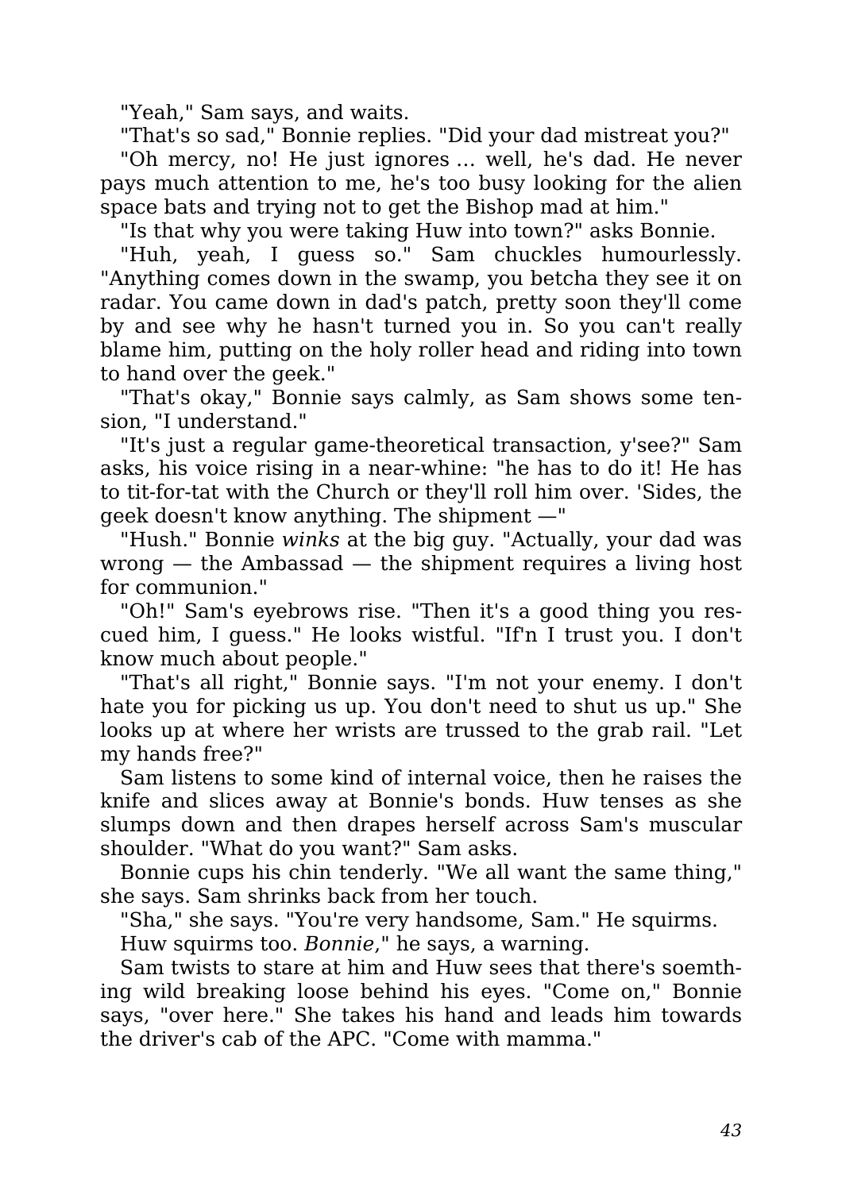"Yeah," Sam says, and waits.

"That's so sad," Bonnie replies. "Did your dad mistreat you?"

"Oh mercy, no! He just ignores ... well, he's dad. He never pays much attention to me, he's too busy looking for the alien space bats and trying not to get the Bishop mad at him."

"Is that why you were taking Huw into town?" asks Bonnie.

"Huh, yeah, I guess so." Sam chuckles humourlessly. "Anything comes down in the swamp, you betcha they see it on radar. You came down in dad's patch, pretty soon they'll come by and see why he hasn't turned you in. So you can't really blame him, putting on the holy roller head and riding into town to hand over the geek."

"That's okay," Bonnie says calmly, as Sam shows some tension, "I understand."

"It's just a regular game-theoretical transaction, y'see?" Sam asks, his voice rising in a near-whine: "he has to do it! He has to tit-for-tat with the Church or they'll roll him over. 'Sides, the geek doesn't know anything. The shipment —"

"Hush." Bonnie *winks* at the big guy. "Actually, your dad was wrong — the Ambassad — the shipment requires a living host for communion."

"Oh!" Sam's eyebrows rise. "Then it's a good thing you rescued him, I guess." He looks wistful. "If'n I trust you. I don't know much about people."

"That's all right," Bonnie says. "I'm not your enemy. I don't hate you for picking us up. You don't need to shut us up." She looks up at where her wrists are trussed to the grab rail. "Let my hands free?"

Sam listens to some kind of internal voice, then he raises the knife and slices away at Bonnie's bonds. Huw tenses as she slumps down and then drapes herself across Sam's muscular shoulder. "What do you want?" Sam asks.

Bonnie cups his chin tenderly. "We all want the same thing," she says. Sam shrinks back from her touch.

"Sha," she says. "You're very handsome, Sam." He squirms.

Huw squirms too. *Bonnie*," he says, a warning.

Sam twists to stare at him and Huw sees that there's soemthing wild breaking loose behind his eyes. "Come on," Bonnie says, "over here." She takes his hand and leads him towards the driver's cab of the APC. "Come with mamma."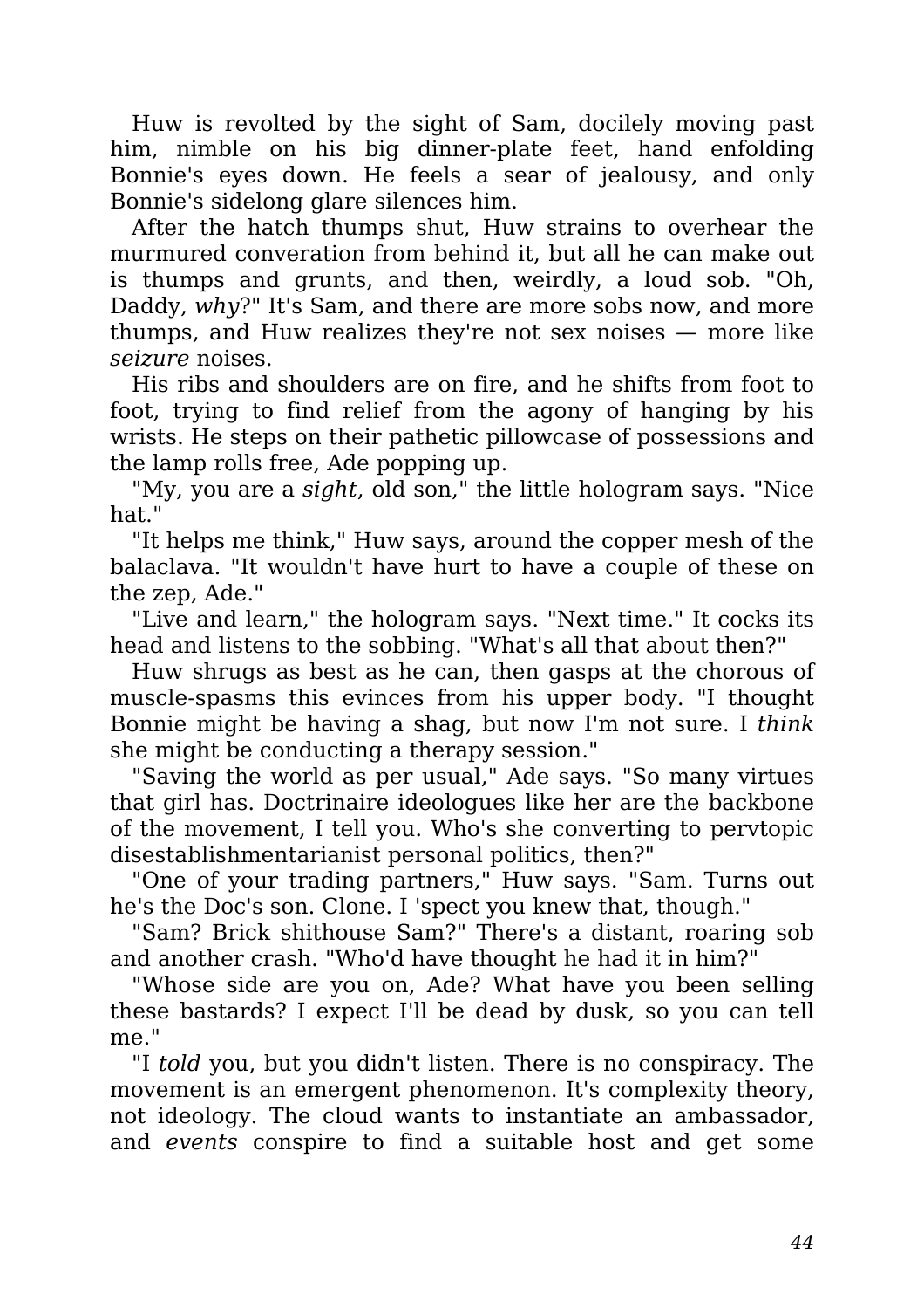Huw is revolted by the sight of Sam, docilely moving past him, nimble on his big dinner-plate feet, hand enfolding Bonnie's eyes down. He feels a sear of jealousy, and only Bonnie's sidelong glare silences him.

After the hatch thumps shut, Huw strains to overhear the murmured converation from behind it, but all he can make out is thumps and grunts, and then, weirdly, a loud sob. "Oh, Daddy, *why*?" It's Sam, and there are more sobs now, and more thumps, and Huw realizes they're not sex noises — more like *seizure* noises.

His ribs and shoulders are on fire, and he shifts from foot to foot, trying to find relief from the agony of hanging by his wrists. He steps on their pathetic pillowcase of possessions and the lamp rolls free, Ade popping up.

"My, you are a *sight*, old son," the little hologram says. "Nice hat."

"It helps me think," Huw says, around the copper mesh of the balaclava. "It wouldn't have hurt to have a couple of these on the zep, Ade."

"Live and learn," the hologram says. "Next time." It cocks its head and listens to the sobbing. "What's all that about then?"

Huw shrugs as best as he can, then gasps at the chorous of muscle-spasms this evinces from his upper body. "I thought Bonnie might be having a shag, but now I'm not sure. I *think* she might be conducting a therapy session."

"Saving the world as per usual," Ade says. "So many virtues that girl has. Doctrinaire ideologues like her are the backbone of the movement, I tell you. Who's she converting to pervtopic disestablishmentarianist personal politics, then?"

"One of your trading partners," Huw says. "Sam. Turns out he's the Doc's son. Clone. I 'spect you knew that, though."

"Sam? Brick shithouse Sam?" There's a distant, roaring sob and another crash. "Who'd have thought he had it in him?"

"Whose side are you on, Ade? What have you been selling these bastards? I expect I'll be dead by dusk, so you can tell me."

"I *told* you, but you didn't listen. There is no conspiracy. The movement is an emergent phenomenon. It's complexity theory, not ideology. The cloud wants to instantiate an ambassador, and *events* conspire to find a suitable host and get some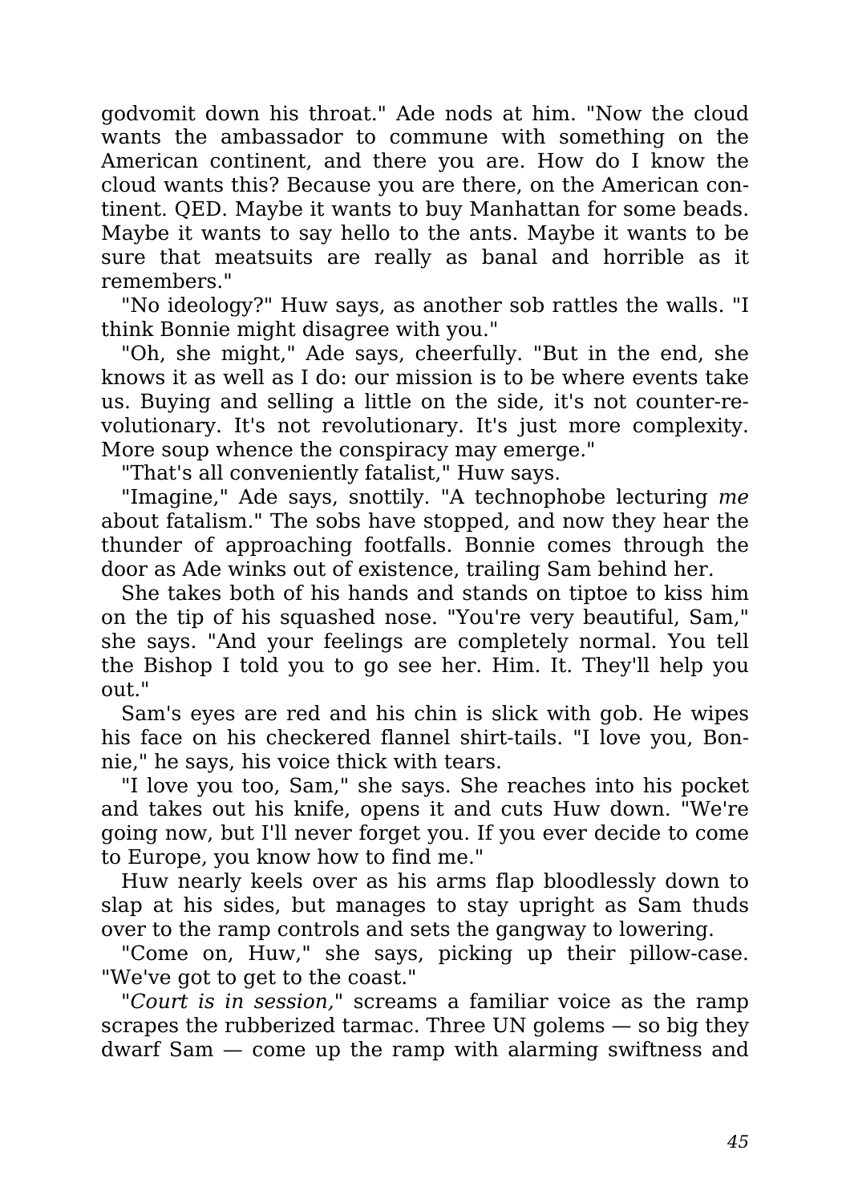godvomit down his throat." Ade nods at him. "Now the cloud wants the ambassador to commune with something on the American continent, and there you are. How do I know the cloud wants this? Because you are there, on the American continent. QED. Maybe it wants to buy Manhattan for some beads. Maybe it wants to say hello to the ants. Maybe it wants to be sure that meatsuits are really as banal and horrible as it remembers."

"No ideology?" Huw says, as another sob rattles the walls. "I think Bonnie might disagree with you."

"Oh, she might," Ade says, cheerfully. "But in the end, she knows it as well as I do: our mission is to be where events take us. Buying and selling a little on the side, it's not counter-revolutionary. It's not revolutionary. It's just more complexity. More soup whence the conspiracy may emerge."

"That's all conveniently fatalist," Huw says.

"Imagine," Ade says, snottily. "A technophobe lecturing *me* about fatalism." The sobs have stopped, and now they hear the thunder of approaching footfalls. Bonnie comes through the door as Ade winks out of existence, trailing Sam behind her.

She takes both of his hands and stands on tiptoe to kiss him on the tip of his squashed nose. "You're very beautiful, Sam," she says. "And your feelings are completely normal. You tell the Bishop I told you to go see her. Him. It. They'll help you out."

Sam's eyes are red and his chin is slick with gob. He wipes his face on his checkered flannel shirt-tails. "I love you, Bonnie," he says, his voice thick with tears.

"I love you too, Sam," she says. She reaches into his pocket and takes out his knife, opens it and cuts Huw down. "We're going now, but I'll never forget you. If you ever decide to come to Europe, you know how to find me."

Huw nearly keels over as his arms flap bloodlessly down to slap at his sides, but manages to stay upright as Sam thuds over to the ramp controls and sets the gangway to lowering.

"Come on, Huw," she says, picking up their pillow-case. "We've got to get to the coast."

"*Court is in session,*" screams a familiar voice as the ramp scrapes the rubberized tarmac. Three UN golems — so big they dwarf Sam — come up the ramp with alarming swiftness and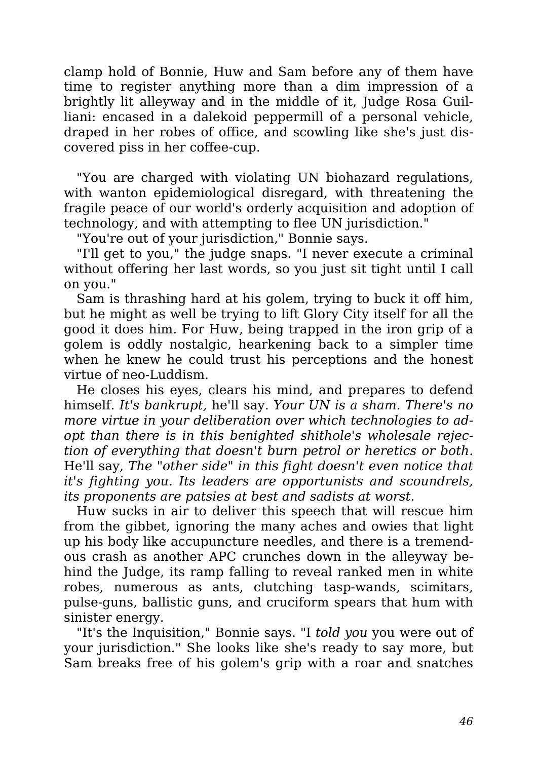clamp hold of Bonnie, Huw and Sam before any of them have time to register anything more than a dim impression of a brightly lit alleyway and in the middle of it, Judge Rosa Guilliani: encased in a dalekoid peppermill of a personal vehicle, draped in her robes of office, and scowling like she's just discovered piss in her coffee-cup.

"You are charged with violating UN biohazard regulations, with wanton epidemiological disregard, with threatening the fragile peace of our world's orderly acquisition and adoption of technology, and with attempting to flee UN jurisdiction."

"You're out of your jurisdiction," Bonnie says.

"I'll get to you," the judge snaps. "I never execute a criminal without offering her last words, so you just sit tight until I call on you."

Sam is thrashing hard at his golem, trying to buck it off him, but he might as well be trying to lift Glory City itself for all the good it does him. For Huw, being trapped in the iron grip of a golem is oddly nostalgic, hearkening back to a simpler time when he knew he could trust his perceptions and the honest virtue of neo-Luddism.

He closes his eyes, clears his mind, and prepares to defend himself. *It's bankrupt,* he'll say. *Your UN is a sham. There's no more virtue in your deliberation over which technologies to adopt than there is in this benighted shithole's wholesale rejection of everything that doesn't burn petrol or heretics or both.* He'll say, *The "other side" in this fight doesn't even notice that it's fighting you. Its leaders are opportunists and scoundrels, its proponents are patsies at best and sadists at worst.*

Huw sucks in air to deliver this speech that will rescue him from the gibbet, ignoring the many aches and owies that light up his body like accupuncture needles, and there is a tremendous crash as another APC crunches down in the alleyway behind the Judge, its ramp falling to reveal ranked men in white robes, numerous as ants, clutching tasp-wands, scimitars, pulse-guns, ballistic guns, and cruciform spears that hum with sinister energy.

"It's the Inquisition," Bonnie says. "I *told you* you were out of your jurisdiction." She looks like she's ready to say more, but Sam breaks free of his golem's grip with a roar and snatches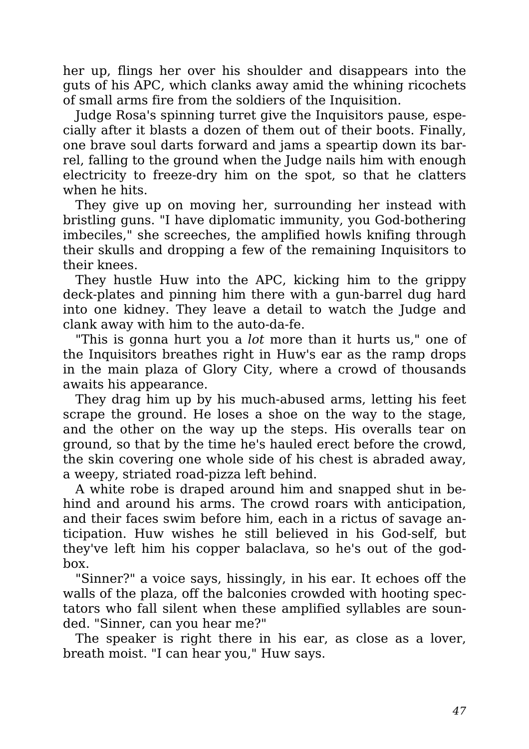her up, flings her over his shoulder and disappears into the guts of his APC, which clanks away amid the whining ricochets of small arms fire from the soldiers of the Inquisition.

Judge Rosa's spinning turret give the Inquisitors pause, especially after it blasts a dozen of them out of their boots. Finally, one brave soul darts forward and jams a speartip down its barrel, falling to the ground when the Judge nails him with enough electricity to freeze-dry him on the spot, so that he clatters when he hits.

They give up on moving her, surrounding her instead with bristling guns. "I have diplomatic immunity, you God-bothering imbeciles," she screeches, the amplified howls knifing through their skulls and dropping a few of the remaining Inquisitors to their knees.

They hustle Huw into the APC, kicking him to the grippy deck-plates and pinning him there with a gun-barrel dug hard into one kidney. They leave a detail to watch the Judge and clank away with him to the auto-da-fe.

"This is gonna hurt you a *lot* more than it hurts us," one of the Inquisitors breathes right in Huw's ear as the ramp drops in the main plaza of Glory City, where a crowd of thousands awaits his appearance.

They drag him up by his much-abused arms, letting his feet scrape the ground. He loses a shoe on the way to the stage, and the other on the way up the steps. His overalls tear on ground, so that by the time he's hauled erect before the crowd, the skin covering one whole side of his chest is abraded away, a weepy, striated road-pizza left behind.

A white robe is draped around him and snapped shut in behind and around his arms. The crowd roars with anticipation, and their faces swim before him, each in a rictus of savage anticipation. Huw wishes he still believed in his God-self, but they've left him his copper balaclava, so he's out of the god-box.

"Sinner?" a voice says, hissingly, in his ear. It echoes off the walls of the plaza, off the balconies crowded with hooting spectators who fall silent when these amplified syllables are sounded. "Sinner, can you hear me?"

The speaker is right there in his ear, as close as a lover, breath moist. "I can hear you," Huw says.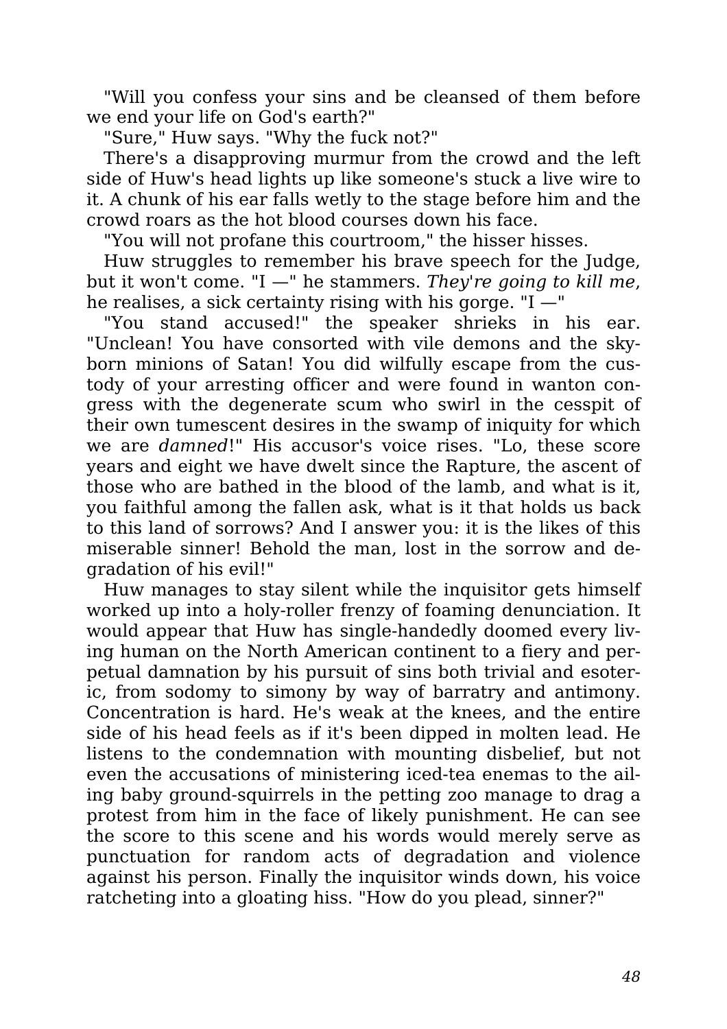"Will you confess your sins and be cleansed of them before we end your life on God's earth?"

"Sure," Huw says. "Why the fuck not?"

There's a disapproving murmur from the crowd and the left side of Huw's head lights up like someone's stuck a live wire to it. A chunk of his ear falls wetly to the stage before him and the crowd roars as the hot blood courses down his face.

"You will not profane this courtroom," the hisser hisses.

Huw struggles to remember his brave speech for the Judge, but it won't come. "I —" he stammers. *They're going to kill me*, he realises, a sick certainty rising with his gorge. "I —"

"You stand accused!" the speaker shrieks in his ear. "Unclean! You have consorted with vile demons and the sky-born minions of Satan! You did wilfully escape from the custody of your arresting officer and were found in wanton congress with the degenerate scum who swirl in the cesspit of their own tumescent desires in the swamp of iniquity for which we are *damned*!" His accusor's voice rises. "Lo, these score years and eight we have dwelt since the Rapture, the ascent of those who are bathed in the blood of the lamb, and what is it, you faithful among the fallen ask, what is it that holds us back to this land of sorrows? And I answer you: it is the likes of this miserable sinner! Behold the man, lost in the sorrow and degradation of his evil!"

Huw manages to stay silent while the inquisitor gets himself worked up into a holy-roller frenzy of foaming denunciation. It would appear that Huw has single-handedly doomed every living human on the North American continent to a fiery and perpetual damnation by his pursuit of sins both trivial and esoteric, from sodomy to simony by way of barratry and antimony. Concentration is hard. He's weak at the knees, and the entire side of his head feels as if it's been dipped in molten lead. He listens to the condemnation with mounting disbelief, but not even the accusations of ministering iced-tea enemas to the ailing baby ground-squirrels in the petting zoo manage to drag a protest from him in the face of likely punishment. He can see the score to this scene and his words would merely serve as punctuation for random acts of degradation and violence against his person. Finally the inquisitor winds down, his voice ratcheting into a gloating hiss. "How do you plead, sinner?"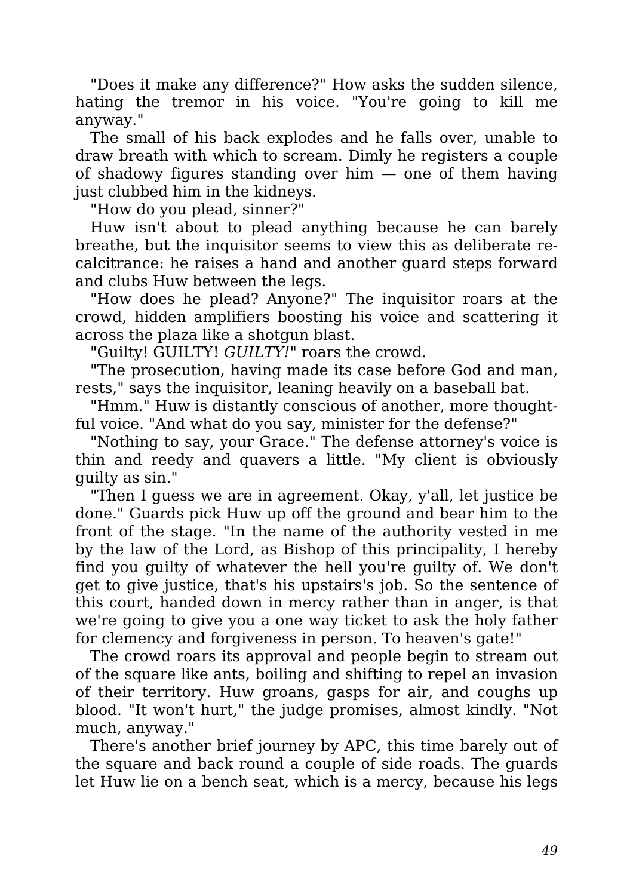"Does it make any difference?" How asks the sudden silence, hating the tremor in his voice. "You're going to kill me anyway."

The small of his back explodes and he falls over, unable to draw breath with which to scream. Dimly he registers a couple of shadowy figures standing over him — one of them having just clubbed him in the kidneys.

"How do you plead, sinner?"

Huw isn't about to plead anything because he can barely breathe, but the inquisitor seems to view this as deliberate recalcitrance: he raises a hand and another guard steps forward and clubs Huw between the legs.

"How does he plead? Anyone?" The inquisitor roars at the crowd, hidden amplifiers boosting his voice and scattering it across the plaza like a shotgun blast.

"Guilty! GUILTY! *GUILTY!*" roars the crowd.

"The prosecution, having made its case before God and man, rests," says the inquisitor, leaning heavily on a baseball bat.

"Hmm." Huw is distantly conscious of another, more thoughtful voice. "And what do you say, minister for the defense?"

"Nothing to say, your Grace." The defense attorney's voice is thin and reedy and quavers a little. "My client is obviously guilty as sin."

"Then I guess we are in agreement. Okay, y'all, let justice be done." Guards pick Huw up off the ground and bear him to the front of the stage. "In the name of the authority vested in me by the law of the Lord, as Bishop of this principality, I hereby find you guilty of whatever the hell you're guilty of. We don't get to give justice, that's his upstairs's job. So the sentence of this court, handed down in mercy rather than in anger, is that we're going to give you a one way ticket to ask the holy father for clemency and forgiveness in person. To heaven's gate!"

The crowd roars its approval and people begin to stream out of the square like ants, boiling and shifting to repel an invasion of their territory. Huw groans, gasps for air, and coughs up blood. "It won't hurt," the judge promises, almost kindly. "Not much, anyway."

There's another brief journey by APC, this time barely out of the square and back round a couple of side roads. The guards let Huw lie on a bench seat, which is a mercy, because his legs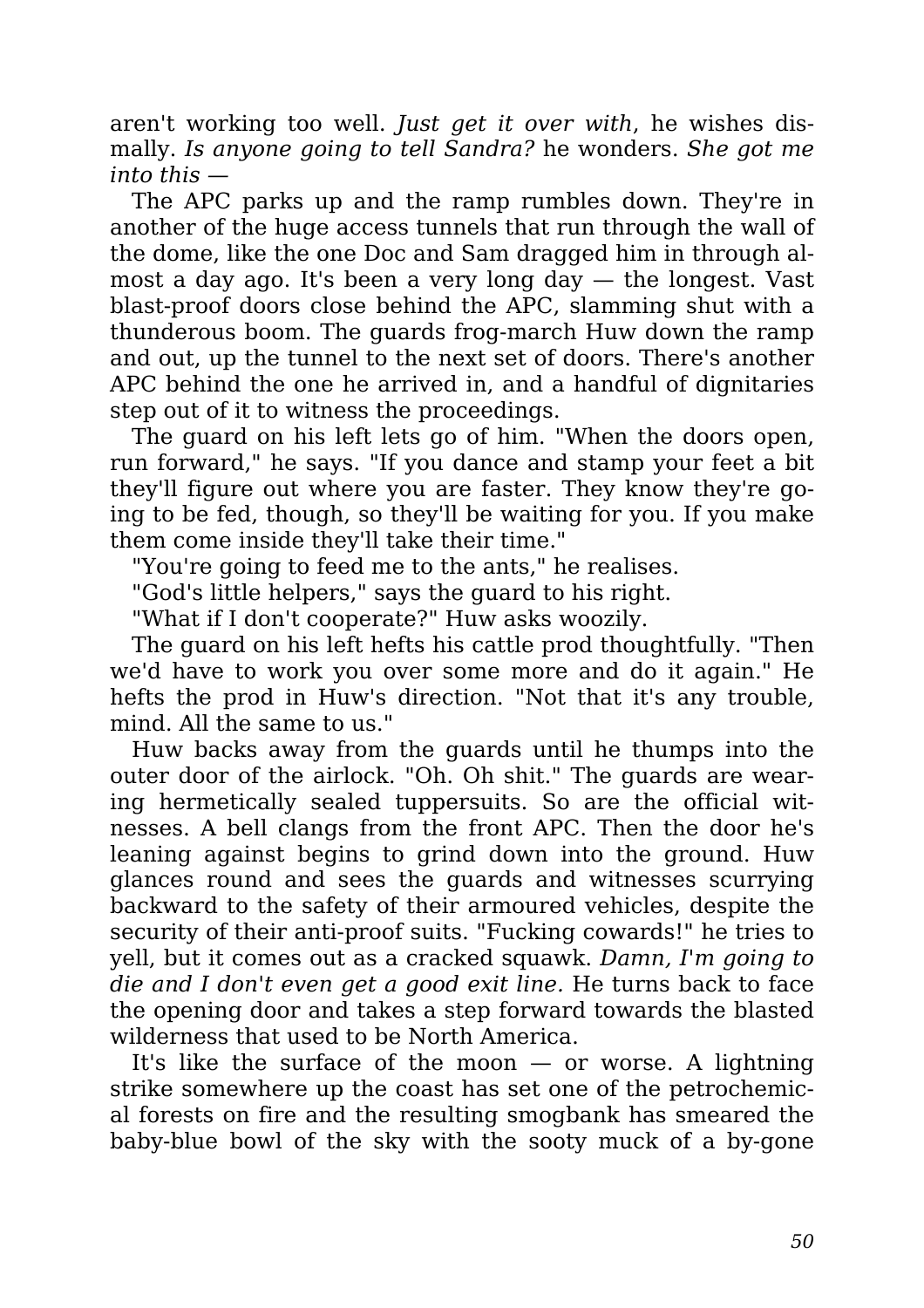aren't working too well. *Just get it over with*, he wishes dismally. *Is anyone going to tell Sandra?* he wonders. *She got me into this —*

The APC parks up and the ramp rumbles down. They're in another of the huge access tunnels that run through the wall of the dome, like the one Doc and Sam dragged him in through almost a day ago. It's been a very long day — the longest. Vast blast-proof doors close behind the APC, slamming shut with a thunderous boom. The guards frog-march Huw down the ramp and out, up the tunnel to the next set of doors. There's another APC behind the one he arrived in, and a handful of dignitaries step out of it to witness the proceedings.

The guard on his left lets go of him. "When the doors open, run forward," he says. "If you dance and stamp your feet a bit they'll figure out where you are faster. They know they're going to be fed, though, so they'll be waiting for you. If you make them come inside they'll take their time."

"You're going to feed me to the ants," he realises.

"God's little helpers," says the guard to his right.

"What if I don't cooperate?" Huw asks woozily.

The guard on his left hefts his cattle prod thoughtfully. "Then we'd have to work you over some more and do it again." He hefts the prod in Huw's direction. "Not that it's any trouble, mind. All the same to us."

Huw backs away from the guards until he thumps into the outer door of the airlock. "Oh. Oh shit." The guards are wearing hermetically sealed tuppersuits. So are the official witnesses. A bell clangs from the front APC. Then the door he's leaning against begins to grind down into the ground. Huw glances round and sees the guards and witnesses scurrying backward to the safety of their armoured vehicles, despite the security of their anti-proof suits. "Fucking cowards!" he tries to yell, but it comes out as a cracked squawk. *Damn, I'm going to die and I don't even get a good exit line.* He turns back to face the opening door and takes a step forward towards the blasted wilderness that used to be North America.

It's like the surface of the moon — or worse. A lightning strike somewhere up the coast has set one of the petrochemical forests on fire and the resulting smogbank has smeared the baby-blue bowl of the sky with the sooty muck of a by-gone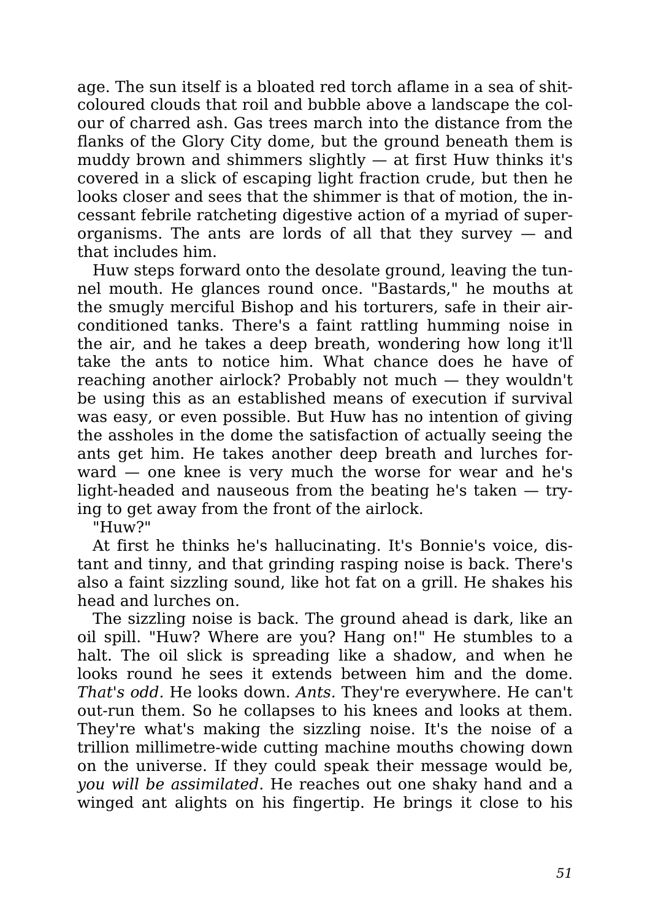age. The sun itself is a bloated red torch aflame in a sea of shit-coloured clouds that roil and bubble above a landscape the colour of charred ash. Gas trees march into the distance from the flanks of the Glory City dome, but the ground beneath them is muddy brown and shimmers slightly — at first Huw thinks it's covered in a slick of escaping light fraction crude, but then he looks closer and sees that the shimmer is that of motion, the incessant febrile ratcheting digestive action of a myriad of superorganisms. The ants are lords of all that they survey — and that includes him.

Huw steps forward onto the desolate ground, leaving the tunnel mouth. He glances round once. "Bastards," he mouths at the smugly merciful Bishop and his torturers, safe in their air-conditioned tanks. There's a faint rattling humming noise in the air, and he takes a deep breath, wondering how long it'll take the ants to notice him. What chance does he have of reaching another airlock? Probably not much — they wouldn't be using this as an established means of execution if survival was easy, or even possible. But Huw has no intention of giving the assholes in the dome the satisfaction of actually seeing the ants get him. He takes another deep breath and lurches forward — one knee is very much the worse for wear and he's light-headed and nauseous from the beating he's taken — trying to get away from the front of the airlock.

"Huw?"

At first he thinks he's hallucinating. It's Bonnie's voice, distant and tinny, and that grinding rasping noise is back. There's also a faint sizzling sound, like hot fat on a grill. He shakes his head and lurches on.

The sizzling noise is back. The ground ahead is dark, like an oil spill. "Huw? Where are you? Hang on!" He stumbles to a halt. The oil slick is spreading like a shadow, and when he looks round he sees it extends between him and the dome. *That's odd.* He looks down. *Ants.* They're everywhere. He can't out-run them. So he collapses to his knees and looks at them. They're what's making the sizzling noise. It's the noise of a trillion millimetre-wide cutting machine mouths chowing down on the universe. If they could speak their message would be, *you will be assimilated*. He reaches out one shaky hand and a winged ant alights on his fingertip. He brings it close to his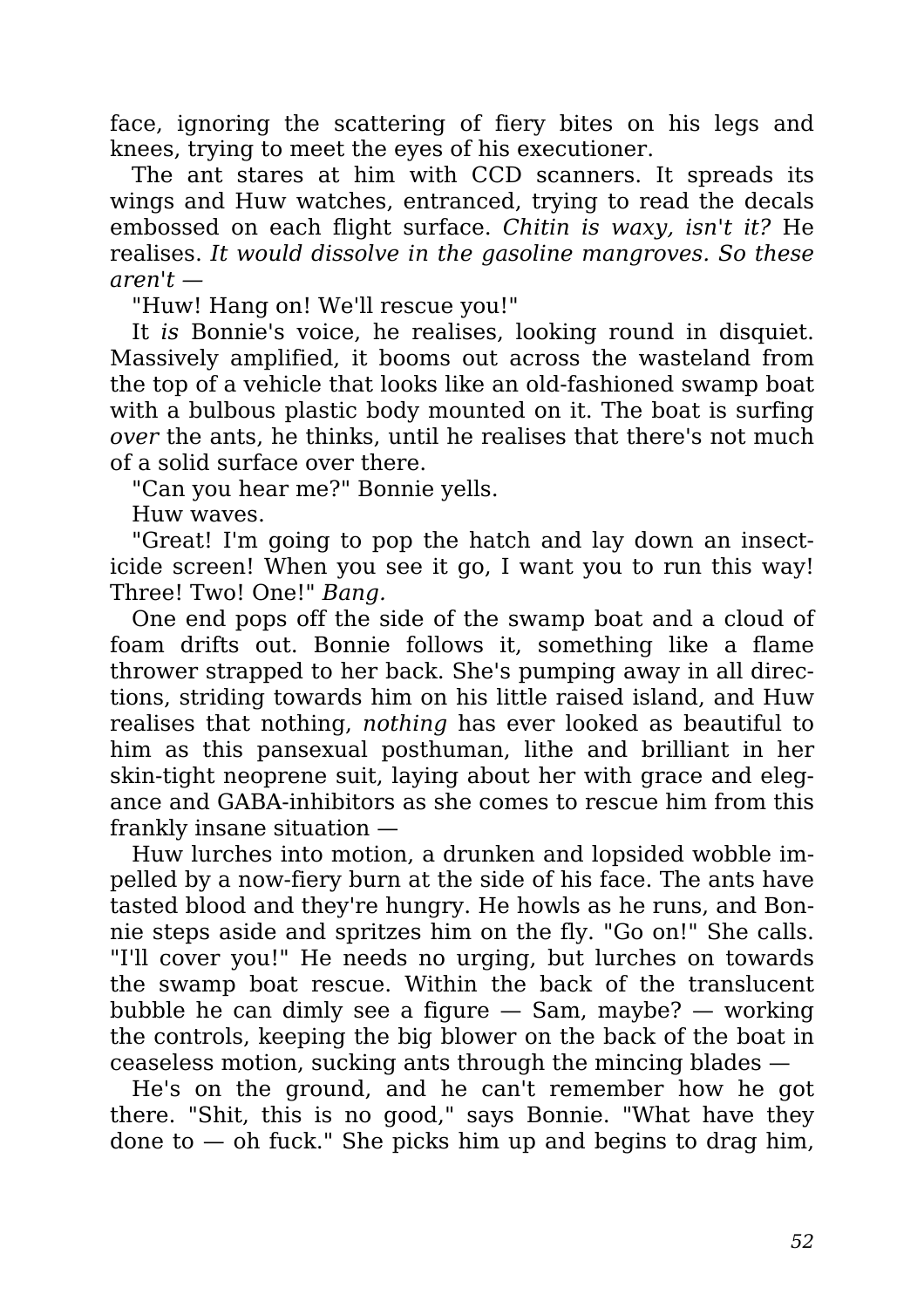face, ignoring the scattering of fiery bites on his legs and knees, trying to meet the eyes of his executioner.

The ant stares at him with CCD scanners. It spreads its wings and Huw watches, entranced, trying to read the decals embossed on each flight surface. *Chitin is waxy, isn't it?* He realises. *It would dissolve in the gasoline mangroves. So these aren't —*

"Huw! Hang on! We'll rescue you!"

It *is* Bonnie's voice, he realises, looking round in disquiet. Massively amplified, it booms out across the wasteland from the top of a vehicle that looks like an old-fashioned swamp boat with a bulbous plastic body mounted on it. The boat is surfing *over* the ants, he thinks, until he realises that there's not much of a solid surface over there.

"Can you hear me?" Bonnie yells.

Huw waves.

"Great! I'm going to pop the hatch and lay down an insecticide screen! When you see it go, I want you to run this way! Three! Two! One!" *Bang.*

One end pops off the side of the swamp boat and a cloud of foam drifts out. Bonnie follows it, something like a flame thrower strapped to her back. She's pumping away in all directions, striding towards him on his little raised island, and Huw realises that nothing, *nothing* has ever looked as beautiful to him as this pansexual posthuman, lithe and brilliant in her skin-tight neoprene suit, laying about her with grace and elegance and GABA-inhibitors as she comes to rescue him from this frankly insane situation —

Huw lurches into motion, a drunken and lopsided wobble impelled by a now-fiery burn at the side of his face. The ants have tasted blood and they're hungry. He howls as he runs, and Bonnie steps aside and spritzes him on the fly. "Go on!" She calls. "I'll cover you!" He needs no urging, but lurches on towards the swamp boat rescue. Within the back of the translucent bubble he can dimly see a figure — Sam, maybe? — working the controls, keeping the big blower on the back of the boat in ceaseless motion, sucking ants through the mincing blades —

He's on the ground, and he can't remember how he got there. "Shit, this is no good," says Bonnie. "What have they done to — oh fuck." She picks him up and begins to drag him,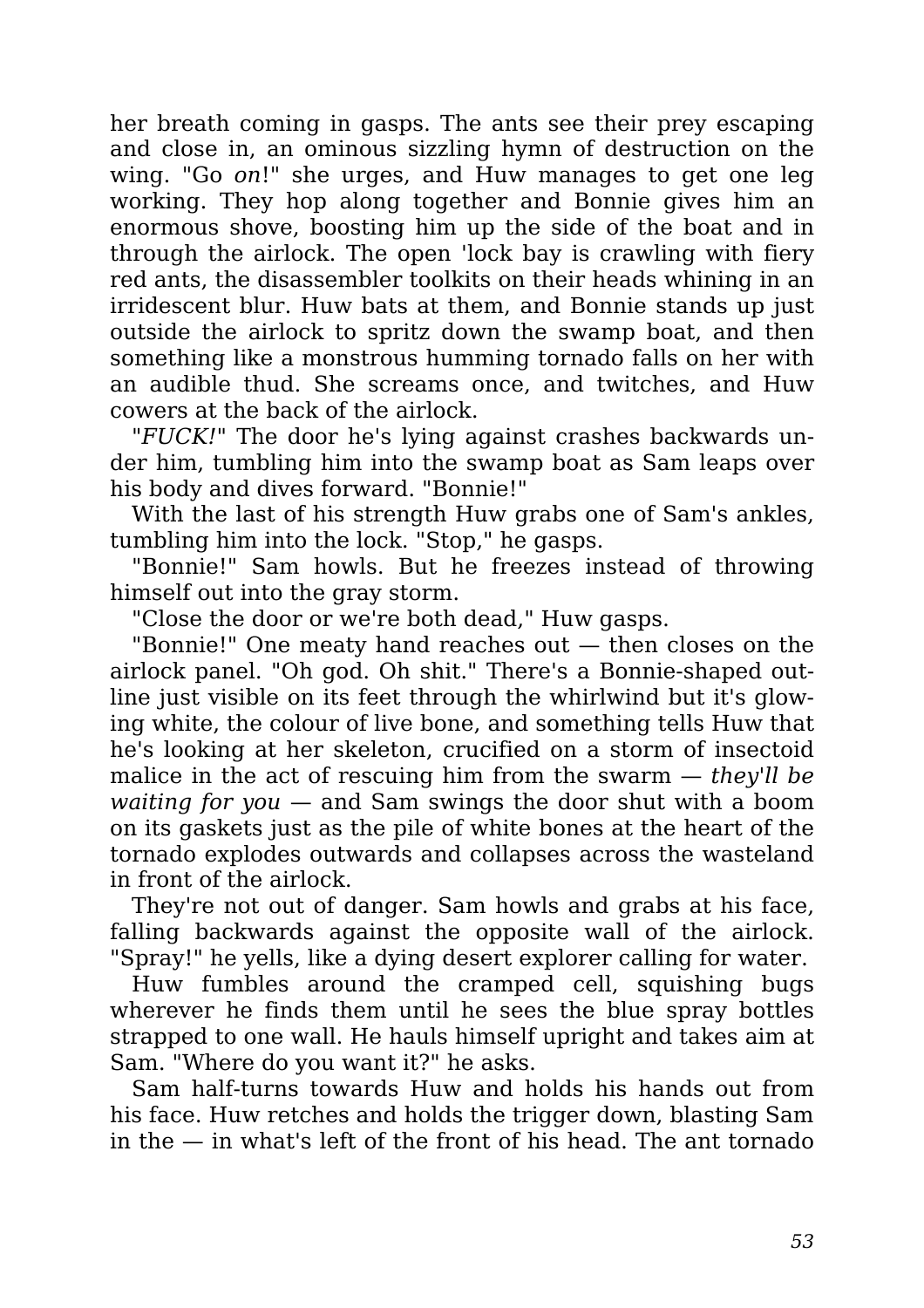her breath coming in gasps. The ants see their prey escaping and close in, an ominous sizzling hymn of destruction on the wing. "Go *on*!" she urges, and Huw manages to get one leg working. They hop along together and Bonnie gives him an enormous shove, boosting him up the side of the boat and in through the airlock. The open 'lock bay is crawling with fiery red ants, the disassembler toolkits on their heads whining in an irridescent blur. Huw bats at them, and Bonnie stands up just outside the airlock to spritz down the swamp boat, and then something like a monstrous humming tornado falls on her with an audible thud. She screams once, and twitches, and Huw cowers at the back of the airlock.

"*FUCK!*" The door he's lying against crashes backwards under him, tumbling him into the swamp boat as Sam leaps over his body and dives forward. "Bonnie!"

With the last of his strength Huw grabs one of Sam's ankles, tumbling him into the lock. "Stop," he gasps.

"Bonnie!" Sam howls. But he freezes instead of throwing himself out into the gray storm.

"Close the door or we're both dead," Huw gasps.

"Bonnie!" One meaty hand reaches out — then closes on the airlock panel. "Oh god. Oh shit." There's a Bonnie-shaped outline just visible on its feet through the whirlwind but it's glowing white, the colour of live bone, and something tells Huw that he's looking at her skeleton, crucified on a storm of insectoid malice in the act of rescuing him from the swarm — *they'll be waiting for you* — and Sam swings the door shut with a boom on its gaskets just as the pile of white bones at the heart of the tornado explodes outwards and collapses across the wasteland in front of the airlock.

They're not out of danger. Sam howls and grabs at his face, falling backwards against the opposite wall of the airlock. "Spray!" he yells, like a dying desert explorer calling for water.

Huw fumbles around the cramped cell, squishing bugs wherever he finds them until he sees the blue spray bottles strapped to one wall. He hauls himself upright and takes aim at Sam. "Where do you want it?" he asks.

Sam half-turns towards Huw and holds his hands out from his face. Huw retches and holds the trigger down, blasting Sam in the — in what's left of the front of his head. The ant tornado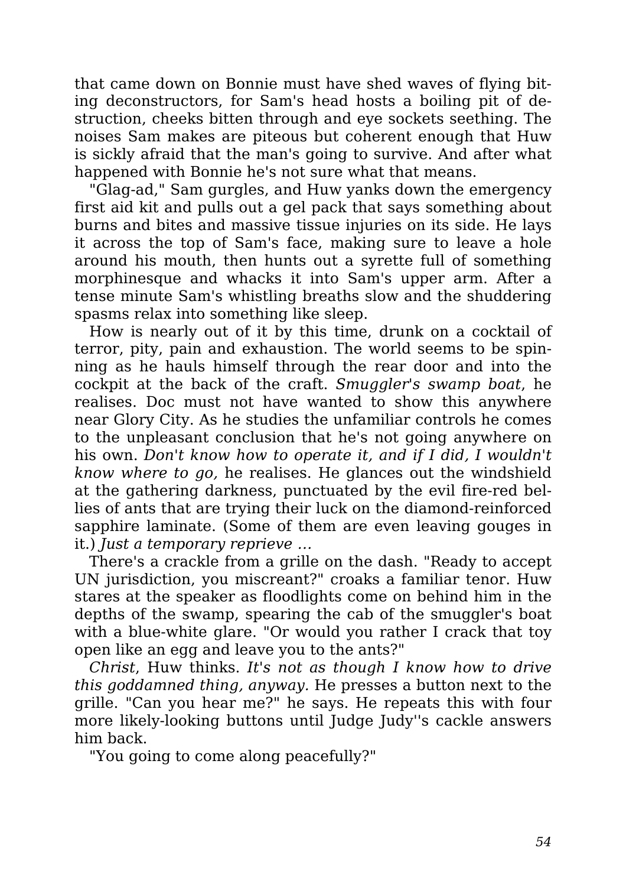that came down on Bonnie must have shed waves of flying biting deconstructors, for Sam's head hosts a boiling pit of destruction, cheeks bitten through and eye sockets seething. The noises Sam makes are piteous but coherent enough that Huw is sickly afraid that the man's going to survive. And after what happened with Bonnie he's not sure what that means.

"Glag-ad," Sam gurgles, and Huw yanks down the emergency first aid kit and pulls out a gel pack that says something about burns and bites and massive tissue injuries on its side. He lays it across the top of Sam's face, making sure to leave a hole around his mouth, then hunts out a syrette full of something morphinesque and whacks it into Sam's upper arm. After a tense minute Sam's whistling breaths slow and the shuddering spasms relax into something like sleep.

How is nearly out of it by this time, drunk on a cocktail of terror, pity, pain and exhaustion. The world seems to be spinning as he hauls himself through the rear door and into the cockpit at the back of the craft. *Smuggler's swamp boat*, he realises. Doc must not have wanted to show this anywhere near Glory City. As he studies the unfamiliar controls he comes to the unpleasant conclusion that he's not going anywhere on his own. *Don't know how to operate it, and if I did, I wouldn't know where to go,* he realises. He glances out the windshield at the gathering darkness, punctuated by the evil fire-red bellies of ants that are trying their luck on the diamond-reinforced sapphire laminate. (Some of them are even leaving gouges in it.) *Just a temporary reprieve ...*

There's a crackle from a grille on the dash. "Ready to accept UN jurisdiction, you miscreant?" croaks a familiar tenor. Huw stares at the speaker as floodlights come on behind him in the depths of the swamp, spearing the cab of the smuggler's boat with a blue-white glare. "Or would you rather I crack that toy open like an egg and leave you to the ants?"

*Christ*, Huw thinks. *It's not as though I know how to drive this goddamned thing, anyway.* He presses a button next to the grille. "Can you hear me?" he says. He repeats this with four more likely-looking buttons until Judge Judy''s cackle answers him back.

"You going to come along peacefully?"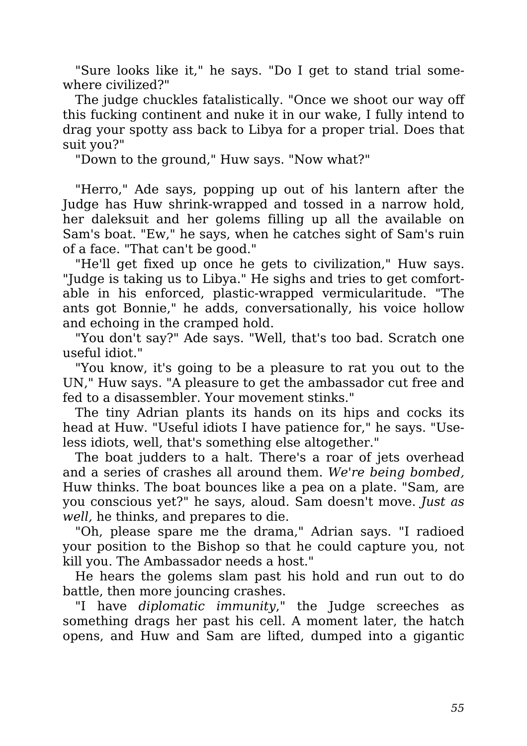"Sure looks like it," he says. "Do I get to stand trial somewhere civilized?"

The judge chuckles fatalistically. "Once we shoot our way off this fucking continent and nuke it in our wake, I fully intend to drag your spotty ass back to Libya for a proper trial. Does that suit you?"

"Down to the ground," Huw says. "Now what?"

"Herro," Ade says, popping up out of his lantern after the Judge has Huw shrink-wrapped and tossed in a narrow hold, her daleksuit and her golems filling up all the available on Sam's boat. "Ew," he says, when he catches sight of Sam's ruin of a face. "That can't be good."

"He'll get fixed up once he gets to civilization," Huw says. "Judge is taking us to Libya." He sighs and tries to get comfortable in his enforced, plastic-wrapped vermicularitude. "The ants got Bonnie," he adds, conversationally, his voice hollow and echoing in the cramped hold.

"You don't say?" Ade says. "Well, that's too bad. Scratch one useful idiot."

"You know, it's going to be a pleasure to rat you out to the UN," Huw says. "A pleasure to get the ambassador cut free and fed to a disassembler. Your movement stinks."

The tiny Adrian plants its hands on its hips and cocks its head at Huw. "Useful idiots I have patience for," he says. "Useless idiots, well, that's something else altogether."

The boat judders to a halt. There's a roar of jets overhead and a series of crashes all around them. *We're being bombed,* Huw thinks. The boat bounces like a pea on a plate. "Sam, are you conscious yet?" he says, aloud. Sam doesn't move. *Just as well,* he thinks, and prepares to die.

"Oh, please spare me the drama," Adrian says. "I radioed your position to the Bishop so that he could capture you, not kill you. The Ambassador needs a host."

He hears the golems slam past his hold and run out to do battle, then more jouncing crashes.

"I have *diplomatic immunity*," the Judge screeches as something drags her past his cell. A moment later, the hatch opens, and Huw and Sam are lifted, dumped into a gigantic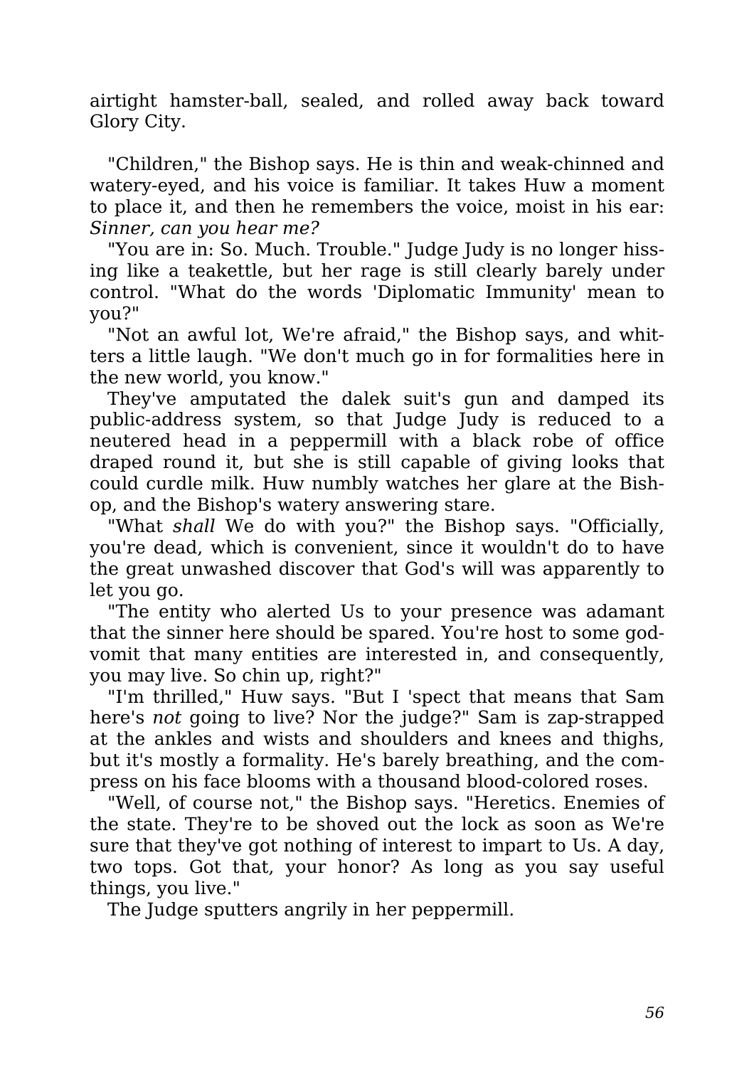airtight hamster-ball, sealed, and rolled away back toward Glory City.

"Children," the Bishop says. He is thin and weak-chinned and watery-eyed, and his voice is familiar. It takes Huw a moment to place it, and then he remembers the voice, moist in his ear: *Sinner, can you hear me?*

"You are in: So. Much. Trouble." Judge Judy is no longer hissing like a teakettle, but her rage is still clearly barely under control. "What do the words 'Diplomatic Immunity' mean to you?"

"Not an awful lot, We're afraid," the Bishop says, and whitters a little laugh. "We don't much go in for formalities here in the new world, you know."

They've amputated the dalek suit's gun and damped its public-address system, so that Judge Judy is reduced to a neutered head in a peppermill with a black robe of office draped round it, but she is still capable of giving looks that could curdle milk. Huw numbly watches her glare at the Bishop, and the Bishop's watery answering stare.

"What *shall* We do with you?" the Bishop says. "Officially, you're dead, which is convenient, since it wouldn't do to have the great unwashed discover that God's will was apparently to let you go.

"The entity who alerted Us to your presence was adamant that the sinner here should be spared. You're host to some god-vomit that many entities are interested in, and consequently, you may live. So chin up, right?"

"I'm thrilled," Huw says. "But I 'spect that means that Sam here's *not* going to live? Nor the judge?" Sam is zap-strapped at the ankles and wists and shoulders and knees and thighs, but it's mostly a formality. He's barely breathing, and the compress on his face blooms with a thousand blood-colored roses.

"Well, of course not," the Bishop says. "Heretics. Enemies of the state. They're to be shoved out the lock as soon as We're sure that they've got nothing of interest to impart to Us. A day, two tops. Got that, your honor? As long as you say useful things, you live."

The Judge sputters angrily in her peppermill.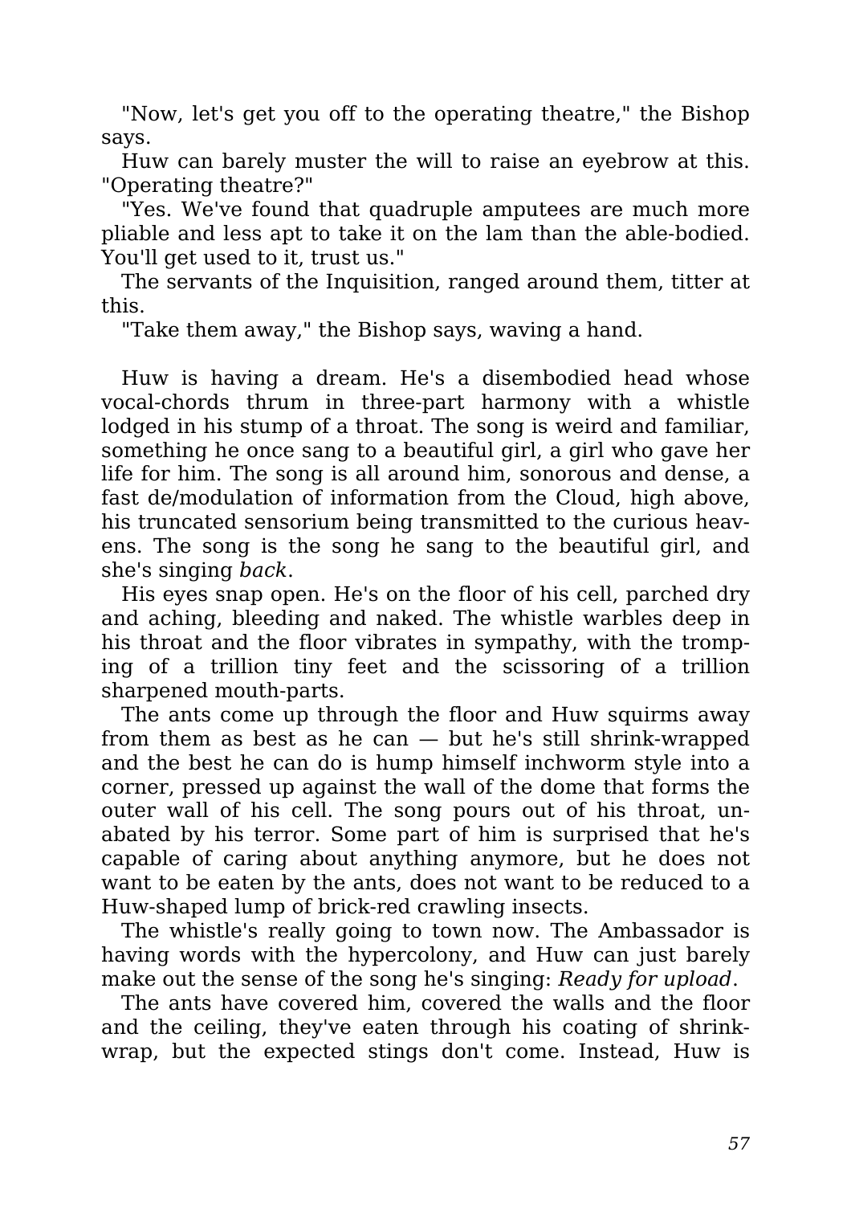"Now, let's get you off to the operating theatre," the Bishop says.

Huw can barely muster the will to raise an eyebrow at this. "Operating theatre?"

"Yes. We've found that quadruple amputees are much more pliable and less apt to take it on the lam than the able-bodied. You'll get used to it, trust us."

The servants of the Inquisition, ranged around them, titter at this.

"Take them away," the Bishop says, waving a hand.

Huw is having a dream. He's a disembodied head whose vocal-chords thrum in three-part harmony with a whistle lodged in his stump of a throat. The song is weird and familiar, something he once sang to a beautiful girl, a girl who gave her life for him. The song is all around him, sonorous and dense, a fast de/modulation of information from the Cloud, high above, his truncated sensorium being transmitted to the curious heavens. The song is the song he sang to the beautiful girl, and she's singing *back*.

His eyes snap open. He's on the floor of his cell, parched dry and aching, bleeding and naked. The whistle warbles deep in his throat and the floor vibrates in sympathy, with the tromping of a trillion tiny feet and the scissoring of a trillion sharpened mouth-parts.

The ants come up through the floor and Huw squirms away from them as best as he can — but he's still shrink-wrapped and the best he can do is hump himself inchworm style into a corner, pressed up against the wall of the dome that forms the outer wall of his cell. The song pours out of his throat, unabated by his terror. Some part of him is surprised that he's capable of caring about anything anymore, but he does not want to be eaten by the ants, does not want to be reduced to a Huw-shaped lump of brick-red crawling insects.

The whistle's really going to town now. The Ambassador is having words with the hypercolony, and Huw can just barely make out the sense of the song he's singing: *Ready for upload*.

The ants have covered him, covered the walls and the floor and the ceiling, they've eaten through his coating of shrink-wrap, but the expected stings don't come. Instead, Huw is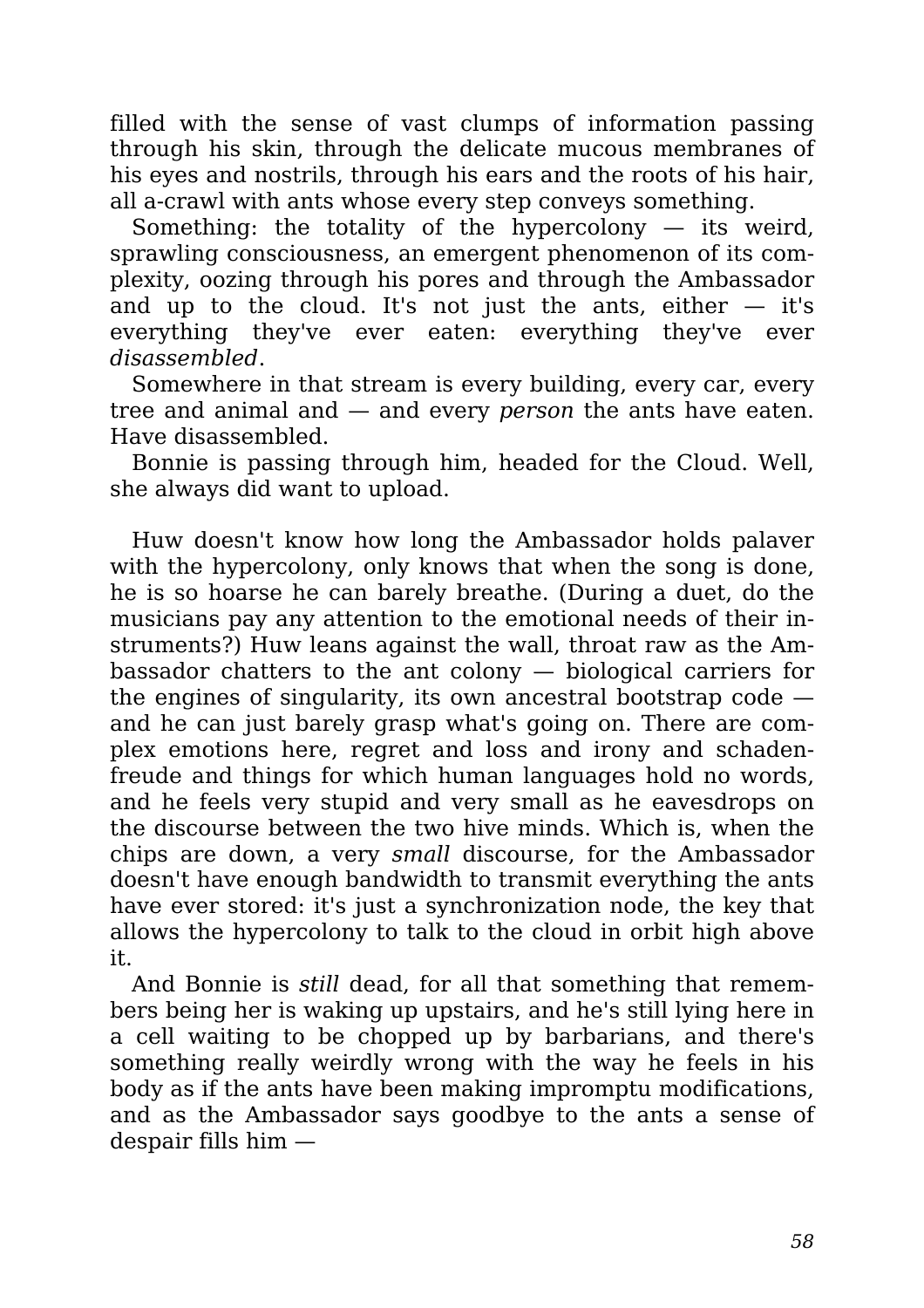filled with the sense of vast clumps of information passing through his skin, through the delicate mucous membranes of his eyes and nostrils, through his ears and the roots of his hair, all a-crawl with ants whose every step conveys something.

Something: the totality of the hypercolony — its weird, sprawling consciousness, an emergent phenomenon of its complexity, oozing through his pores and through the Ambassador and up to the cloud. It's not just the ants, either — it's everything they've ever eaten: everything they've ever *disassembled*.

Somewhere in that stream is every building, every car, every tree and animal and — and every *person* the ants have eaten. Have disassembled.

Bonnie is passing through him, headed for the Cloud. Well, she always did want to upload.

Huw doesn't know how long the Ambassador holds palaver with the hypercolony, only knows that when the song is done, he is so hoarse he can barely breathe. (During a duet, do the musicians pay any attention to the emotional needs of their instruments?) Huw leans against the wall, throat raw as the Ambassador chatters to the ant colony — biological carriers for the engines of singularity, its own ancestral bootstrap code — and he can just barely grasp what's going on. There are complex emotions here, regret and loss and irony and schadenfreude and things for which human languages hold no words, and he feels very stupid and very small as he eavesdrops on the discourse between the two hive minds. Which is, when the chips are down, a very *small* discourse, for the Ambassador doesn't have enough bandwidth to transmit everything the ants have ever stored: it's just a synchronization node, the key that allows the hypercolony to talk to the cloud in orbit high above it.

And Bonnie is *still* dead, for all that something that remembers being her is waking up upstairs, and he's still lying here in a cell waiting to be chopped up by barbarians, and there's something really weirdly wrong with the way he feels in his body as if the ants have been making impromptu modifications, and as the Ambassador says goodbye to the ants a sense of despair fills him —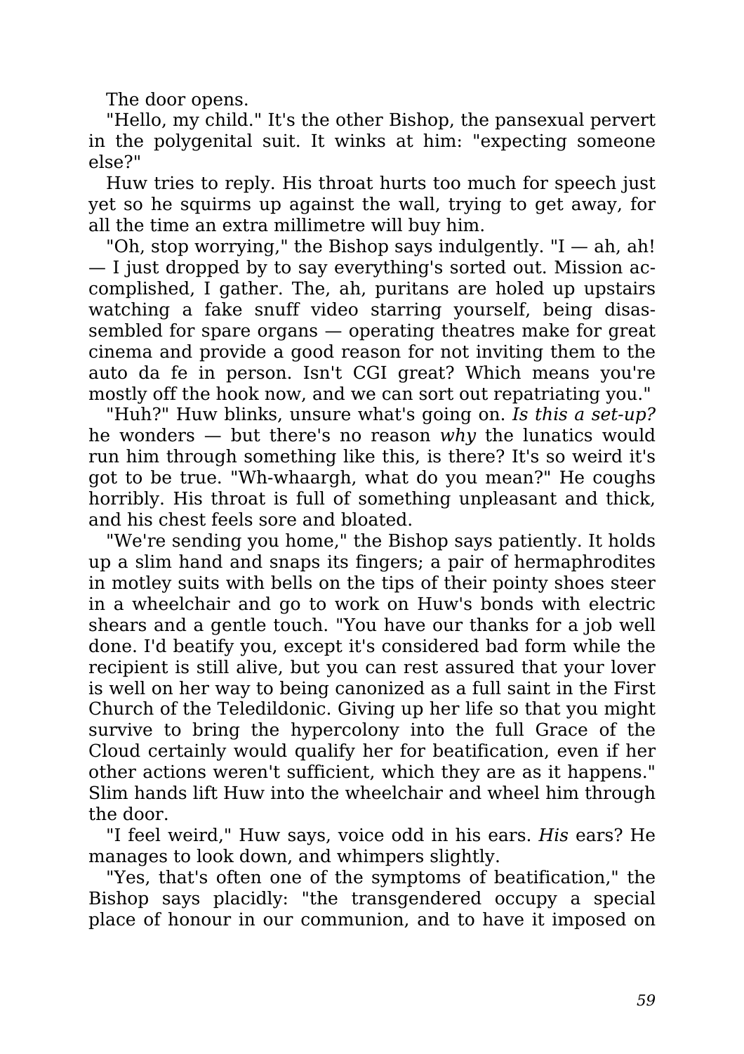The door opens.

"Hello, my child." It's the other Bishop, the pansexual pervert in the polygenital suit. It winks at him: "expecting someone else?"

Huw tries to reply. His throat hurts too much for speech just yet so he squirms up against the wall, trying to get away, for all the time an extra millimetre will buy him.

"Oh, stop worrying," the Bishop says indulgently. "I — ah, ah! — I just dropped by to say everything's sorted out. Mission accomplished, I gather. The, ah, puritans are holed up upstairs watching a fake snuff video starring yourself, being disassembled for spare organs — operating theatres make for great cinema and provide a good reason for not inviting them to the auto da fe in person. Isn't CGI great? Which means you're mostly off the hook now, and we can sort out repatriating you."

"Huh?" Huw blinks, unsure what's going on. *Is this a set-up?* he wonders — but there's no reason *why* the lunatics would run him through something like this, is there? It's so weird it's got to be true. "Wh-whaargh, what do you mean?" He coughs horribly. His throat is full of something unpleasant and thick, and his chest feels sore and bloated.

"We're sending you home," the Bishop says patiently. It holds up a slim hand and snaps its fingers; a pair of hermaphrodites in motley suits with bells on the tips of their pointy shoes steer in a wheelchair and go to work on Huw's bonds with electric shears and a gentle touch. "You have our thanks for a job well done. I'd beatify you, except it's considered bad form while the recipient is still alive, but you can rest assured that your lover is well on her way to being canonized as a full saint in the First Church of the Teledildonic. Giving up her life so that you might survive to bring the hypercolony into the full Grace of the Cloud certainly would qualify her for beatification, even if her other actions weren't sufficient, which they are as it happens." Slim hands lift Huw into the wheelchair and wheel him through the door.

"I feel weird," Huw says, voice odd in his ears. *His* ears? He manages to look down, and whimpers slightly.

"Yes, that's often one of the symptoms of beatification," the Bishop says placidly: "the transgendered occupy a special place of honour in our communion, and to have it imposed on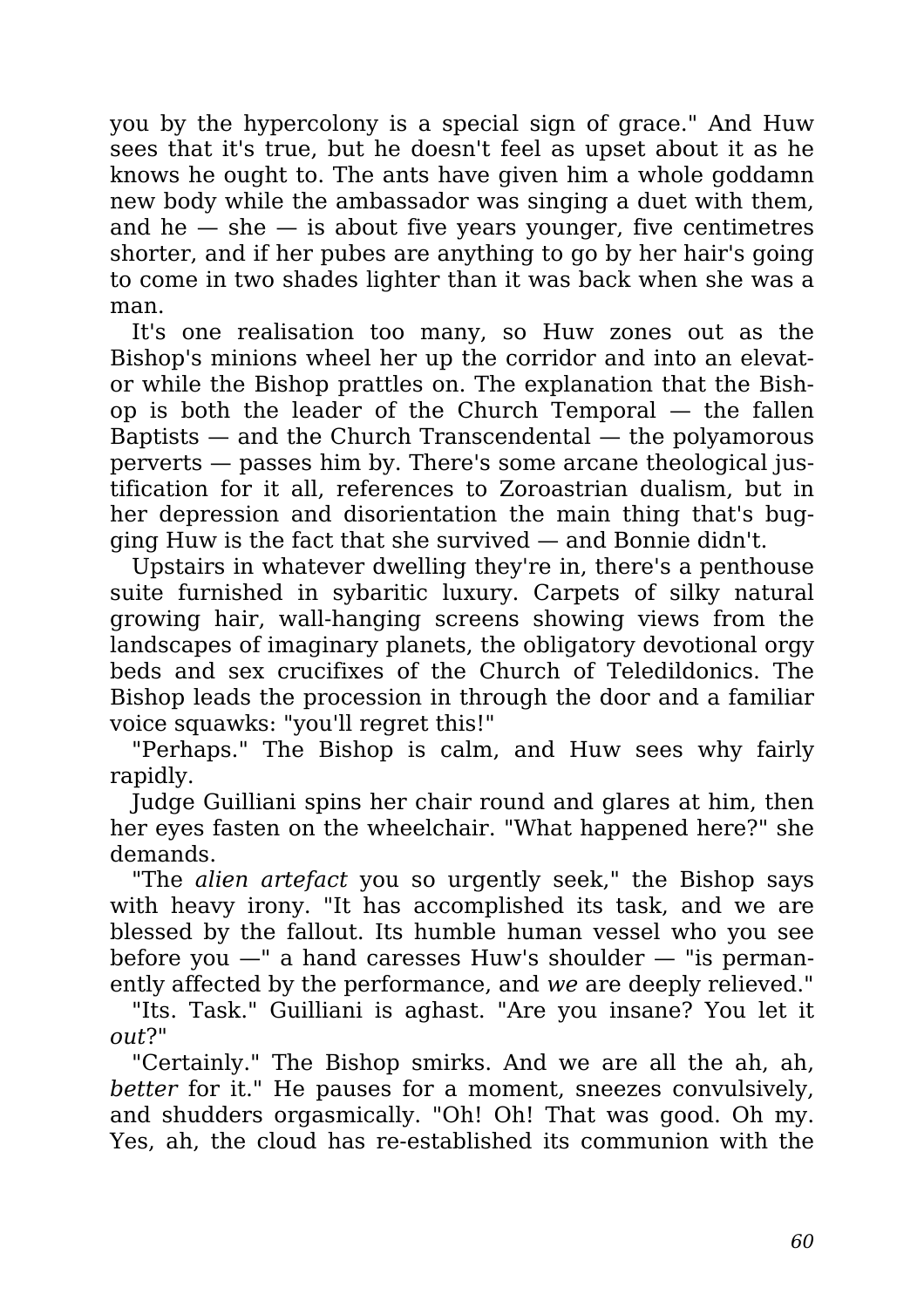you by the hypercolony is a special sign of grace." And Huw sees that it's true, but he doesn't feel as upset about it as he knows he ought to. The ants have given him a whole goddamn new body while the ambassador was singing a duet with them, and he — she — is about five years younger, five centimetres shorter, and if her pubes are anything to go by her hair's going to come in two shades lighter than it was back when she was a man.

It's one realisation too many, so Huw zones out as the Bishop's minions wheel her up the corridor and into an elevator while the Bishop prattles on. The explanation that the Bishop is both the leader of the Church Temporal — the fallen Baptists — and the Church Transcendental — the polyamorous perverts — passes him by. There's some arcane theological justification for it all, references to Zoroastrian dualism, but in her depression and disorientation the main thing that's bugging Huw is the fact that she survived — and Bonnie didn't.

Upstairs in whatever dwelling they're in, there's a penthouse suite furnished in sybaritic luxury. Carpets of silky natural growing hair, wall-hanging screens showing views from the landscapes of imaginary planets, the obligatory devotional orgy beds and sex crucifixes of the Church of Teledildonics. The Bishop leads the procession in through the door and a familiar voice squawks: "you'll regret this!"

"Perhaps." The Bishop is calm, and Huw sees why fairly rapidly.

Judge Guilliani spins her chair round and glares at him, then her eyes fasten on the wheelchair. "What happened here?" she demands.

"The *alien artefact* you so urgently seek," the Bishop says with heavy irony. "It has accomplished its task, and we are blessed by the fallout. Its humble human vessel who you see before you —" a hand caresses Huw's shoulder — "is permanently affected by the performance, and *we* are deeply relieved."

"Its. Task." Guilliani is aghast. "Are you insane? You let it *out*?"

"Certainly." The Bishop smirks. And we are all the ah, ah, *better* for it." He pauses for a moment, sneezes convulsively, and shudders orgasmically. "Oh! Oh! That was good. Oh my. Yes, ah, the cloud has re-established its communion with the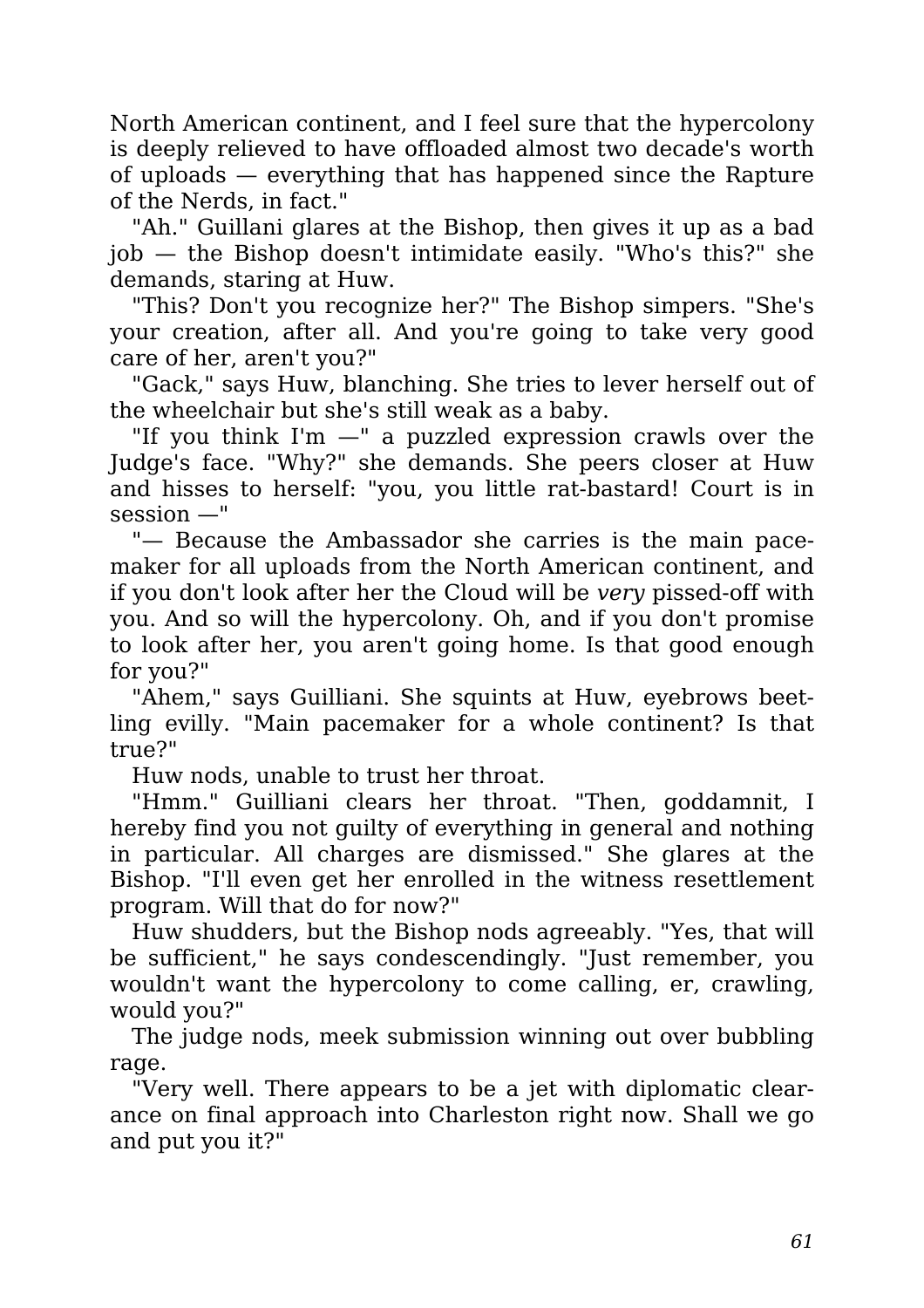North American continent, and I feel sure that the hypercolony is deeply relieved to have offloaded almost two decade's worth of uploads — everything that has happened since the Rapture of the Nerds, in fact."

"Ah." Guillani glares at the Bishop, then gives it up as a bad job — the Bishop doesn't intimidate easily. "Who's this?" she demands, staring at Huw.

"This? Don't you recognize her?" The Bishop simpers. "She's your creation, after all. And you're going to take very good care of her, aren't you?"

"Gack," says Huw, blanching. She tries to lever herself out of the wheelchair but she's still weak as a baby.

"If you think I'm —" a puzzled expression crawls over the Judge's face. "Why?" she demands. She peers closer at Huw and hisses to herself: "you, you little rat-bastard! Court is in session —"

"— Because the Ambassador she carries is the main pacemaker for all uploads from the North American continent, and if you don't look after her the Cloud will be *very* pissed-off with you. And so will the hypercolony. Oh, and if you don't promise to look after her, you aren't going home. Is that good enough for you?"

"Ahem," says Guilliani. She squints at Huw, eyebrows beetling evilly. "Main pacemaker for a whole continent? Is that true?"

Huw nods, unable to trust her throat.

"Hmm." Guilliani clears her throat. "Then, goddamnit, I hereby find you not guilty of everything in general and nothing in particular. All charges are dismissed." She glares at the Bishop. "I'll even get her enrolled in the witness resettlement program. Will that do for now?"

Huw shudders, but the Bishop nods agreeably. "Yes, that will be sufficient," he says condescendingly. "Just remember, you wouldn't want the hypercolony to come calling, er, crawling, would you?"

The judge nods, meek submission winning out over bubbling rage.

"Very well. There appears to be a jet with diplomatic clearance on final approach into Charleston right now. Shall we go and put you it?"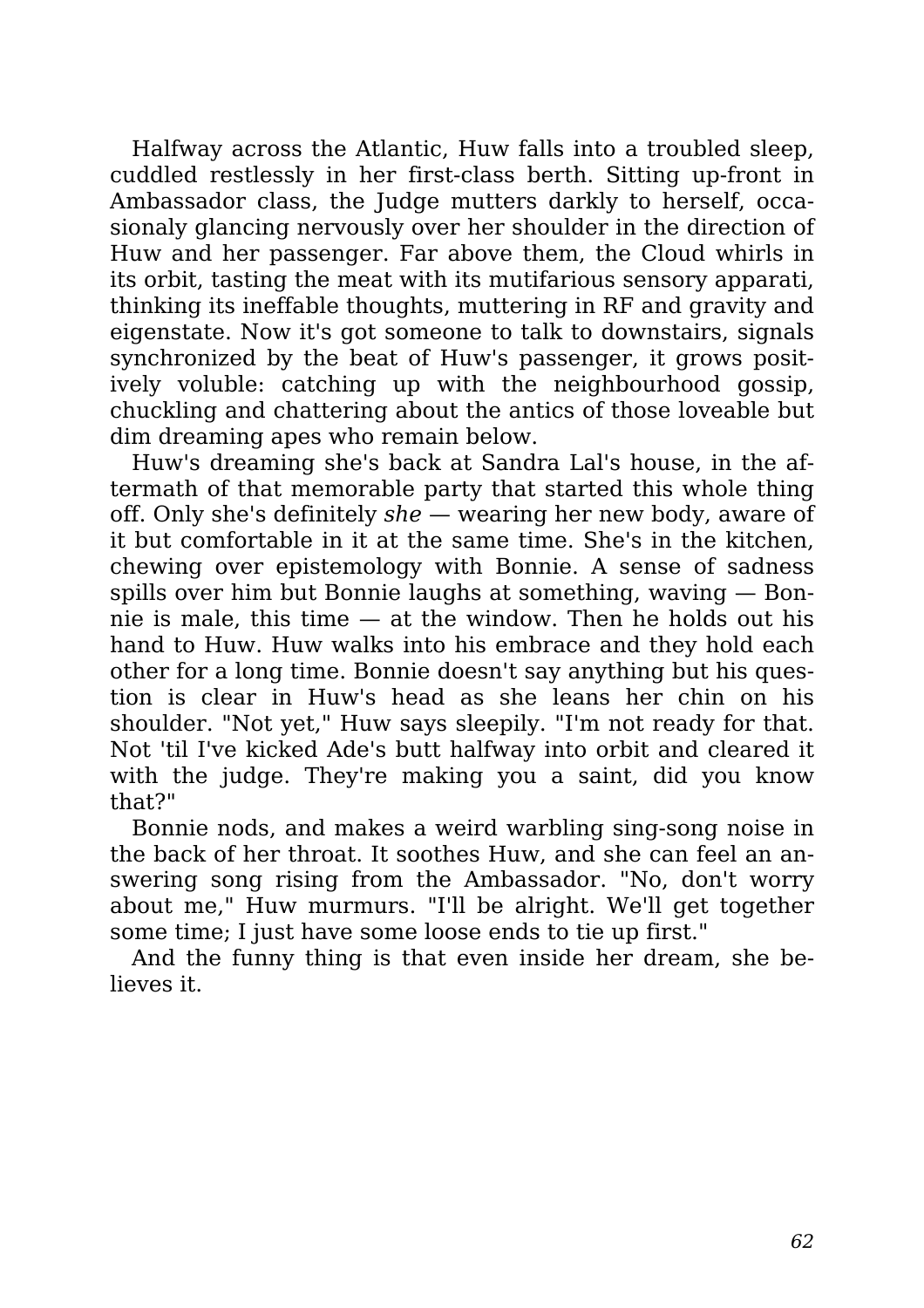Halfway across the Atlantic, Huw falls into a troubled sleep, cuddled restlessly in her first-class berth. Sitting up-front in Ambassador class, the Judge mutters darkly to herself, occasionaly glancing nervously over her shoulder in the direction of Huw and her passenger. Far above them, the Cloud whirls in its orbit, tasting the meat with its mutifarious sensory apparati, thinking its ineffable thoughts, muttering in RF and gravity and eigenstate. Now it's got someone to talk to downstairs, signals synchronized by the beat of Huw's passenger, it grows positively voluble: catching up with the neighbourhood gossip, chuckling and chattering about the antics of those loveable but dim dreaming apes who remain below.

Huw's dreaming she's back at Sandra Lal's house, in the aftermath of that memorable party that started this whole thing off. Only she's definitely *she* — wearing her new body, aware of it but comfortable in it at the same time. She's in the kitchen, chewing over epistemology with Bonnie. A sense of sadness spills over him but Bonnie laughs at something, waving — Bonnie is male, this time — at the window. Then he holds out his hand to Huw. Huw walks into his embrace and they hold each other for a long time. Bonnie doesn't say anything but his question is clear in Huw's head as she leans her chin on his shoulder. "Not yet," Huw says sleepily. "I'm not ready for that. Not 'til I've kicked Ade's butt halfway into orbit and cleared it with the judge. They're making you a saint, did you know that?"

Bonnie nods, and makes a weird warbling sing-song noise in the back of her throat. It soothes Huw, and she can feel an answering song rising from the Ambassador. "No, don't worry about me," Huw murmurs. "I'll be alright. We'll get together some time; I just have some loose ends to tie up first."

And the funny thing is that even inside her dream, she believes it.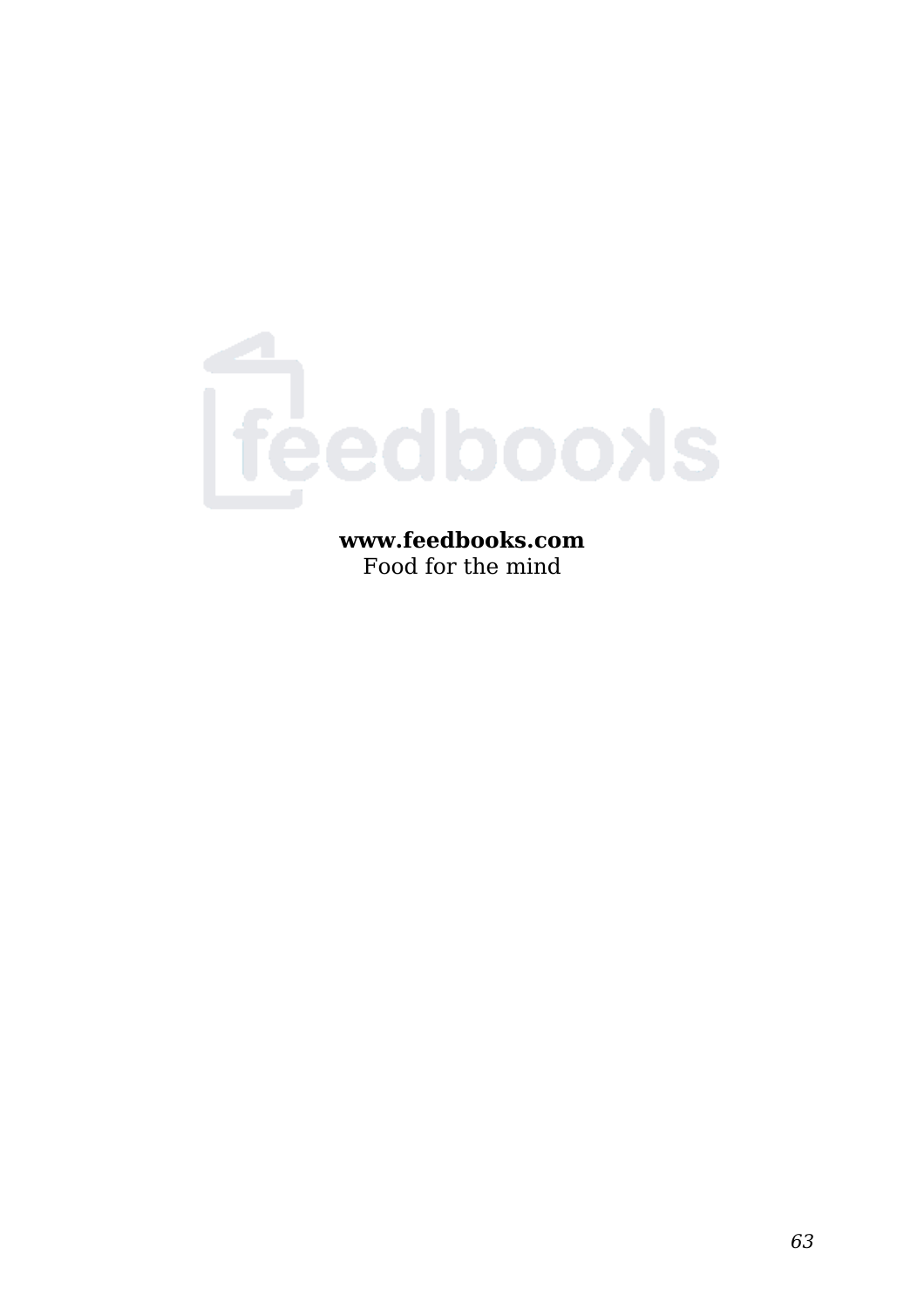**www.feedbooks.com**
Food for the mind